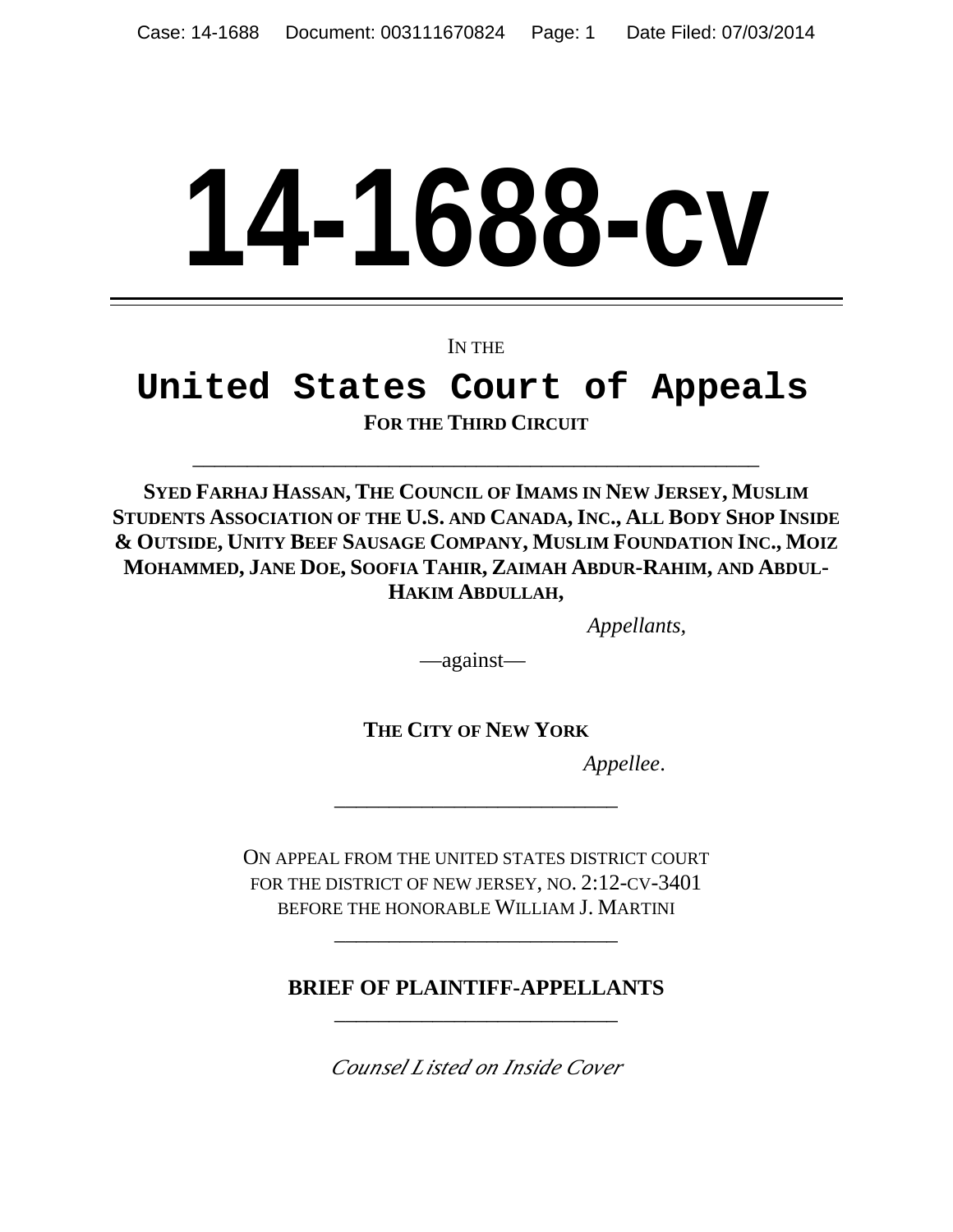# 14-1688-CV

IN THE

## United States Court of Appeals

**FOR THE THIRD CIRCUIT**

---

**SYED FARHAJ HASSAN, THE COUNCIL OF IMAMS IN NEW JERSEY, MUSLIM STUDENTS ASSOCIATION OF THE U.S. AND CANADA, INC., ALL BODY SHOP INSIDE & OUTSIDE, UNITY BEEF SAUSAGE COMPANY, MUSLIM FOUNDATION INC., MOIZ MOHAMMED, JANE DOE, SOOFIA TAHIR, ZAIMAH ABDUR-RAHIM, AND ABDUL-HAKIM ABDULLAH,**

*Appellants,*

—against—

**THE CITY OF NEW YORK**

*Appellee.*

---

ON APPEAL FROM THE UNITED STATES DISTRICT COURT FOR THE DISTRICT OF NEW JERSEY, NO. 2:12-CV-3401 BEFORE THE HONORABLE WILLIAM J. MARTINI

---

**BRIEF OF PLAINTIFF-APPELLANTS**

---

*Counsel Listed on Inside Cover*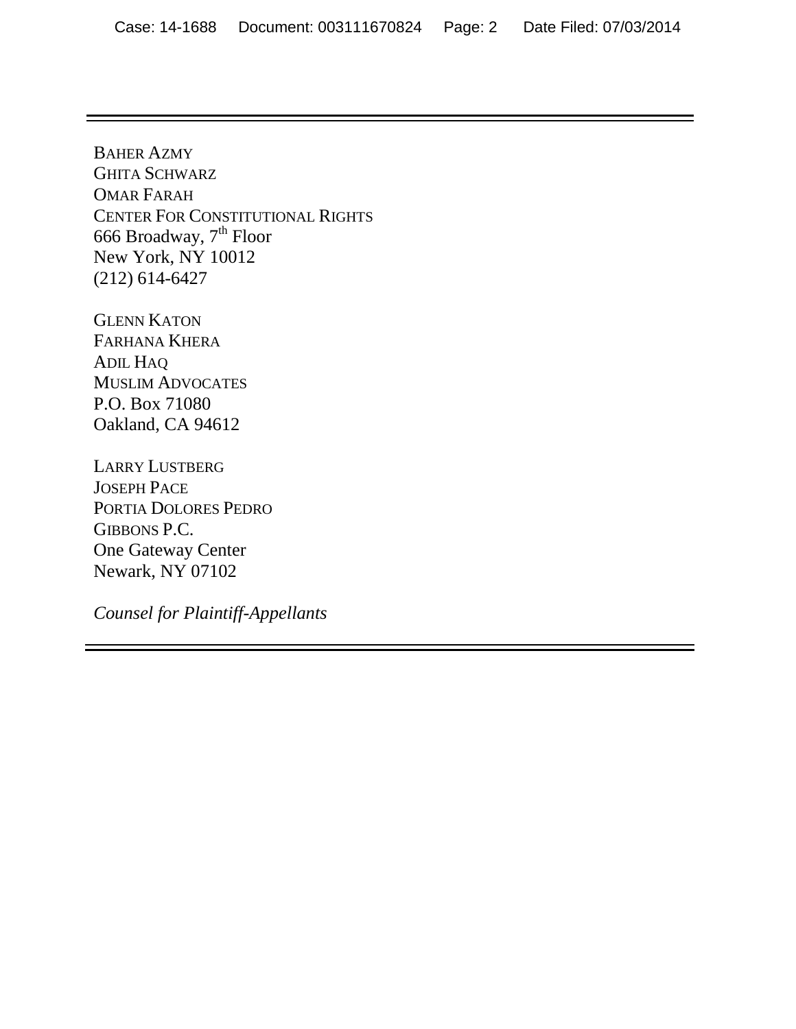BAHER AZMY
GHITA SCHWARZ
OMAR FARAH
CENTER FOR CONSTITUTIONAL RIGHTS
666 Broadway, 7th Floor
New York, NY 10012
(212) 614-6427

GLENN KATON
FARHANA KHERA
ADIL HAQ
MUSLIM ADVOCATES
P.O. Box 71080
Oakland, CA 94612

LARRY LUSTBERG
JOSEPH PACE
PORTIA DOLORES PEDRO
GIBBONS P.C.
One Gateway Center
Newark, NY 07102

*Counsel for Plaintiff-Appellants*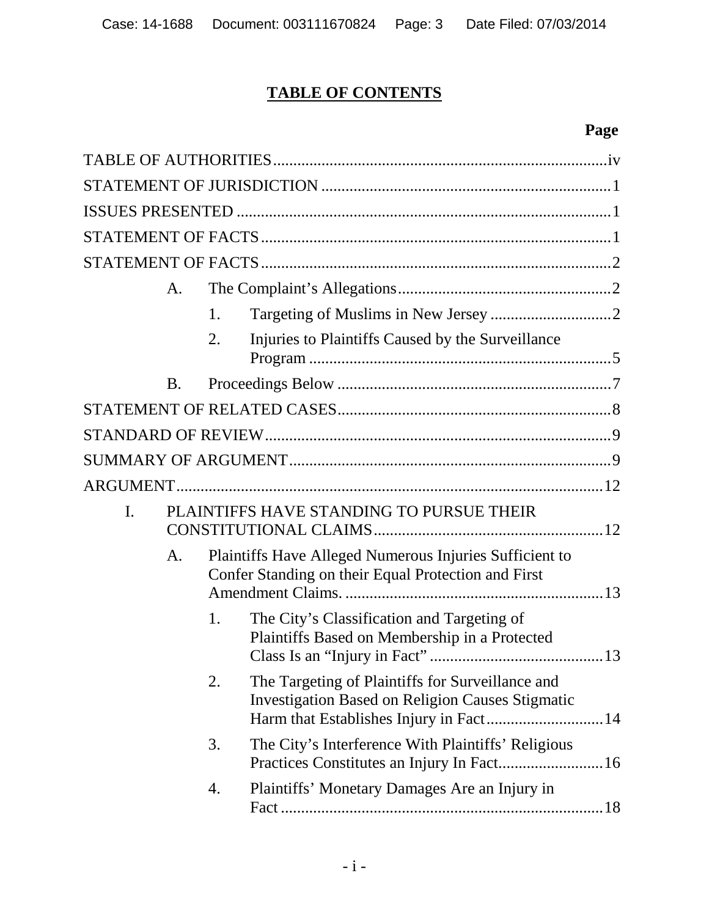# TABLE OF CONTENTS

**Page**

TABLE OF AUTHORITIES.....iv

STATEMENT OF JURISDICTION.....1

ISSUES PRESENTED.....1

STATEMENT OF FACTS.....1

STATEMENT OF FACTS.....2

- A. The Complaint's Allegations.....2
  - 1. Targeting of Muslims in New Jersey.....2
  - 2. Injuries to Plaintiffs Caused by the Surveillance Program.....5
- B. Proceedings Below.....7

STATEMENT OF RELATED CASES.....8

STANDARD OF REVIEW.....9

SUMMARY OF ARGUMENT.....9

ARGUMENT.....12

- I. PLAINTIFFS HAVE STANDING TO PURSUE THEIR CONSTITUTIONAL CLAIMS.....12
  - A. Plaintiffs Have Alleged Numerous Injuries Sufficient to Confer Standing on their Equal Protection and First Amendment Claims.....13
    - 1. The City's Classification and Targeting of Plaintiffs Based on Membership in a Protected Class Is an "Injury in Fact".....13
    - 2. The Targeting of Plaintiffs for Surveillance and Investigation Based on Religion Causes Stigmatic Harm that Establishes Injury in Fact.....14
    - 3. The City's Interference With Plaintiffs' Religious Practices Constitutes an Injury In Fact.....16
    - 4. Plaintiffs' Monetary Damages Are an Injury in Fact.....18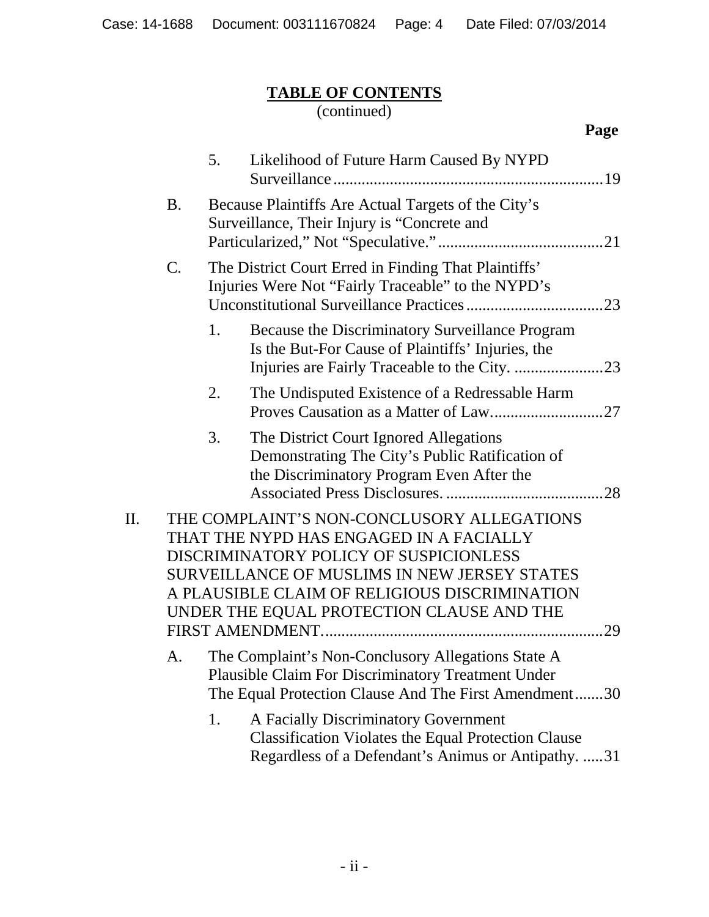**TABLE OF CONTENTS**
(continued)

**Page**

5. Likelihood of Future Harm Caused By NYPD Surveillance ....... 19

B. Because Plaintiffs Are Actual Targets of the City's Surveillance, Their Injury is "Concrete and Particularized," Not "Speculative." ....... 21

C. The District Court Erred in Finding That Plaintiffs' Injuries Were Not "Fairly Traceable" to the NYPD's Unconstitutional Surveillance Practices ....... 23

1. Because the Discriminatory Surveillance Program Is the But-For Cause of Plaintiffs' Injuries, the Injuries are Fairly Traceable to the City. ....... 23

2. The Undisputed Existence of a Redressable Harm Proves Causation as a Matter of Law. ....... 27

3. The District Court Ignored Allegations Demonstrating The City's Public Ratification of the Discriminatory Program Even After the Associated Press Disclosures. ....... 28

II. THE COMPLAINT'S NON-CONCLUSORY ALLEGATIONS THAT THE NYPD HAS ENGAGED IN A FACIALLY DISCRIMINATORY POLICY OF SUSPICIONLESS SURVEILLANCE OF MUSLIMS IN NEW JERSEY STATES A PLAUSIBLE CLAIM OF RELIGIOUS DISCRIMINATION UNDER THE EQUAL PROTECTION CLAUSE AND THE FIRST AMENDMENT. ....... 29

A. The Complaint's Non-Conclusory Allegations State A Plausible Claim For Discriminatory Treatment Under The Equal Protection Clause And The First Amendment ....... 30

1. A Facially Discriminatory Government Classification Violates the Equal Protection Clause Regardless of a Defendant's Animus or Antipathy. ....... 31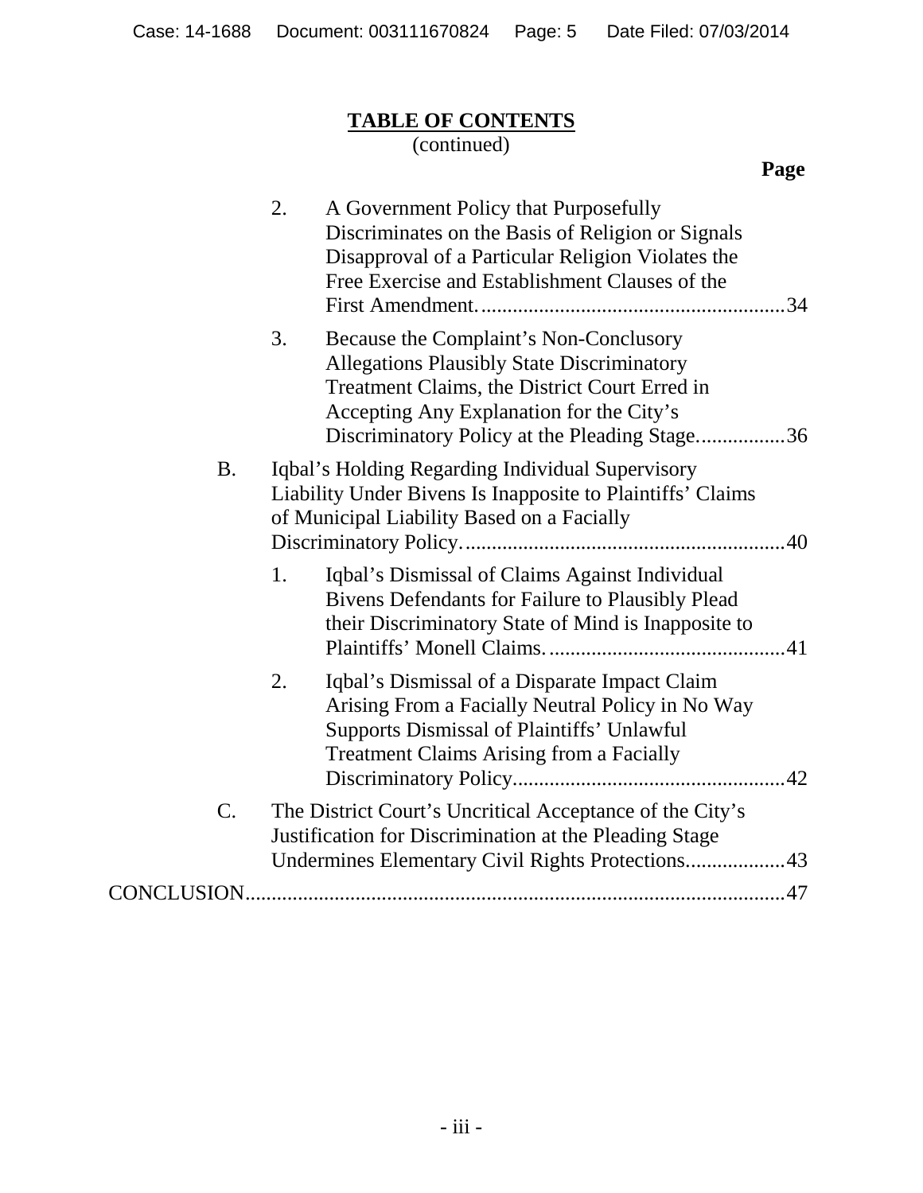**TABLE OF CONTENTS**
(continued)

**Page**

2. A Government Policy that Purposefully Discriminates on the Basis of Religion or Signals Disapproval of a Particular Religion Violates the Free Exercise and Establishment Clauses of the First Amendment. .......................................................... 34

3. Because the Complaint's Non-Conclusory Allegations Plausibly State Discriminatory Treatment Claims, the District Court Erred in Accepting Any Explanation for the City's Discriminatory Policy at the Pleading Stage. ................ 36

B. Iqbal's Holding Regarding Individual Supervisory Liability Under Bivens Is Inapposite to Plaintiffs' Claims of Municipal Liability Based on a Facially Discriminatory Policy. ............................................................ 40

1. Iqbal's Dismissal of Claims Against Individual Bivens Defendants for Failure to Plausibly Plead their Discriminatory State of Mind is Inapposite to Plaintiffs' Monell Claims. ............................................. 41

2. Iqbal's Dismissal of a Disparate Impact Claim Arising From a Facially Neutral Policy in No Way Supports Dismissal of Plaintiffs' Unlawful Treatment Claims Arising from a Facially Discriminatory Policy. .................................................. 42

C. The District Court's Uncritical Acceptance of the City's Justification for Discrimination at the Pleading Stage Undermines Elementary Civil Rights Protections. .................. 43

CONCLUSION ....................................................................................... 47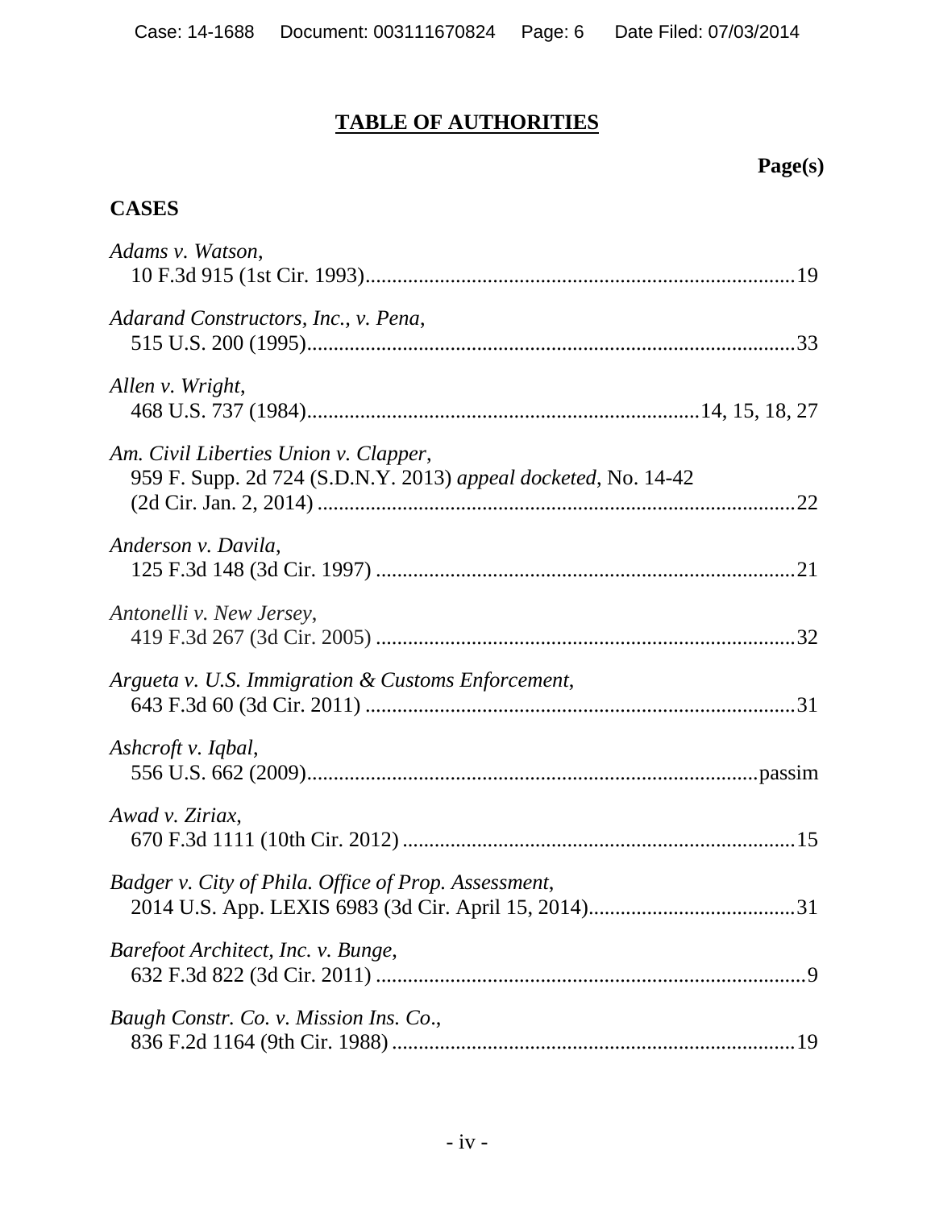## TABLE OF AUTHORITIES

**Page(s)**

### CASES

*Adams v. Watson*,
10 F.3d 915 (1st Cir. 1993)................................................................................19

*Adarand Constructors, Inc., v. Pena*,
515 U.S. 200 (1995)...........................................................................................33

*Allen v. Wright*,
468 U.S. 737 (1984).........................................................................14, 15, 18, 27

*Am. Civil Liberties Union v. Clapper*,
959 F. Supp. 2d 724 (S.D.N.Y. 2013) *appeal docketed*, No. 14-42
(2d Cir. Jan. 2, 2014) .........................................................................................22

*Anderson v. Davila*,
125 F.3d 148 (3d Cir. 1997) ...............................................................................21

*Antonelli v. New Jersey*,
419 F.3d 267 (3d Cir. 2005) ...............................................................................32

*Argueta v. U.S. Immigration & Customs Enforcement*,
643 F.3d 60 (3d Cir. 2011) .................................................................................31

*Ashcroft v. Iqbal*,
556 U.S. 662 (2009)......................................................................................passim

*Awad v. Ziriax*,
670 F.3d 1111 (10th Cir. 2012) .........................................................................15

*Badger v. City of Phila. Office of Prop. Assessment*,
2014 U.S. App. LEXIS 6983 (3d Cir. April 15, 2014).......................................31

*Barefoot Architect, Inc. v. Bunge*,
632 F.3d 822 (3d Cir. 2011) .................................................................................9

*Baugh Constr. Co. v. Mission Ins. Co.*,
836 F.2d 1164 (9th Cir. 1988) ............................................................................19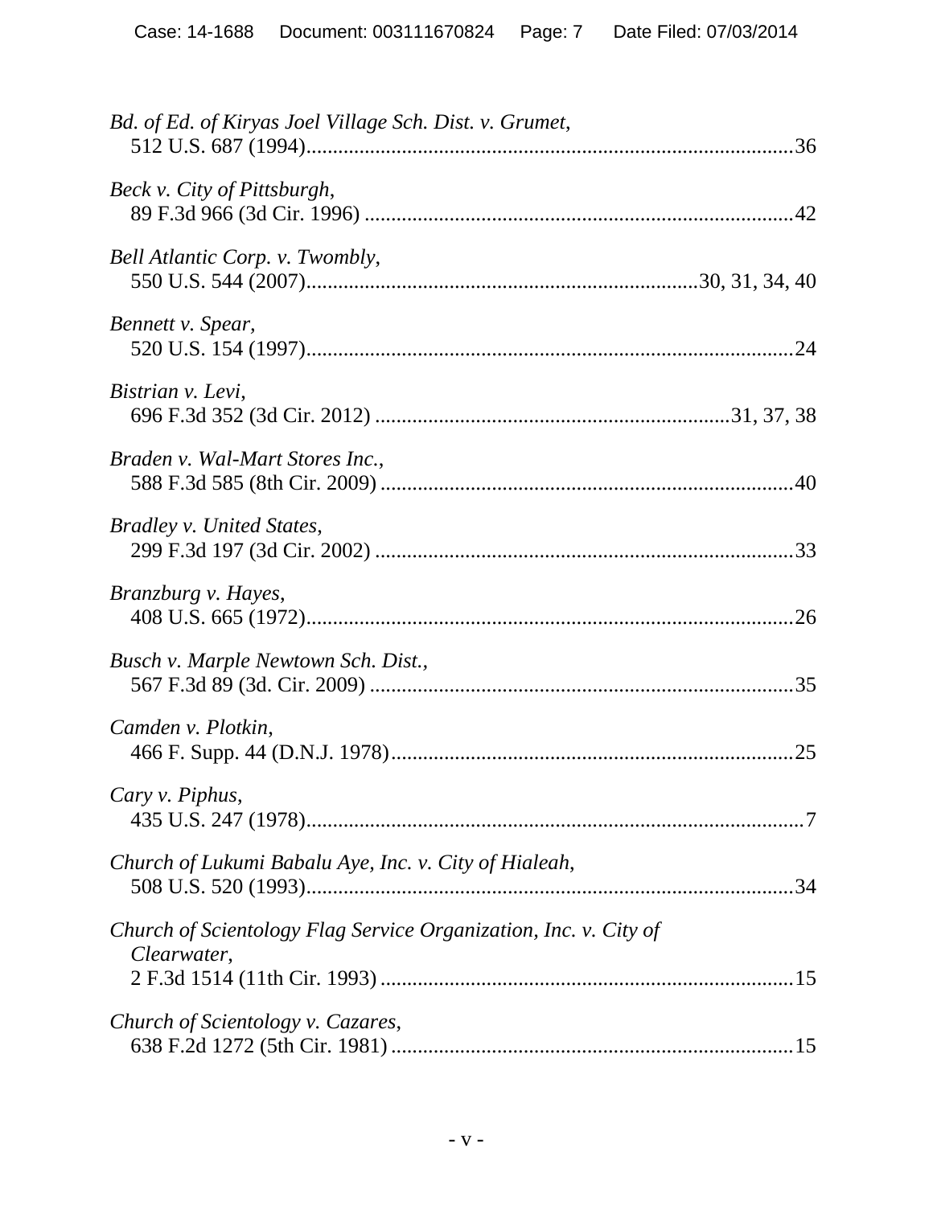*Bd. of Ed. of Kiryas Joel Village Sch. Dist. v. Grumet*,
512 U.S. 687 (1994)..........................................................................................36

*Beck v. City of Pittsburgh*,
89 F.3d 966 (3d Cir. 1996) ................................................................................42

*Bell Atlantic Corp. v. Twombly*,
550 U.S. 544 (2007)........................................................................30, 31, 34, 40

*Bennett v. Spear*,
520 U.S. 154 (1997)..........................................................................................24

*Bistrian v. Levi*,
696 F.3d 352 (3d Cir. 2012) ..............................................................31, 37, 38

*Braden v. Wal-Mart Stores Inc.*,
588 F.3d 585 (8th Cir. 2009) ............................................................................40

*Bradley v. United States*,
299 F.3d 197 (3d Cir. 2002) .............................................................................33

*Branzburg v. Hayes*,
408 U.S. 665 (1972)..........................................................................................26

*Busch v. Marple Newtown Sch. Dist.*,
567 F.3d 89 (3d. Cir. 2009) ..............................................................................35

*Camden v. Plotkin*,
466 F. Supp. 44 (D.N.J. 1978)..........................................................................25

*Cary v. Piphus*,
435 U.S. 247 (1978)............................................................................................7

*Church of Lukumi Babalu Aye, Inc. v. City of Hialeah*,
508 U.S. 520 (1993)..........................................................................................34

*Church of Scientology Flag Service Organization, Inc. v. City of Clearwater*,
2 F.3d 1514 (11th Cir. 1993) ............................................................................15

*Church of Scientology v. Cazares*,
638 F.2d 1272 (5th Cir. 1981) ..........................................................................15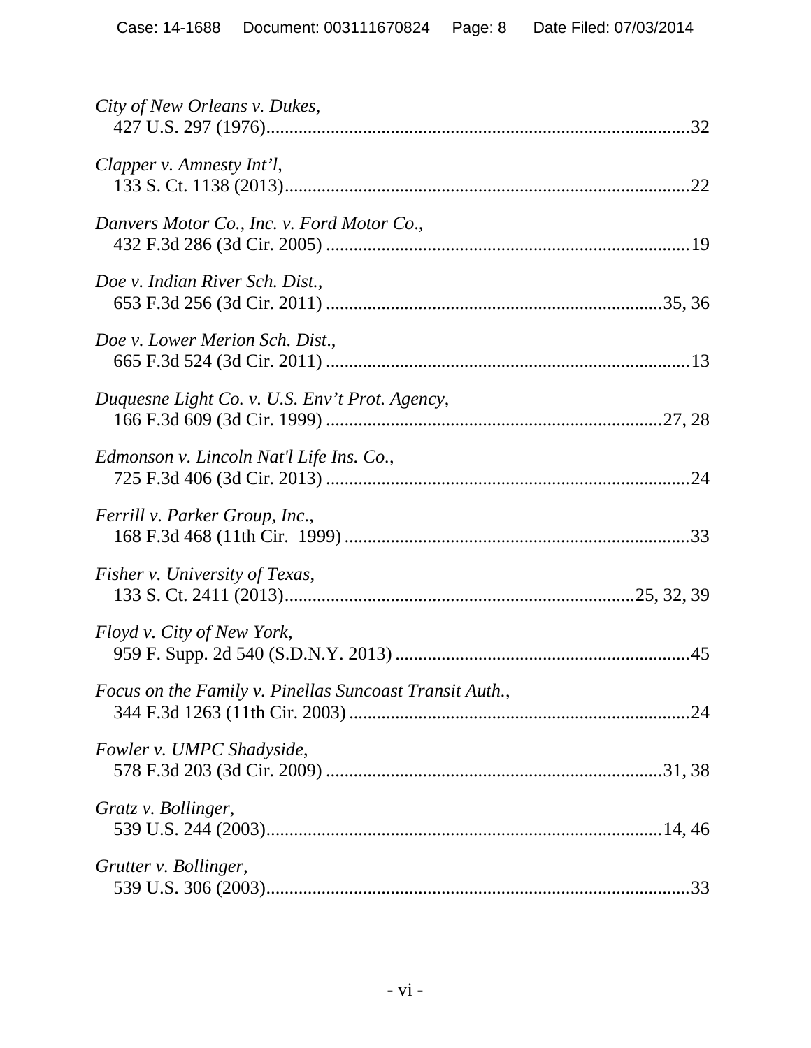*City of New Orleans v. Dukes*,
427 U.S. 297 (1976)..........................................................................................32

*Clapper v. Amnesty Int'l*,
133 S. Ct. 1138 (2013)......................................................................................22

*Danvers Motor Co., Inc. v. Ford Motor Co*.,
432 F.3d 286 (3d Cir. 2005) .............................................................................19

*Doe v. Indian River Sch. Dist.*,
653 F.3d 256 (3d Cir. 2011) .......................................................................35, 36

*Doe v. Lower Merion Sch. Dist*.,
665 F.3d 524 (3d Cir. 2011) ............................................................................13

*Duquesne Light Co. v. U.S. Env't Prot. Agency*,
166 F.3d 609 (3d Cir. 1999) ........................................................................27, 28

*Edmonson v. Lincoln Nat'l Life Ins. Co.*,
725 F.3d 406 (3d Cir. 2013) ............................................................................24

*Ferrill v. Parker Group, Inc*.,
168 F.3d 468 (11th Cir. 1999) ........................................................................33

*Fisher v. University of Texas*,
133 S. Ct. 2411 (2013).......................................................................25, 32, 39

*Floyd v. City of New York*,
959 F. Supp. 2d 540 (S.D.N.Y. 2013) ..............................................................45

*Focus on the Family v. Pinellas Suncoast Transit Auth.*,
344 F.3d 1263 (11th Cir. 2003) .......................................................................24

*Fowler v. UMPC Shadyside*,
578 F.3d 203 (3d Cir. 2009) ........................................................................31, 38

*Gratz v. Bollinger*,
539 U.S. 244 (2003).....................................................................................14, 46

*Grutter v. Bollinger*,
539 U.S. 306 (2003)..........................................................................................33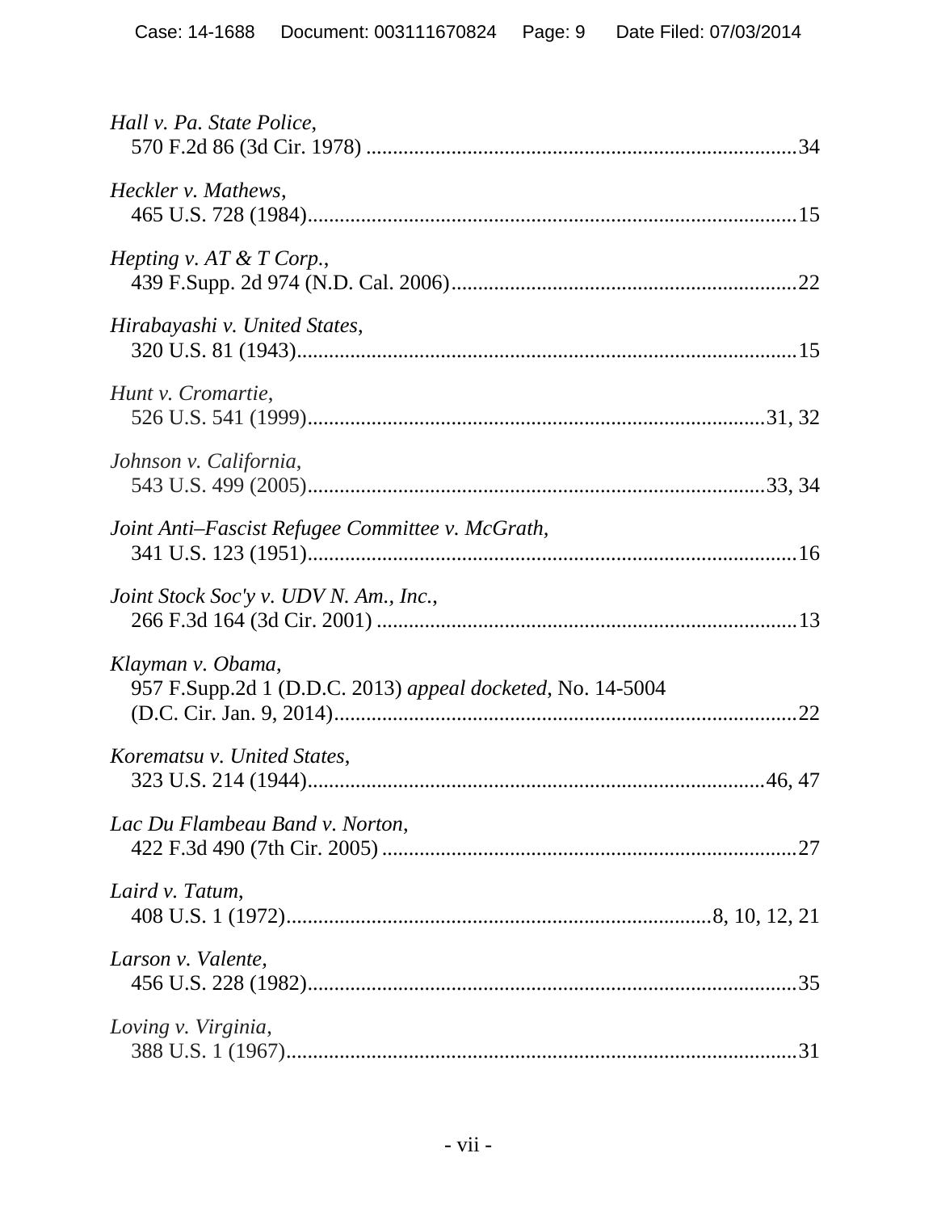*Hall v. Pa. State Police*,
570 F.2d 86 (3d Cir. 1978) ...................................................................................34

*Heckler v. Mathews*,
465 U.S. 728 (1984)..........................................................................................15

*Hepting v. AT & T Corp.*,
439 F.Supp. 2d 974 (N.D. Cal. 2006)...................................................................22

*Hirabayashi v. United States*,
320 U.S. 81 (1943)............................................................................................15

*Hunt v. Cromartie*,
526 U.S. 541 (1999)......................................................................................31, 32

*Johnson v. California*,
543 U.S. 499 (2005)......................................................................................33, 34

*Joint Anti–Fascist Refugee Committee v. McGrath*,
341 U.S. 123 (1951)..........................................................................................16

*Joint Stock Soc'y v. UDV N. Am., Inc.*,
266 F.3d 164 (3d Cir. 2001) ...............................................................................13

*Klayman v. Obama*,
957 F.Supp.2d 1 (D.D.C. 2013) *appeal docketed*, No. 14-5004
(D.C. Cir. Jan. 9, 2014).....................................................................................22

*Korematsu v. United States*,
323 U.S. 214 (1944)......................................................................................46, 47

*Lac Du Flambeau Band v. Norton*,
422 F.3d 490 (7th Cir. 2005) .............................................................................27

*Laird v. Tatum*,
408 U.S. 1 (1972)..............................................................................8, 10, 12, 21

*Larson v. Valente*,
456 U.S. 228 (1982)..........................................................................................35

*Loving v. Virginia*,
388 U.S. 1 (1967)..............................................................................................31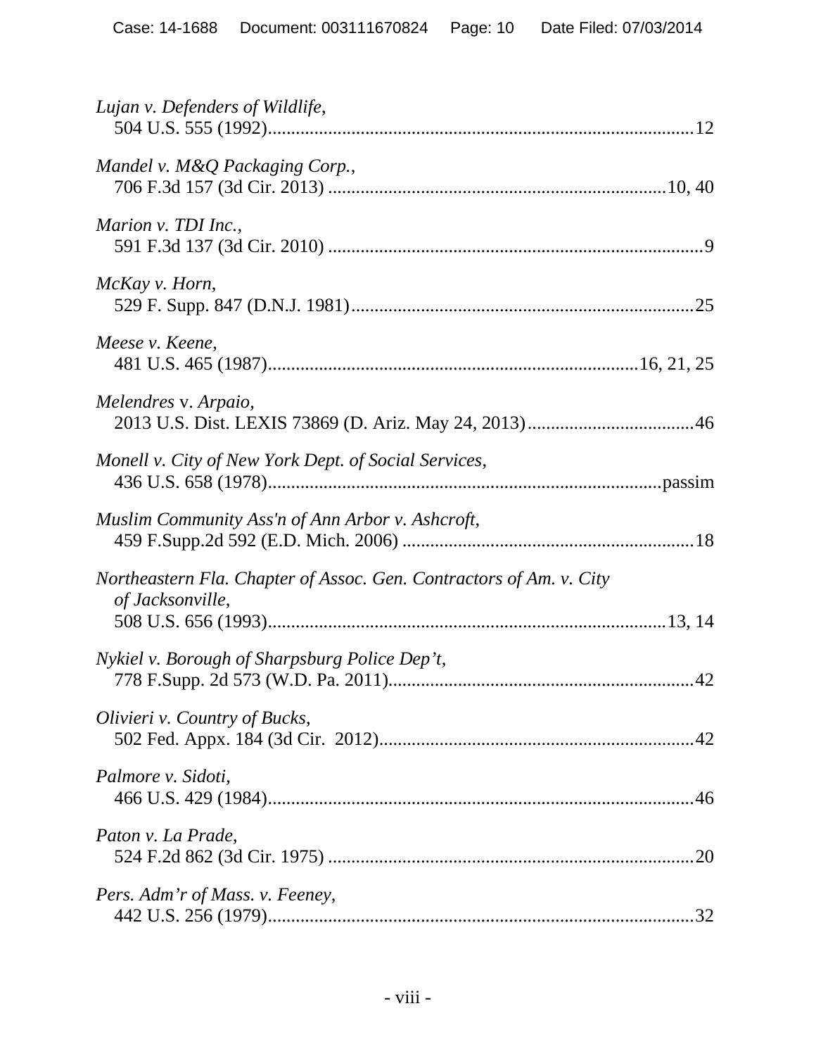*Lujan v. Defenders of Wildlife*,
504 U.S. 555 (1992)..........................................................................................12

*Mandel v. M&Q Packaging Corp.*,
706 F.3d 157 (3d Cir. 2013) ........................................................................10, 40

*Marion v. TDI Inc.*,
591 F.3d 137 (3d Cir. 2010) ..................................................................................9

*McKay v. Horn*,
529 F. Supp. 847 (D.N.J. 1981)..........................................................................25

*Meese v. Keene*,
481 U.S. 465 (1987)..........................................................................16, 21, 25

*Melendres* v. *Arpaio*,
2013 U.S. Dist. LEXIS 73869 (D. Ariz. May 24, 2013)....................................46

*Monell v. City of New York Dept. of Social Services*,
436 U.S. 658 (1978).....................................................................................passim

*Muslim Community Ass'n of Ann Arbor v. Ashcroft*,
459 F.Supp.2d 592 (E.D. Mich. 2006) ..............................................................18

*Northeastern Fla. Chapter of Assoc. Gen. Contractors of Am. v. City of Jacksonville*,
508 U.S. 656 (1993)......................................................................................13, 14

*Nykiel v. Borough of Sharpsburg Police Dep't*,
778 F.Supp. 2d 573 (W.D. Pa. 2011)..................................................................42

*Olivieri v. Country of Bucks*,
502 Fed. Appx. 184 (3d Cir. 2012)...................................................................42

*Palmore v. Sidoti*,
466 U.S. 429 (1984)..........................................................................................46

*Paton v. La Prade*,
524 F.2d 862 (3d Cir. 1975) ..............................................................................20

*Pers. Adm'r of Mass. v. Feeney*,
442 U.S. 256 (1979)..........................................................................................32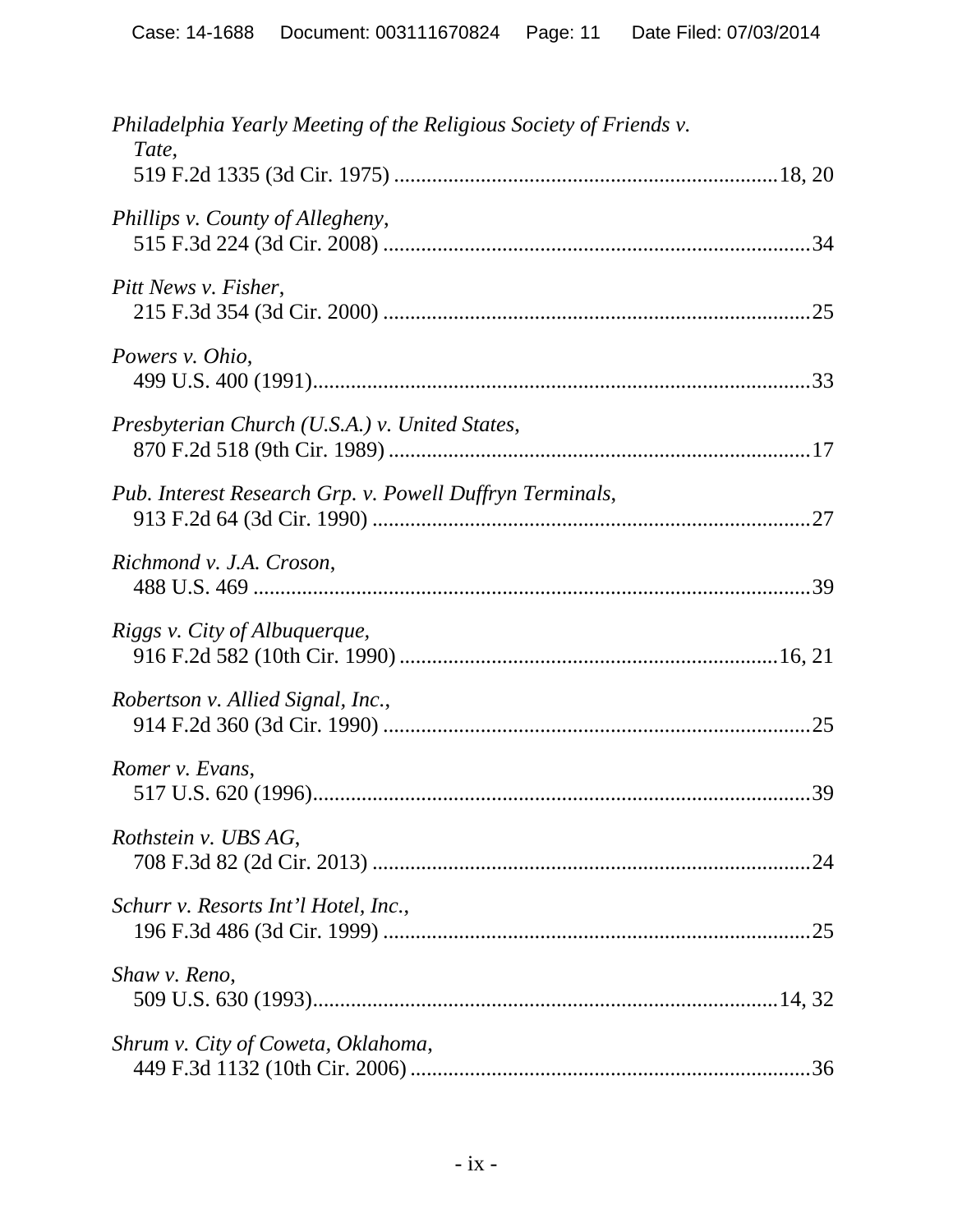*Philadelphia Yearly Meeting of the Religious Society of Friends v. Tate*,
519 F.2d 1335 (3d Cir. 1975) ....................................................................18, 20

*Phillips v. County of Allegheny*,
515 F.3d 224 (3d Cir. 2008) ..........................................................................34

*Pitt News v. Fisher*,
215 F.3d 354 (3d Cir. 2000) ..........................................................................25

*Powers v. Ohio*,
499 U.S. 400 (1991)......................................................................................33

*Presbyterian Church (U.S.A.) v. United States*,
870 F.2d 518 (9th Cir. 1989) .........................................................................17

*Pub. Interest Research Grp. v. Powell Duffryn Terminals*,
913 F.2d 64 (3d Cir. 1990) ............................................................................27

*Richmond v. J.A. Croson*,
488 U.S. 469 ..................................................................................................39

*Riggs v. City of Albuquerque*,
916 F.2d 582 (10th Cir. 1990) ...................................................................16, 21

*Robertson v. Allied Signal, Inc.*,
914 F.2d 360 (3d Cir. 1990) ..........................................................................25

*Romer v. Evans*,
517 U.S. 620 (1996)......................................................................................39

*Rothstein v. UBS AG*,
708 F.3d 82 (2d Cir. 2013) ............................................................................24

*Schurr v. Resorts Int'l Hotel, Inc.*,
196 F.3d 486 (3d Cir. 1999) ..........................................................................25

*Shaw v. Reno*,
509 U.S. 630 (1993)...................................................................................14, 32

*Shrum v. City of Coweta, Oklahoma*,
449 F.3d 1132 (10th Cir. 2006) .....................................................................36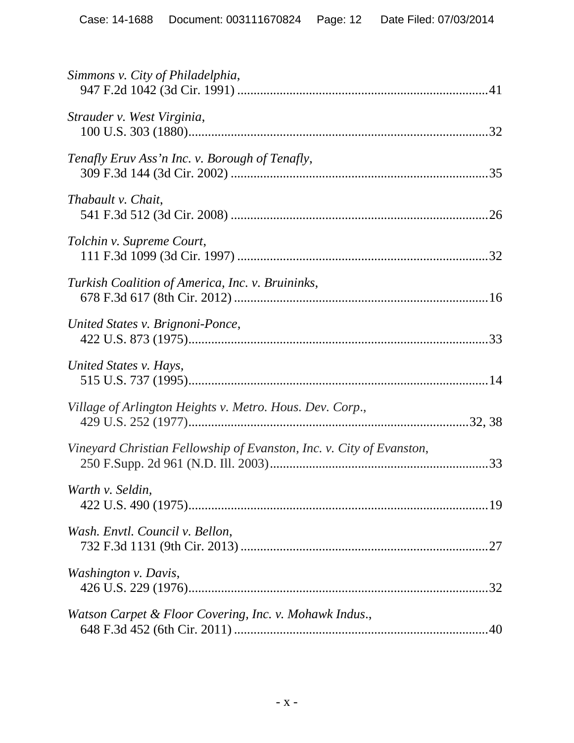*Simmons v. City of Philadelphia*,
947 F.2d 1042 (3d Cir. 1991) ....................................................................41

*Strauder v. West Virginia*,
100 U.S. 303 (1880)....................................................................................32

*Tenafly Eruv Ass'n Inc. v. Borough of Tenafly*,
309 F.3d 144 (3d Cir. 2002) ......................................................................35

*Thabault v. Chait*,
541 F.3d 512 (3d Cir. 2008) ......................................................................26

*Tolchin v. Supreme Court*,
111 F.3d 1099 (3d Cir. 1997) ....................................................................32

*Turkish Coalition of America, Inc. v. Bruininks*,
678 F.3d 617 (8th Cir. 2012) .....................................................................16

*United States v. Brignoni-Ponce*,
422 U.S. 873 (1975)....................................................................................33

*United States v. Hays*,
515 U.S. 737 (1995)....................................................................................14

*Village of Arlington Heights v. Metro. Hous. Dev. Corp.*,
429 U.S. 252 (1977)...............................................................................32, 38

*Vineyard Christian Fellowship of Evanston, Inc. v. City of Evanston*,
250 F.Supp. 2d 961 (N.D. Ill. 2003)..........................................................33

*Warth v. Seldin*,
422 U.S. 490 (1975)....................................................................................19

*Wash. Envtl. Council v. Bellon*,
732 F.3d 1131 (9th Cir. 2013) ...................................................................27

*Washington v. Davis*,
426 U.S. 229 (1976)....................................................................................32

*Watson Carpet & Floor Covering, Inc. v. Mohawk Indus*.,
648 F.3d 452 (6th Cir. 2011) .....................................................................40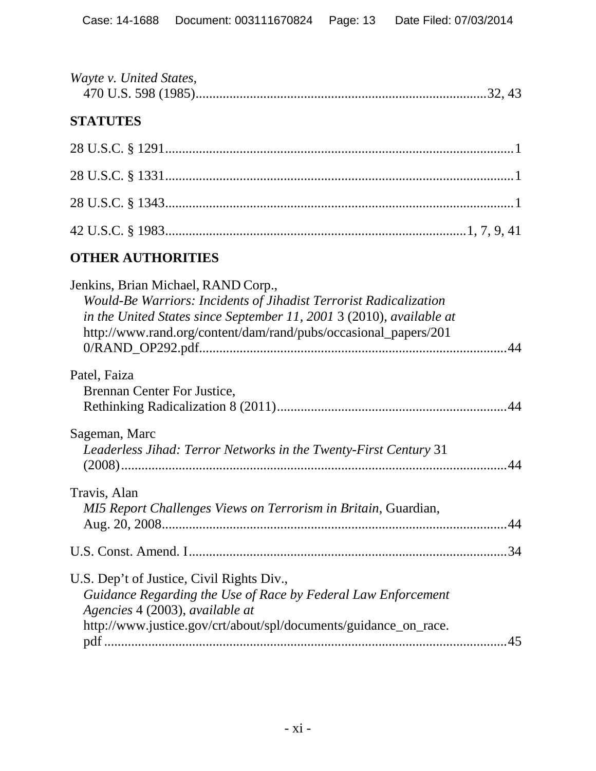*Wayte v. United States*,
470 U.S. 598 (1985)....................................................................................32, 43

**STATUTES**

28 U.S.C. § 1291......................................................................................................1

28 U.S.C. § 1331......................................................................................................1

28 U.S.C. § 1343......................................................................................................1

42 U.S.C. § 1983......................................................................................1, 7, 9, 41

**OTHER AUTHORITIES**

Jenkins, Brian Michael, RAND Corp.,
*Would-Be Warriors: Incidents of Jihadist Terrorist Radicalization in the United States since September 11, 2001* 3 (2010), *available at* http://www.rand.org/content/dam/rand/pubs/occasional_papers/2010/RAND_OP292.pdf..........................................................................................44

Patel, Faiza
Brennan Center For Justice,
Rethinking Radicalization 8 (2011)...................................................................44

Sageman, Marc
*Leaderless Jihad: Terror Networks in the Twenty-First Century* 31 (2008)..................................................................................................................44

Travis, Alan
*MI5 Report Challenges Views on Terrorism in Britain*, Guardian, Aug. 20, 2008......................................................................................................44

U.S. Const. Amend. I.............................................................................................34

U.S. Dep't of Justice, Civil Rights Div.,
*Guidance Regarding the Use of Race by Federal Law Enforcement Agencies* 4 (2003), *available at* http://www.justice.gov/crt/about/spl/documents/guidance_on_race.pdf .......................................................................................................45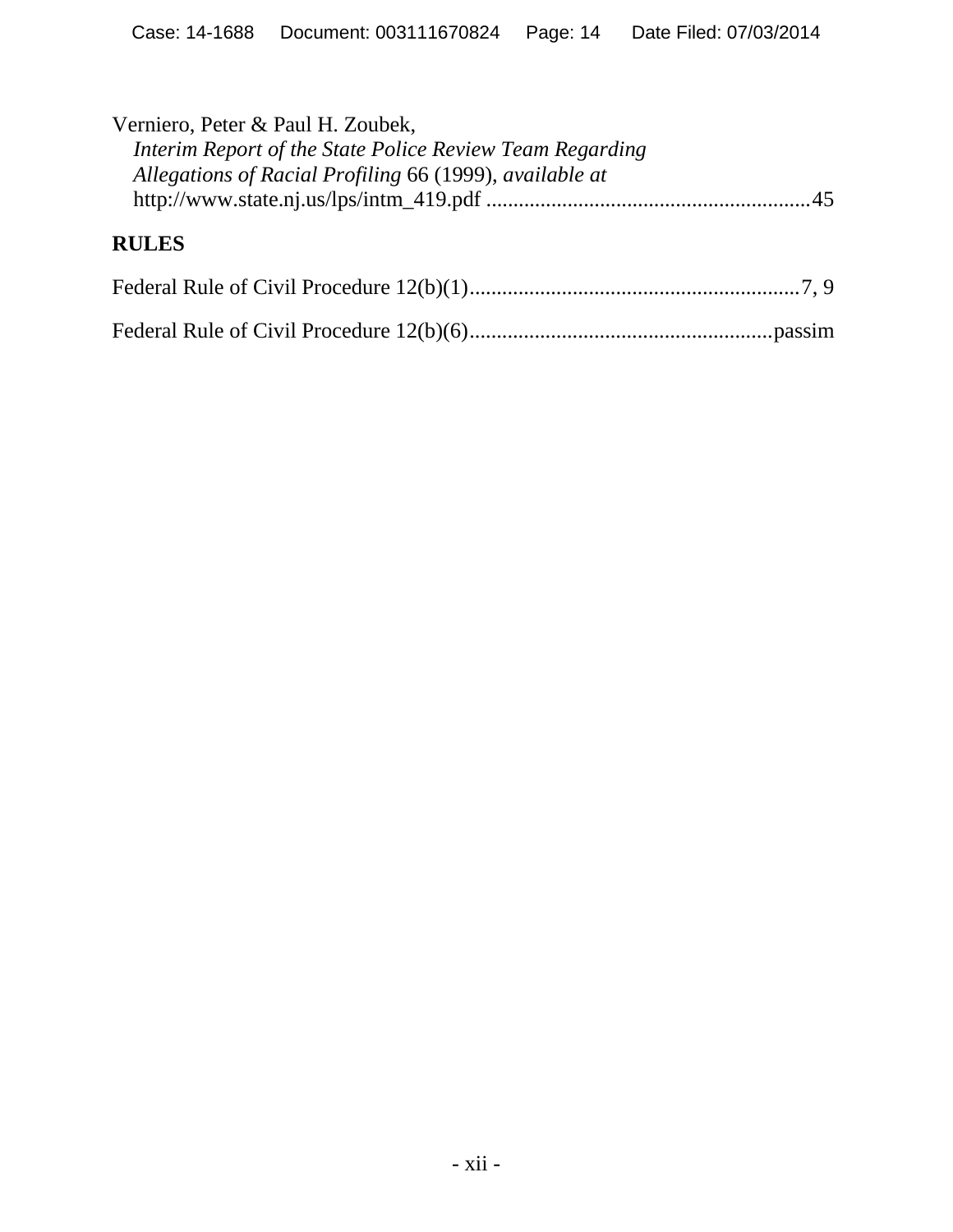Verniero, Peter & Paul H. Zoubek,
*Interim Report of the State Police Review Team Regarding Allegations of Racial Profiling* 66 (1999), *available at* http://www.state.nj.us/lps/intm_419.pdf ............................................................45

## RULES

Federal Rule of Civil Procedure 12(b)(1)............................................................7, 9

Federal Rule of Civil Procedure 12(b)(6).......................................................passim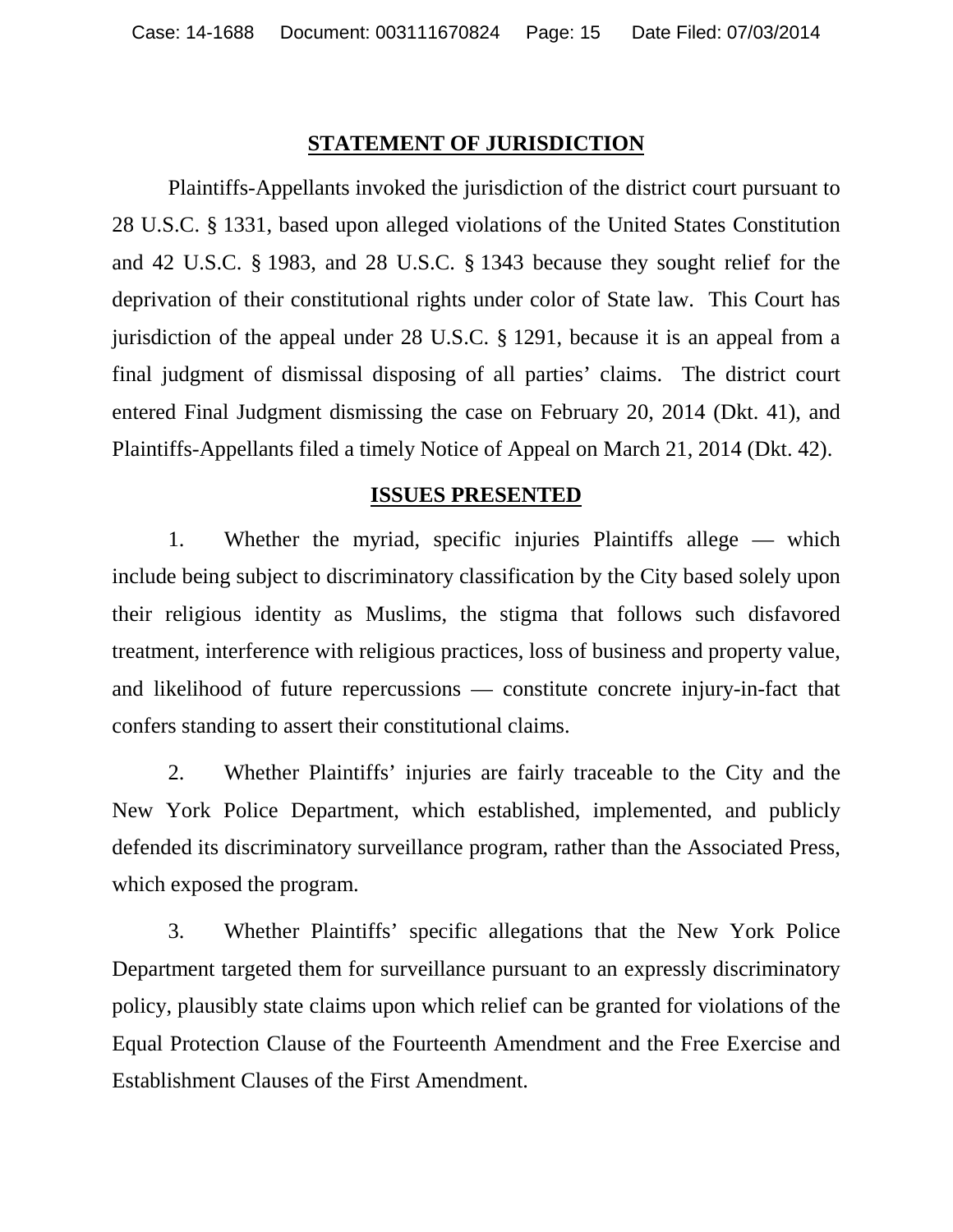## STATEMENT OF JURISDICTION

Plaintiffs-Appellants invoked the jurisdiction of the district court pursuant to 28 U.S.C. § 1331, based upon alleged violations of the United States Constitution and 42 U.S.C. § 1983, and 28 U.S.C. § 1343 because they sought relief for the deprivation of their constitutional rights under color of State law. This Court has jurisdiction of the appeal under 28 U.S.C. § 1291, because it is an appeal from a final judgment of dismissal disposing of all parties' claims. The district court entered Final Judgment dismissing the case on February 20, 2014 (Dkt. 41), and Plaintiffs-Appellants filed a timely Notice of Appeal on March 21, 2014 (Dkt. 42).

## ISSUES PRESENTED

1. Whether the myriad, specific injuries Plaintiffs allege — which include being subject to discriminatory classification by the City based solely upon their religious identity as Muslims, the stigma that follows such disfavored treatment, interference with religious practices, loss of business and property value, and likelihood of future repercussions — constitute concrete injury-in-fact that confers standing to assert their constitutional claims.

2. Whether Plaintiffs' injuries are fairly traceable to the City and the New York Police Department, which established, implemented, and publicly defended its discriminatory surveillance program, rather than the Associated Press, which exposed the program.

3. Whether Plaintiffs' specific allegations that the New York Police Department targeted them for surveillance pursuant to an expressly discriminatory policy, plausibly state claims upon which relief can be granted for violations of the Equal Protection Clause of the Fourteenth Amendment and the Free Exercise and Establishment Clauses of the First Amendment.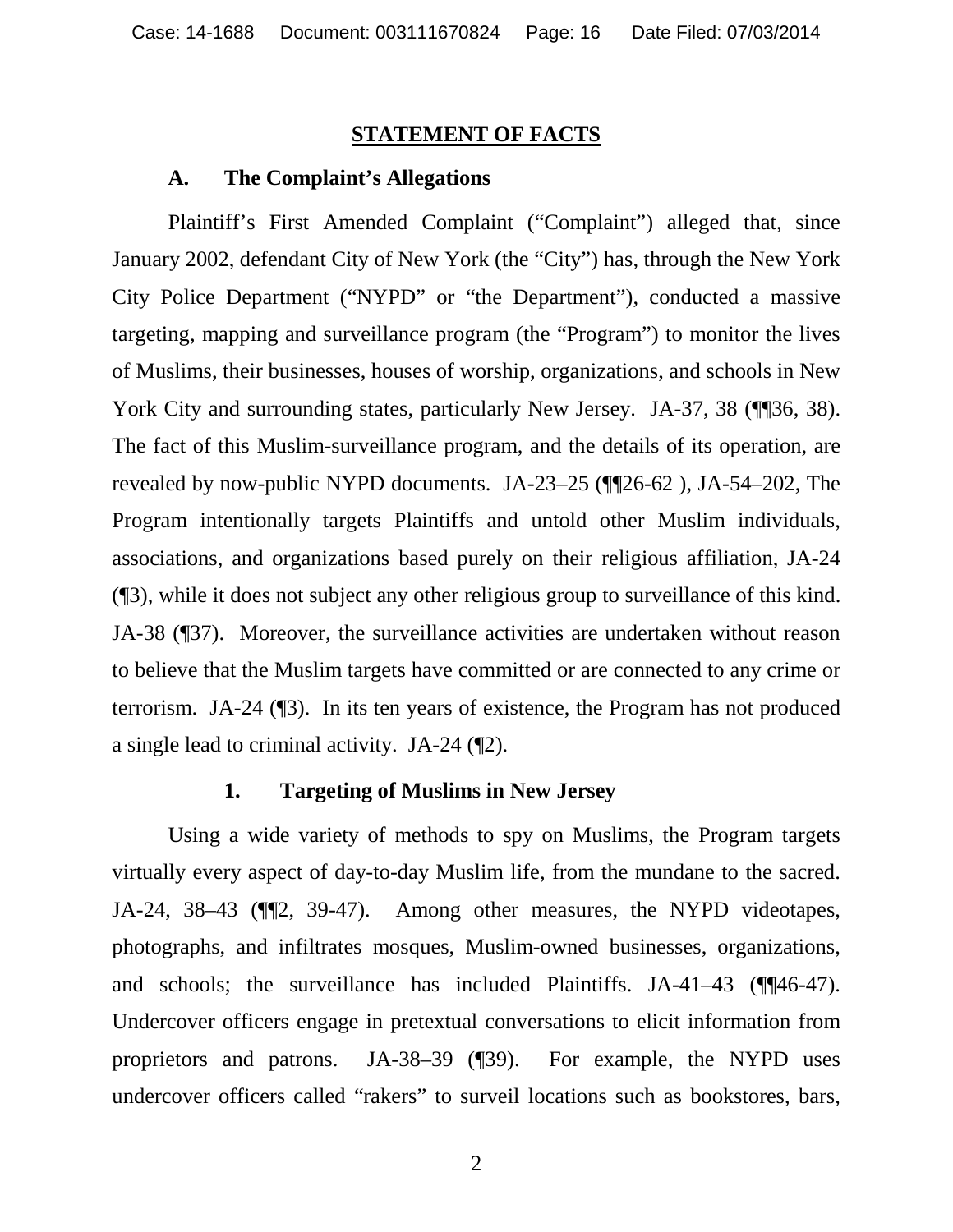## STATEMENT OF FACTS

### A. The Complaint's Allegations

Plaintiff's First Amended Complaint ("Complaint") alleged that, since January 2002, defendant City of New York (the "City") has, through the New York City Police Department ("NYPD" or "the Department"), conducted a massive targeting, mapping and surveillance program (the "Program") to monitor the lives of Muslims, their businesses, houses of worship, organizations, and schools in New York City and surrounding states, particularly New Jersey. JA-37, 38 (¶¶36, 38). The fact of this Muslim-surveillance program, and the details of its operation, are revealed by now-public NYPD documents. JA-23–25 (¶¶26-62 ), JA-54–202, The Program intentionally targets Plaintiffs and untold other Muslim individuals, associations, and organizations based purely on their religious affiliation, JA-24 (¶3), while it does not subject any other religious group to surveillance of this kind. JA-38 (¶37). Moreover, the surveillance activities are undertaken without reason to believe that the Muslim targets have committed or are connected to any crime or terrorism. JA-24 (¶3). In its ten years of existence, the Program has not produced a single lead to criminal activity. JA-24 (¶2).

#### 1. Targeting of Muslims in New Jersey

Using a wide variety of methods to spy on Muslims, the Program targets virtually every aspect of day-to-day Muslim life, from the mundane to the sacred. JA-24, 38–43 (¶¶2, 39-47). Among other measures, the NYPD videotapes, photographs, and infiltrates mosques, Muslim-owned businesses, organizations, and schools; the surveillance has included Plaintiffs. JA-41–43 (¶¶46-47). Undercover officers engage in pretextual conversations to elicit information from proprietors and patrons. JA-38–39 (¶39). For example, the NYPD uses undercover officers called "rakers" to surveil locations such as bookstores, bars,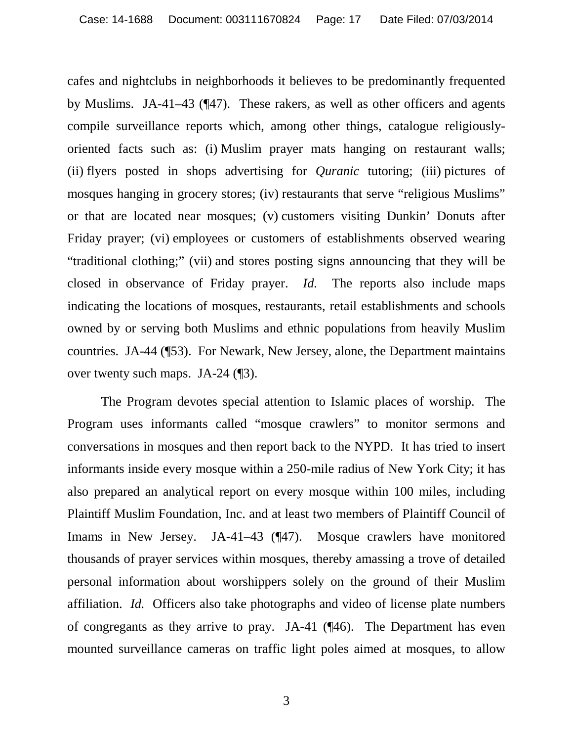cafes and nightclubs in neighborhoods it believes to be predominantly frequented by Muslims. JA-41–43 (¶47). These rakers, as well as other officers and agents compile surveillance reports which, among other things, catalogue religiously-oriented facts such as: (i) Muslim prayer mats hanging on restaurant walls; (ii) flyers posted in shops advertising for *Quranic* tutoring; (iii) pictures of mosques hanging in grocery stores; (iv) restaurants that serve "religious Muslims" or that are located near mosques; (v) customers visiting Dunkin' Donuts after Friday prayer; (vi) employees or customers of establishments observed wearing "traditional clothing;" (vii) and stores posting signs announcing that they will be closed in observance of Friday prayer. *Id.* The reports also include maps indicating the locations of mosques, restaurants, retail establishments and schools owned by or serving both Muslims and ethnic populations from heavily Muslim countries. JA-44 (¶53). For Newark, New Jersey, alone, the Department maintains over twenty such maps. JA-24 (¶3).

The Program devotes special attention to Islamic places of worship. The Program uses informants called "mosque crawlers" to monitor sermons and conversations in mosques and then report back to the NYPD. It has tried to insert informants inside every mosque within a 250-mile radius of New York City; it has also prepared an analytical report on every mosque within 100 miles, including Plaintiff Muslim Foundation, Inc. and at least two members of Plaintiff Council of Imams in New Jersey. JA-41–43 (¶47). Mosque crawlers have monitored thousands of prayer services within mosques, thereby amassing a trove of detailed personal information about worshippers solely on the ground of their Muslim affiliation. *Id.* Officers also take photographs and video of license plate numbers of congregants as they arrive to pray. JA-41 (¶46). The Department has even mounted surveillance cameras on traffic light poles aimed at mosques, to allow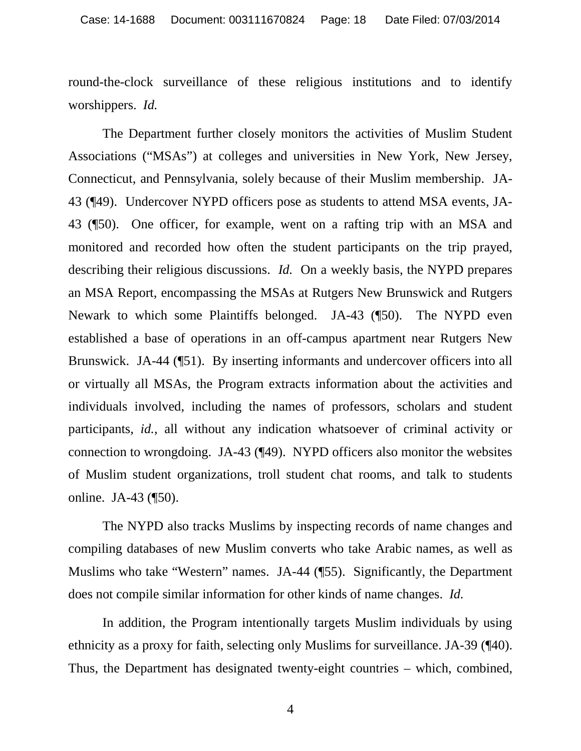round-the-clock surveillance of these religious institutions and to identify worshippers. *Id.*

The Department further closely monitors the activities of Muslim Student Associations ("MSAs") at colleges and universities in New York, New Jersey, Connecticut, and Pennsylvania, solely because of their Muslim membership. JA-43 (¶49). Undercover NYPD officers pose as students to attend MSA events, JA-43 (¶50). One officer, for example, went on a rafting trip with an MSA and monitored and recorded how often the student participants on the trip prayed, describing their religious discussions. *Id.* On a weekly basis, the NYPD prepares an MSA Report, encompassing the MSAs at Rutgers New Brunswick and Rutgers Newark to which some Plaintiffs belonged. JA-43 (¶50). The NYPD even established a base of operations in an off-campus apartment near Rutgers New Brunswick. JA-44 (¶51). By inserting informants and undercover officers into all or virtually all MSAs, the Program extracts information about the activities and individuals involved, including the names of professors, scholars and student participants, *id.*, all without any indication whatsoever of criminal activity or connection to wrongdoing. JA-43 (¶49). NYPD officers also monitor the websites of Muslim student organizations, troll student chat rooms, and talk to students online. JA-43 (¶50).

The NYPD also tracks Muslims by inspecting records of name changes and compiling databases of new Muslim converts who take Arabic names, as well as Muslims who take "Western" names. JA-44 (¶55). Significantly, the Department does not compile similar information for other kinds of name changes. *Id.*

In addition, the Program intentionally targets Muslim individuals by using ethnicity as a proxy for faith, selecting only Muslims for surveillance. JA-39 (¶40). Thus, the Department has designated twenty-eight countries – which, combined,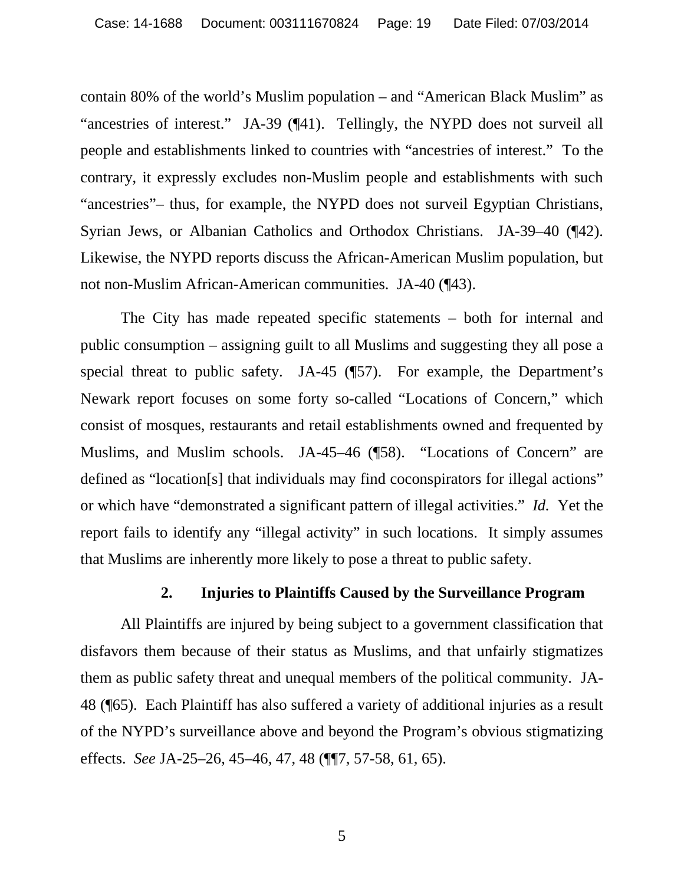contain 80% of the world's Muslim population – and "American Black Muslim" as "ancestries of interest." JA-39 (¶41). Tellingly, the NYPD does not surveil all people and establishments linked to countries with "ancestries of interest." To the contrary, it expressly excludes non-Muslim people and establishments with such "ancestries"– thus, for example, the NYPD does not surveil Egyptian Christians, Syrian Jews, or Albanian Catholics and Orthodox Christians. JA-39–40 (¶42). Likewise, the NYPD reports discuss the African-American Muslim population, but not non-Muslim African-American communities. JA-40 (¶43).

The City has made repeated specific statements – both for internal and public consumption – assigning guilt to all Muslims and suggesting they all pose a special threat to public safety. JA-45 (¶57). For example, the Department's Newark report focuses on some forty so-called "Locations of Concern," which consist of mosques, restaurants and retail establishments owned and frequented by Muslims, and Muslim schools. JA-45–46 (¶58). "Locations of Concern" are defined as "location[s] that individuals may find coconspirators for illegal actions" or which have "demonstrated a significant pattern of illegal activities." *Id.* Yet the report fails to identify any "illegal activity" in such locations. It simply assumes that Muslims are inherently more likely to pose a threat to public safety.

### 2. Injuries to Plaintiffs Caused by the Surveillance Program

All Plaintiffs are injured by being subject to a government classification that disfavors them because of their status as Muslims, and that unfairly stigmatizes them as public safety threat and unequal members of the political community. JA-48 (¶65). Each Plaintiff has also suffered a variety of additional injuries as a result of the NYPD's surveillance above and beyond the Program's obvious stigmatizing effects. *See* JA-25–26, 45–46, 47, 48 (¶¶7, 57-58, 61, 65).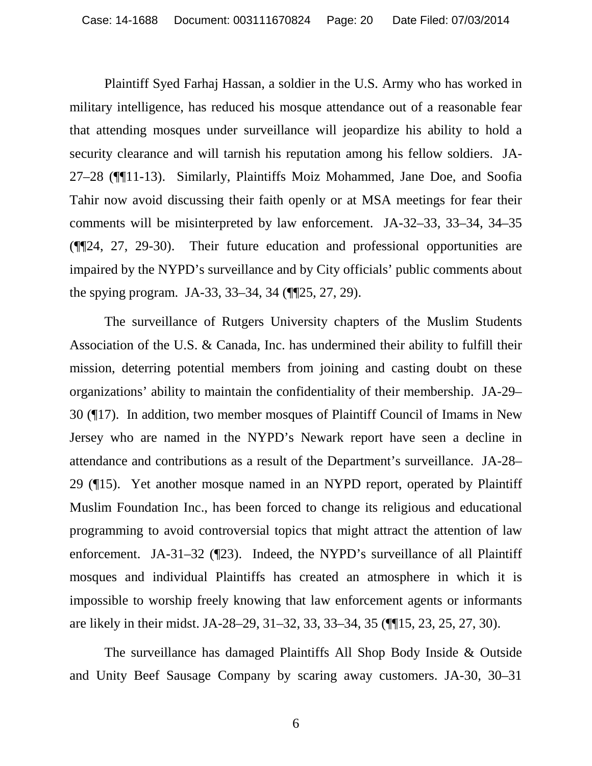Plaintiff Syed Farhaj Hassan, a soldier in the U.S. Army who has worked in military intelligence, has reduced his mosque attendance out of a reasonable fear that attending mosques under surveillance will jeopardize his ability to hold a security clearance and will tarnish his reputation among his fellow soldiers. JA-27–28 (¶¶11-13). Similarly, Plaintiffs Moiz Mohammed, Jane Doe, and Soofia Tahir now avoid discussing their faith openly or at MSA meetings for fear their comments will be misinterpreted by law enforcement. JA-32–33, 33–34, 34–35 (¶¶24, 27, 29-30). Their future education and professional opportunities are impaired by the NYPD's surveillance and by City officials' public comments about the spying program. JA-33, 33–34, 34 (¶¶25, 27, 29).

The surveillance of Rutgers University chapters of the Muslim Students Association of the U.S. & Canada, Inc. has undermined their ability to fulfill their mission, deterring potential members from joining and casting doubt on these organizations' ability to maintain the confidentiality of their membership. JA-29–30 (¶17). In addition, two member mosques of Plaintiff Council of Imams in New Jersey who are named in the NYPD's Newark report have seen a decline in attendance and contributions as a result of the Department's surveillance. JA-28–29 (¶15). Yet another mosque named in an NYPD report, operated by Plaintiff Muslim Foundation Inc., has been forced to change its religious and educational programming to avoid controversial topics that might attract the attention of law enforcement. JA-31–32 (¶23). Indeed, the NYPD's surveillance of all Plaintiff mosques and individual Plaintiffs has created an atmosphere in which it is impossible to worship freely knowing that law enforcement agents or informants are likely in their midst. JA-28–29, 31–32, 33, 33–34, 35 (¶¶15, 23, 25, 27, 30).

The surveillance has damaged Plaintiffs All Shop Body Inside & Outside and Unity Beef Sausage Company by scaring away customers. JA-30, 30–31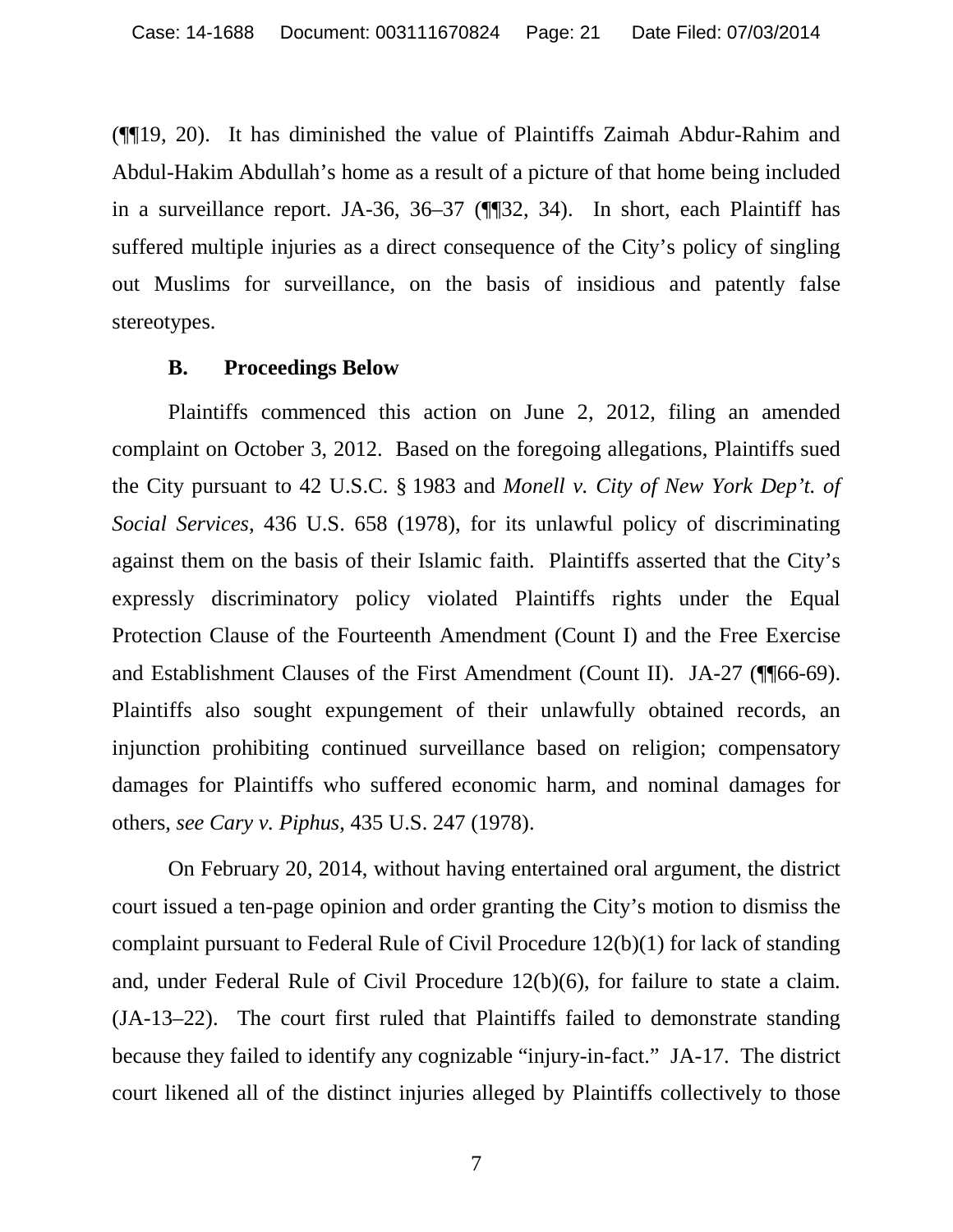(¶¶19, 20). It has diminished the value of Plaintiffs Zaimah Abdur-Rahim and Abdul-Hakim Abdullah's home as a result of a picture of that home being included in a surveillance report. JA-36, 36–37 (¶¶32, 34). In short, each Plaintiff has suffered multiple injuries as a direct consequence of the City's policy of singling out Muslims for surveillance, on the basis of insidious and patently false stereotypes.

### B. Proceedings Below

Plaintiffs commenced this action on June 2, 2012, filing an amended complaint on October 3, 2012. Based on the foregoing allegations, Plaintiffs sued the City pursuant to 42 U.S.C. § 1983 and *Monell v. City of New York Dep't. of Social Services*, 436 U.S. 658 (1978), for its unlawful policy of discriminating against them on the basis of their Islamic faith. Plaintiffs asserted that the City's expressly discriminatory policy violated Plaintiffs rights under the Equal Protection Clause of the Fourteenth Amendment (Count I) and the Free Exercise and Establishment Clauses of the First Amendment (Count II). JA-27 (¶¶66-69). Plaintiffs also sought expungement of their unlawfully obtained records, an injunction prohibiting continued surveillance based on religion; compensatory damages for Plaintiffs who suffered economic harm, and nominal damages for others, *see Cary v. Piphus*, 435 U.S. 247 (1978).

On February 20, 2014, without having entertained oral argument, the district court issued a ten-page opinion and order granting the City's motion to dismiss the complaint pursuant to Federal Rule of Civil Procedure 12(b)(1) for lack of standing and, under Federal Rule of Civil Procedure 12(b)(6), for failure to state a claim. (JA-13–22). The court first ruled that Plaintiffs failed to demonstrate standing because they failed to identify any cognizable "injury-in-fact." JA-17. The district court likened all of the distinct injuries alleged by Plaintiffs collectively to those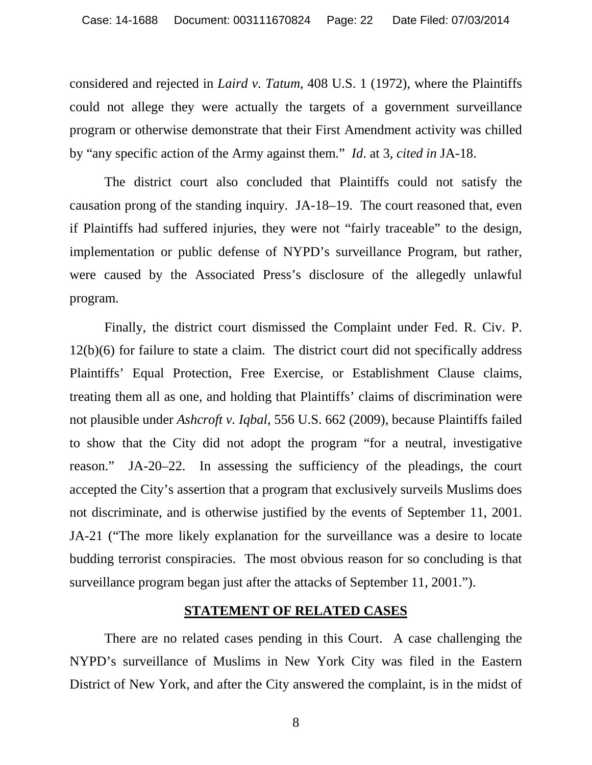considered and rejected in *Laird v. Tatum*, 408 U.S. 1 (1972), where the Plaintiffs could not allege they were actually the targets of a government surveillance program or otherwise demonstrate that their First Amendment activity was chilled by "any specific action of the Army against them." *Id*. at 3, *cited in* JA-18.

The district court also concluded that Plaintiffs could not satisfy the causation prong of the standing inquiry. JA-18–19. The court reasoned that, even if Plaintiffs had suffered injuries, they were not "fairly traceable" to the design, implementation or public defense of NYPD's surveillance Program, but rather, were caused by the Associated Press's disclosure of the allegedly unlawful program.

Finally, the district court dismissed the Complaint under Fed. R. Civ. P. 12(b)(6) for failure to state a claim. The district court did not specifically address Plaintiffs' Equal Protection, Free Exercise, or Establishment Clause claims, treating them all as one, and holding that Plaintiffs' claims of discrimination were not plausible under *Ashcroft v. Iqbal*, 556 U.S. 662 (2009), because Plaintiffs failed to show that the City did not adopt the program "for a neutral, investigative reason." JA-20–22. In assessing the sufficiency of the pleadings, the court accepted the City's assertion that a program that exclusively surveils Muslims does not discriminate, and is otherwise justified by the events of September 11, 2001. JA-21 ("The more likely explanation for the surveillance was a desire to locate budding terrorist conspiracies. The most obvious reason for so concluding is that surveillance program began just after the attacks of September 11, 2001.").

## STATEMENT OF RELATED CASES

There are no related cases pending in this Court. A case challenging the NYPD's surveillance of Muslims in New York City was filed in the Eastern District of New York, and after the City answered the complaint, is in the midst of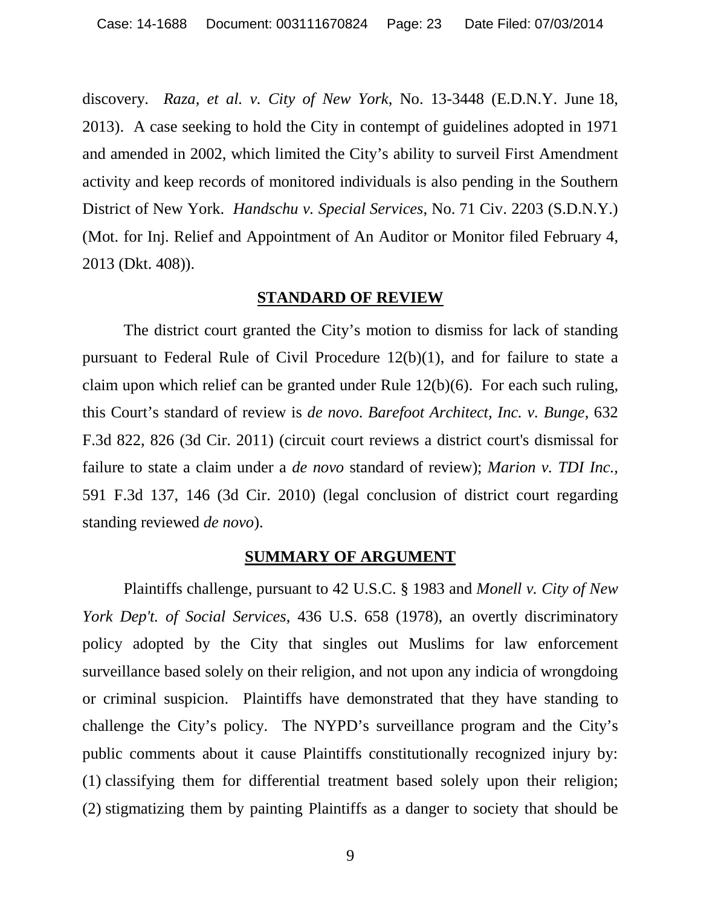discovery. *Raza, et al. v. City of New York*, No. 13-3448 (E.D.N.Y. June 18, 2013). A case seeking to hold the City in contempt of guidelines adopted in 1971 and amended in 2002, which limited the City's ability to surveil First Amendment activity and keep records of monitored individuals is also pending in the Southern District of New York. *Handschu v. Special Services*, No. 71 Civ. 2203 (S.D.N.Y.) (Mot. for Inj. Relief and Appointment of An Auditor or Monitor filed February 4, 2013 (Dkt. 408)).

## STANDARD OF REVIEW

The district court granted the City's motion to dismiss for lack of standing pursuant to Federal Rule of Civil Procedure 12(b)(1), and for failure to state a claim upon which relief can be granted under Rule 12(b)(6). For each such ruling, this Court's standard of review is *de novo*. *Barefoot Architect, Inc. v. Bunge*, 632 F.3d 822, 826 (3d Cir. 2011) (circuit court reviews a district court's dismissal for failure to state a claim under a *de novo* standard of review); *Marion v. TDI Inc.*, 591 F.3d 137, 146 (3d Cir. 2010) (legal conclusion of district court regarding standing reviewed *de novo*).

## SUMMARY OF ARGUMENT

Plaintiffs challenge, pursuant to 42 U.S.C. § 1983 and *Monell v. City of New York Dep't. of Social Services*, 436 U.S. 658 (1978), an overtly discriminatory policy adopted by the City that singles out Muslims for law enforcement surveillance based solely on their religion, and not upon any indicia of wrongdoing or criminal suspicion. Plaintiffs have demonstrated that they have standing to challenge the City's policy. The NYPD's surveillance program and the City's public comments about it cause Plaintiffs constitutionally recognized injury by: (1) classifying them for differential treatment based solely upon their religion; (2) stigmatizing them by painting Plaintiffs as a danger to society that should be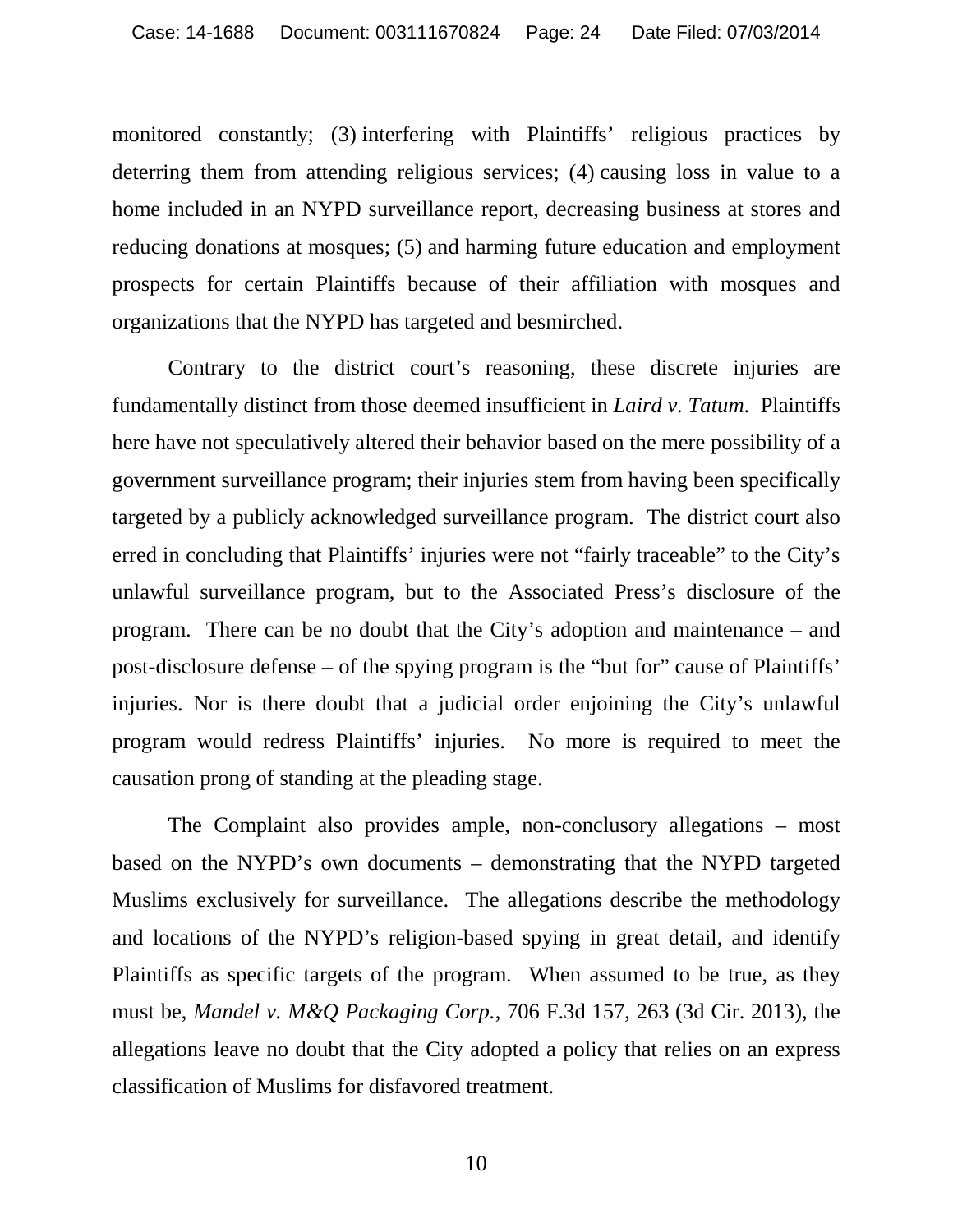monitored constantly; (3) interfering with Plaintiffs' religious practices by deterring them from attending religious services; (4) causing loss in value to a home included in an NYPD surveillance report, decreasing business at stores and reducing donations at mosques; (5) and harming future education and employment prospects for certain Plaintiffs because of their affiliation with mosques and organizations that the NYPD has targeted and besmirched.

Contrary to the district court's reasoning, these discrete injuries are fundamentally distinct from those deemed insufficient in *Laird v. Tatum*. Plaintiffs here have not speculatively altered their behavior based on the mere possibility of a government surveillance program; their injuries stem from having been specifically targeted by a publicly acknowledged surveillance program. The district court also erred in concluding that Plaintiffs' injuries were not "fairly traceable" to the City's unlawful surveillance program, but to the Associated Press's disclosure of the program. There can be no doubt that the City's adoption and maintenance – and post-disclosure defense – of the spying program is the "but for" cause of Plaintiffs' injuries. Nor is there doubt that a judicial order enjoining the City's unlawful program would redress Plaintiffs' injuries. No more is required to meet the causation prong of standing at the pleading stage.

The Complaint also provides ample, non-conclusory allegations – most based on the NYPD's own documents – demonstrating that the NYPD targeted Muslims exclusively for surveillance. The allegations describe the methodology and locations of the NYPD's religion-based spying in great detail, and identify Plaintiffs as specific targets of the program. When assumed to be true, as they must be, *Mandel v. M&Q Packaging Corp.*, 706 F.3d 157, 263 (3d Cir. 2013), the allegations leave no doubt that the City adopted a policy that relies on an express classification of Muslims for disfavored treatment.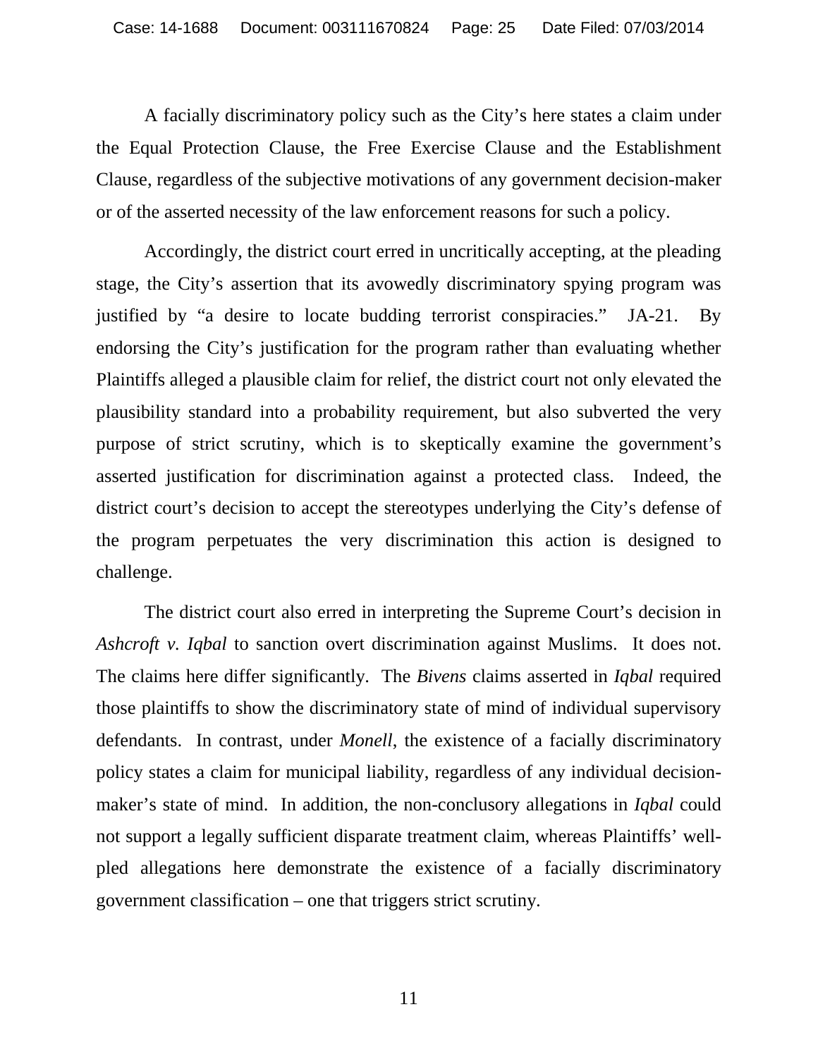A facially discriminatory policy such as the City's here states a claim under the Equal Protection Clause, the Free Exercise Clause and the Establishment Clause, regardless of the subjective motivations of any government decision-maker or of the asserted necessity of the law enforcement reasons for such a policy.

Accordingly, the district court erred in uncritically accepting, at the pleading stage, the City's assertion that its avowedly discriminatory spying program was justified by "a desire to locate budding terrorist conspiracies." JA-21. By endorsing the City's justification for the program rather than evaluating whether Plaintiffs alleged a plausible claim for relief, the district court not only elevated the plausibility standard into a probability requirement, but also subverted the very purpose of strict scrutiny, which is to skeptically examine the government's asserted justification for discrimination against a protected class. Indeed, the district court's decision to accept the stereotypes underlying the City's defense of the program perpetuates the very discrimination this action is designed to challenge.

The district court also erred in interpreting the Supreme Court's decision in *Ashcroft v. Iqbal* to sanction overt discrimination against Muslims. It does not. The claims here differ significantly. The *Bivens* claims asserted in *Iqbal* required those plaintiffs to show the discriminatory state of mind of individual supervisory defendants. In contrast, under *Monell*, the existence of a facially discriminatory policy states a claim for municipal liability, regardless of any individual decision-maker's state of mind. In addition, the non-conclusory allegations in *Iqbal* could not support a legally sufficient disparate treatment claim, whereas Plaintiffs' well-pled allegations here demonstrate the existence of a facially discriminatory government classification – one that triggers strict scrutiny.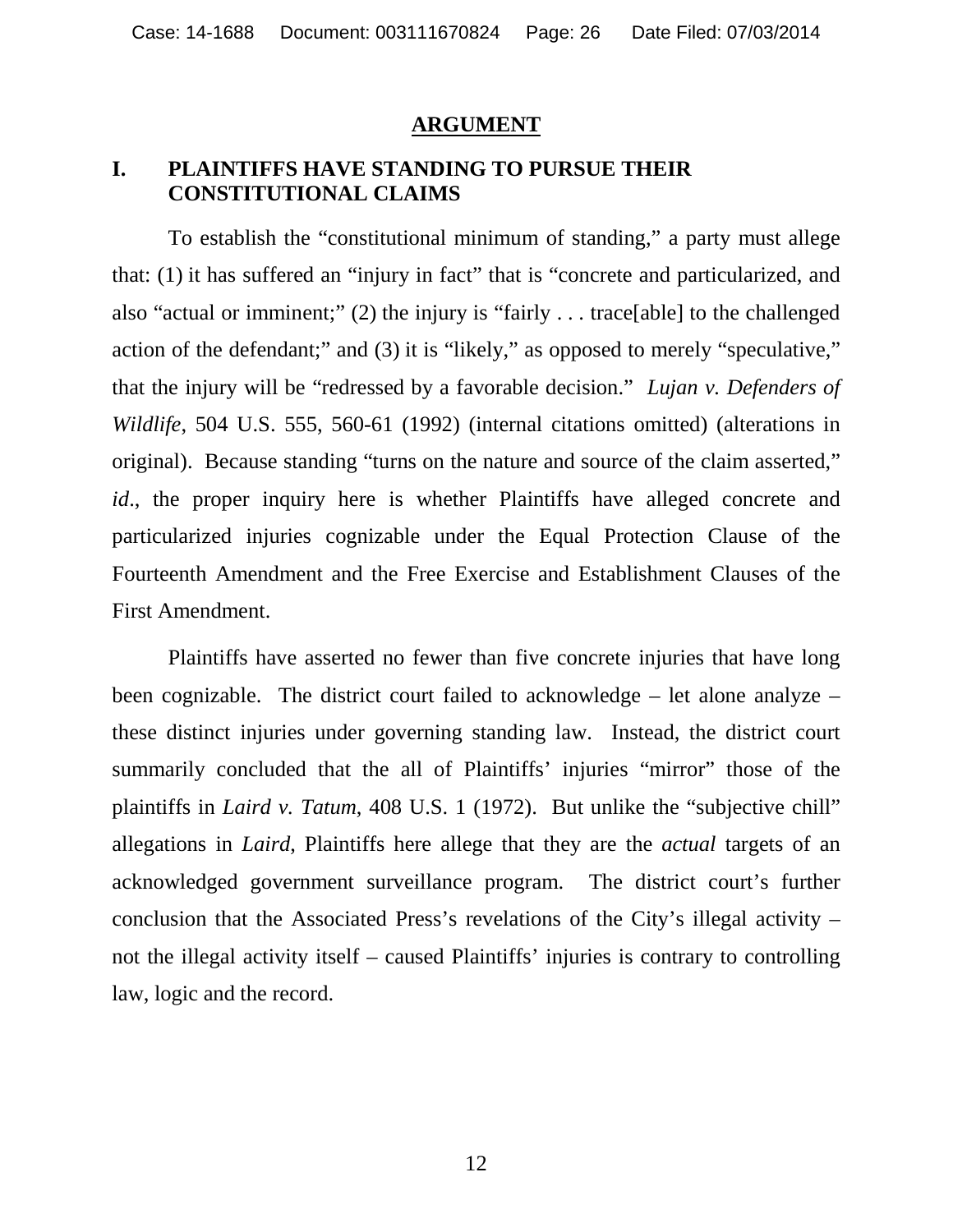## ARGUMENT

### I. PLAINTIFFS HAVE STANDING TO PURSUE THEIR CONSTITUTIONAL CLAIMS

To establish the "constitutional minimum of standing," a party must allege that: (1) it has suffered an "injury in fact" that is "concrete and particularized, and also "actual or imminent;" (2) the injury is "fairly . . . trace[able] to the challenged action of the defendant;" and (3) it is "likely," as opposed to merely "speculative," that the injury will be "redressed by a favorable decision." *Lujan v. Defenders of Wildlife*, 504 U.S. 555, 560-61 (1992) (internal citations omitted) (alterations in original). Because standing "turns on the nature and source of the claim asserted," *id*., the proper inquiry here is whether Plaintiffs have alleged concrete and particularized injuries cognizable under the Equal Protection Clause of the Fourteenth Amendment and the Free Exercise and Establishment Clauses of the First Amendment.

Plaintiffs have asserted no fewer than five concrete injuries that have long been cognizable. The district court failed to acknowledge – let alone analyze – these distinct injuries under governing standing law. Instead, the district court summarily concluded that the all of Plaintiffs' injuries "mirror" those of the plaintiffs in *Laird v. Tatum*, 408 U.S. 1 (1972). But unlike the "subjective chill" allegations in *Laird*, Plaintiffs here allege that they are the *actual* targets of an acknowledged government surveillance program. The district court's further conclusion that the Associated Press's revelations of the City's illegal activity – not the illegal activity itself – caused Plaintiffs' injuries is contrary to controlling law, logic and the record.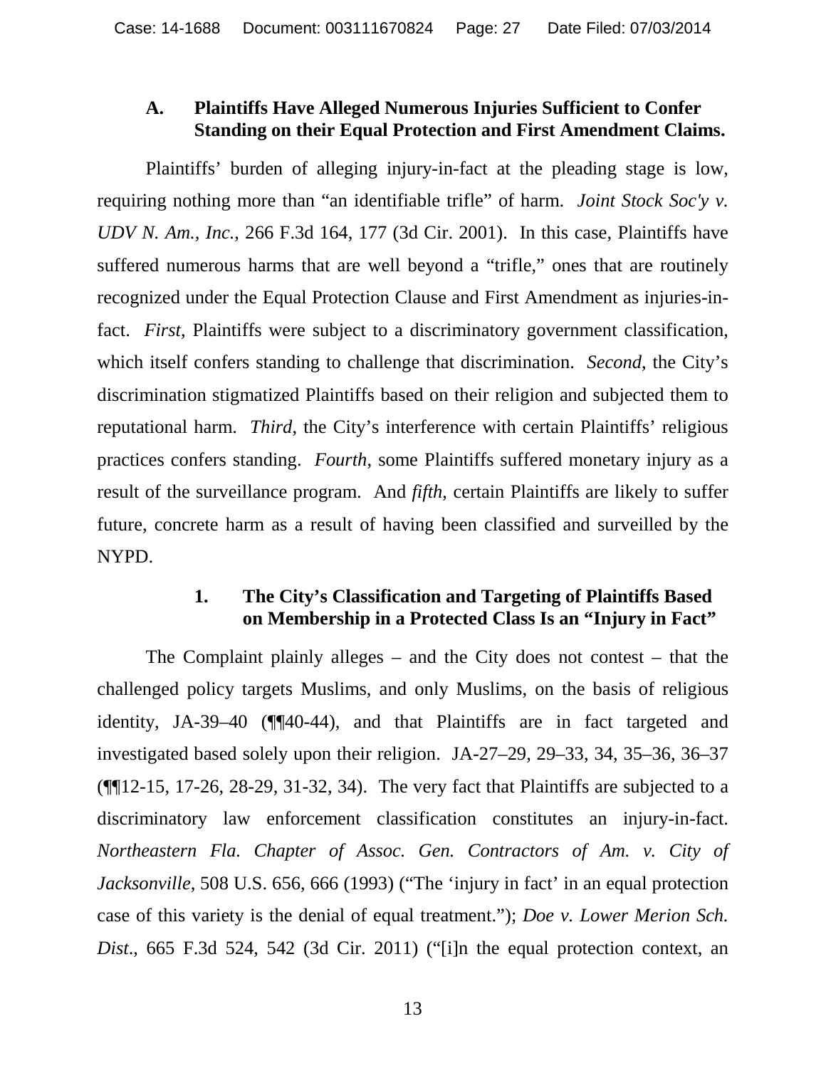### A. Plaintiffs Have Alleged Numerous Injuries Sufficient to Confer Standing on their Equal Protection and First Amendment Claims.

Plaintiffs' burden of alleging injury-in-fact at the pleading stage is low, requiring nothing more than "an identifiable trifle" of harm. *Joint Stock Soc'y v. UDV N. Am., Inc.*, 266 F.3d 164, 177 (3d Cir. 2001). In this case, Plaintiffs have suffered numerous harms that are well beyond a "trifle," ones that are routinely recognized under the Equal Protection Clause and First Amendment as injuries-in-fact. *First*, Plaintiffs were subject to a discriminatory government classification, which itself confers standing to challenge that discrimination. *Second*, the City's discrimination stigmatized Plaintiffs based on their religion and subjected them to reputational harm. *Third*, the City's interference with certain Plaintiffs' religious practices confers standing. *Fourth*, some Plaintiffs suffered monetary injury as a result of the surveillance program. And *fifth*, certain Plaintiffs are likely to suffer future, concrete harm as a result of having been classified and surveilled by the NYPD.

#### 1. The City's Classification and Targeting of Plaintiffs Based on Membership in a Protected Class Is an "Injury in Fact"

The Complaint plainly alleges – and the City does not contest – that the challenged policy targets Muslims, and only Muslims, on the basis of religious identity, JA-39–40 (¶¶40-44), and that Plaintiffs are in fact targeted and investigated based solely upon their religion. JA-27–29, 29–33, 34, 35–36, 36–37 (¶¶12-15, 17-26, 28-29, 31-32, 34). The very fact that Plaintiffs are subjected to a discriminatory law enforcement classification constitutes an injury-in-fact. *Northeastern Fla. Chapter of Assoc. Gen. Contractors of Am. v. City of Jacksonville*, 508 U.S. 656, 666 (1993) ("The 'injury in fact' in an equal protection case of this variety is the denial of equal treatment."); *Doe v. Lower Merion Sch. Dist.*, 665 F.3d 524, 542 (3d Cir. 2011) ("[i]n the equal protection context, an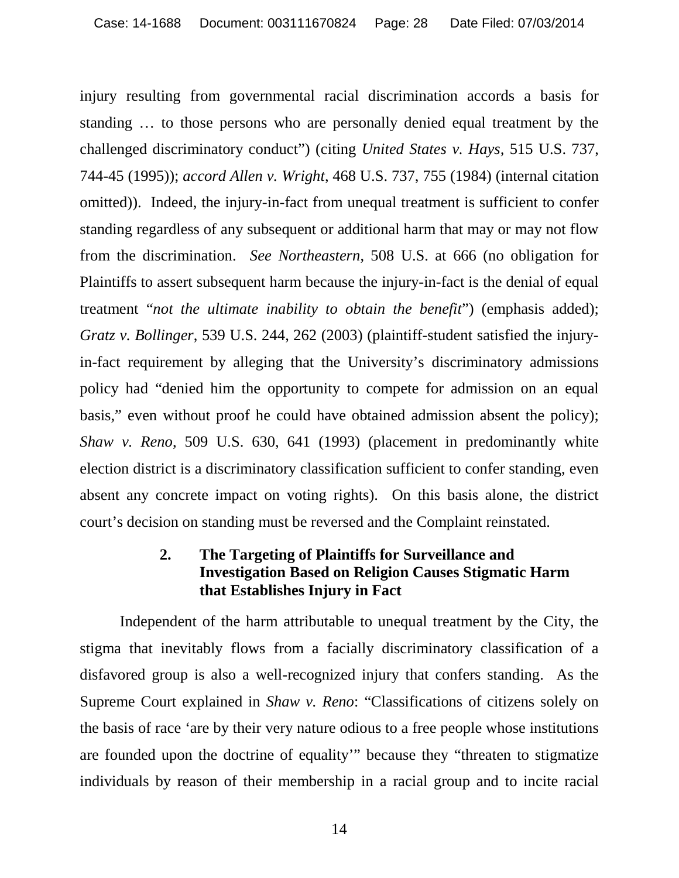injury resulting from governmental racial discrimination accords a basis for standing … to those persons who are personally denied equal treatment by the challenged discriminatory conduct") (citing *United States v. Hays*, 515 U.S. 737, 744-45 (1995)); *accord Allen v. Wright*, 468 U.S. 737, 755 (1984) (internal citation omitted)). Indeed, the injury-in-fact from unequal treatment is sufficient to confer standing regardless of any subsequent or additional harm that may or may not flow from the discrimination. *See Northeastern*, 508 U.S. at 666 (no obligation for Plaintiffs to assert subsequent harm because the injury-in-fact is the denial of equal treatment "*not the ultimate inability to obtain the benefit*") (emphasis added); *Gratz v. Bollinger*, 539 U.S. 244, 262 (2003) (plaintiff-student satisfied the injury-in-fact requirement by alleging that the University's discriminatory admissions policy had "denied him the opportunity to compete for admission on an equal basis," even without proof he could have obtained admission absent the policy); *Shaw v. Reno*, 509 U.S. 630, 641 (1993) (placement in predominantly white election district is a discriminatory classification sufficient to confer standing, even absent any concrete impact on voting rights). On this basis alone, the district court's decision on standing must be reversed and the Complaint reinstated.

### 2. The Targeting of Plaintiffs for Surveillance and Investigation Based on Religion Causes Stigmatic Harm that Establishes Injury in Fact

Independent of the harm attributable to unequal treatment by the City, the stigma that inevitably flows from a facially discriminatory classification of a disfavored group is also a well-recognized injury that confers standing. As the Supreme Court explained in *Shaw v. Reno*: "Classifications of citizens solely on the basis of race 'are by their very nature odious to a free people whose institutions are founded upon the doctrine of equality'" because they "threaten to stigmatize individuals by reason of their membership in a racial group and to incite racial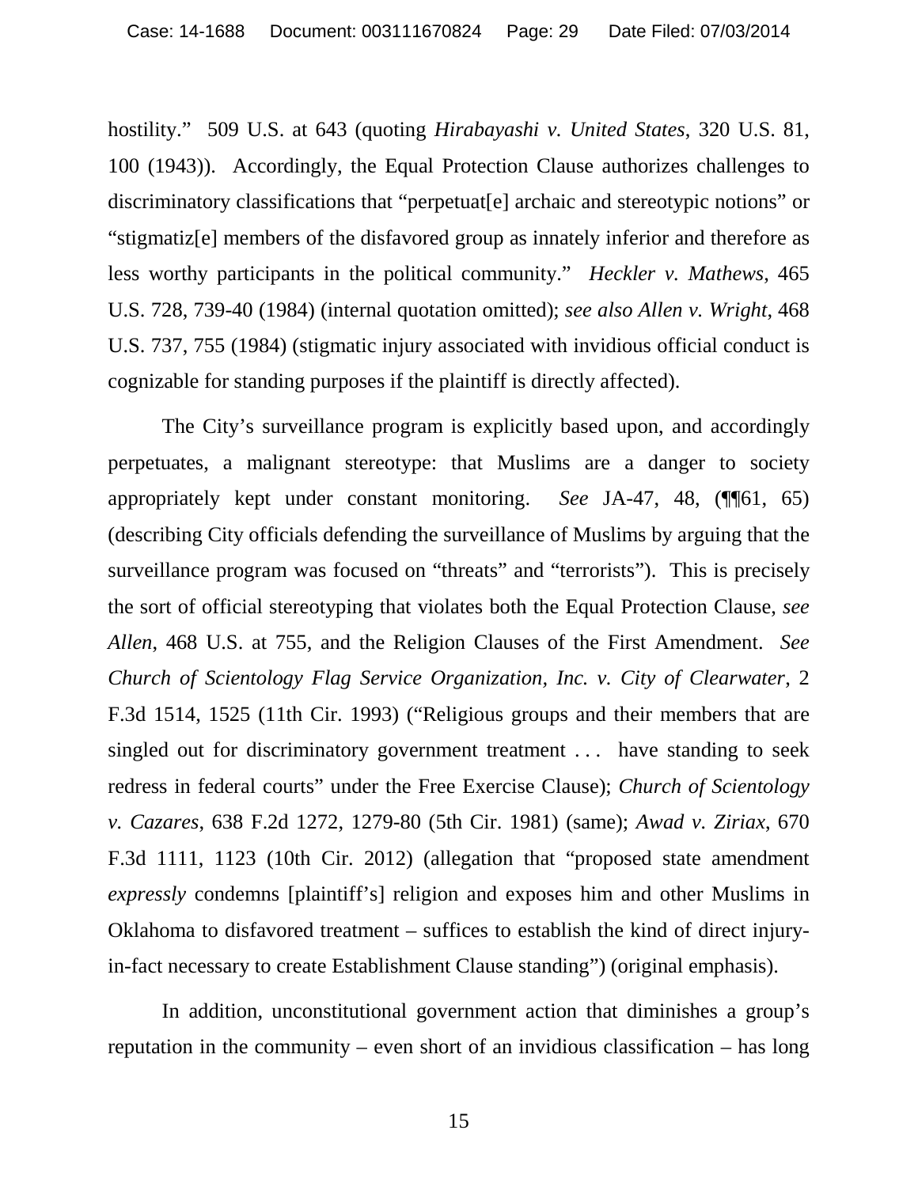hostility." 509 U.S. at 643 (quoting *Hirabayashi v. United States*, 320 U.S. 81, 100 (1943)). Accordingly, the Equal Protection Clause authorizes challenges to discriminatory classifications that "perpetuat[e] archaic and stereotypic notions" or "stigmatiz[e] members of the disfavored group as innately inferior and therefore as less worthy participants in the political community." *Heckler v. Mathews*, 465 U.S. 728, 739-40 (1984) (internal quotation omitted); *see also Allen v. Wright*, 468 U.S. 737, 755 (1984) (stigmatic injury associated with invidious official conduct is cognizable for standing purposes if the plaintiff is directly affected).

The City's surveillance program is explicitly based upon, and accordingly perpetuates, a malignant stereotype: that Muslims are a danger to society appropriately kept under constant monitoring. *See* JA-47, 48, (¶¶61, 65) (describing City officials defending the surveillance of Muslims by arguing that the surveillance program was focused on "threats" and "terrorists"). This is precisely the sort of official stereotyping that violates both the Equal Protection Clause, *see Allen*, 468 U.S. at 755, and the Religion Clauses of the First Amendment. *See Church of Scientology Flag Service Organization, Inc. v. City of Clearwater*, 2 F.3d 1514, 1525 (11th Cir. 1993) ("Religious groups and their members that are singled out for discriminatory government treatment . . . have standing to seek redress in federal courts" under the Free Exercise Clause); *Church of Scientology v. Cazares*, 638 F.2d 1272, 1279-80 (5th Cir. 1981) (same); *Awad v. Ziriax*, 670 F.3d 1111, 1123 (10th Cir. 2012) (allegation that "proposed state amendment *expressly* condemns [plaintiff's] religion and exposes him and other Muslims in Oklahoma to disfavored treatment – suffices to establish the kind of direct injury-in-fact necessary to create Establishment Clause standing") (original emphasis).

In addition, unconstitutional government action that diminishes a group's reputation in the community – even short of an invidious classification – has long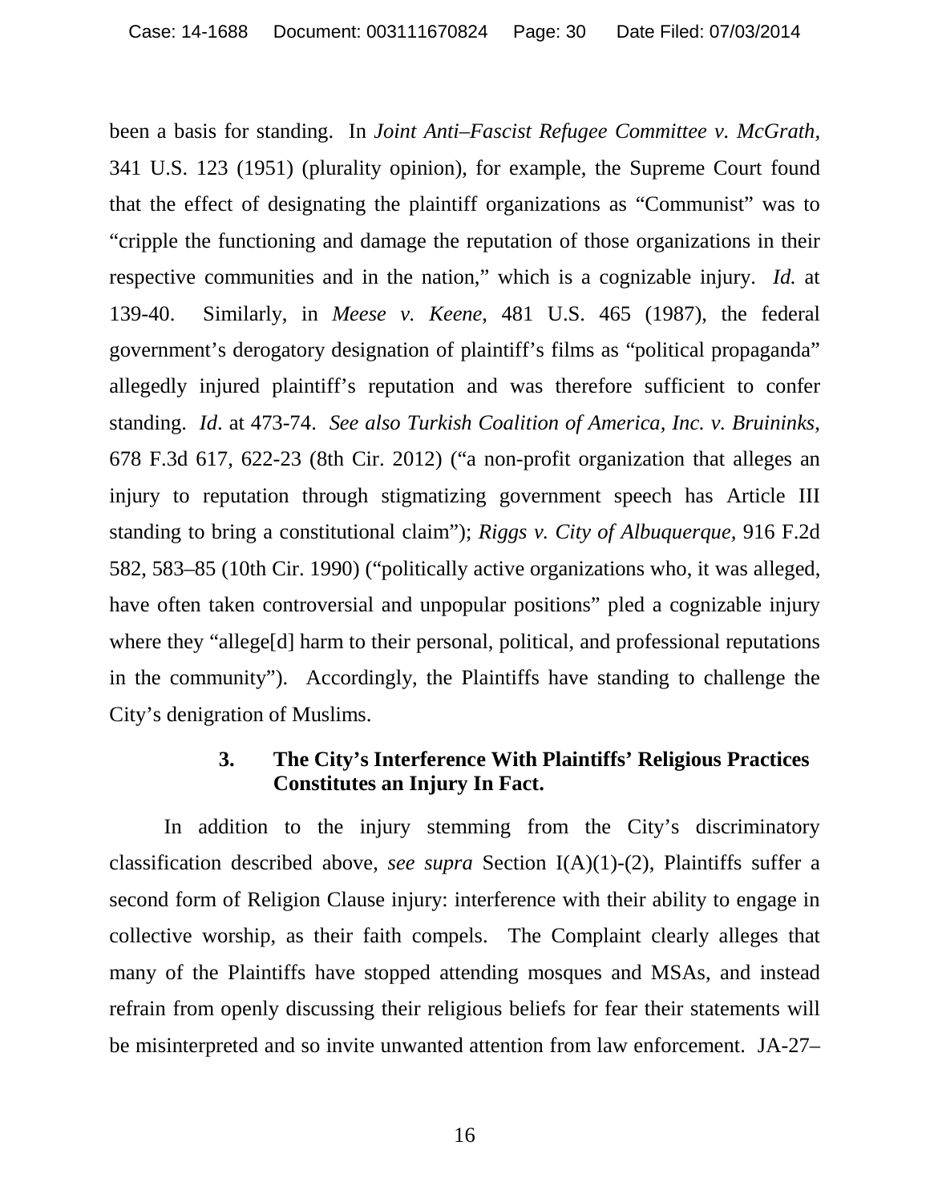been a basis for standing. In *Joint Anti–Fascist Refugee Committee v. McGrath,* 341 U.S. 123 (1951) (plurality opinion), for example, the Supreme Court found that the effect of designating the plaintiff organizations as "Communist" was to "cripple the functioning and damage the reputation of those organizations in their respective communities and in the nation," which is a cognizable injury. *Id.* at 139-40. Similarly, in *Meese v. Keene*, 481 U.S. 465 (1987), the federal government's derogatory designation of plaintiff's films as "political propaganda" allegedly injured plaintiff's reputation and was therefore sufficient to confer standing. *Id*. at 473-74. *See also Turkish Coalition of America, Inc. v. Bruininks,* 678 F.3d 617, 622-23 (8th Cir. 2012) ("a non-profit organization that alleges an injury to reputation through stigmatizing government speech has Article III standing to bring a constitutional claim"); *Riggs v. City of Albuquerque,* 916 F.2d 582, 583–85 (10th Cir. 1990) ("politically active organizations who, it was alleged, have often taken controversial and unpopular positions" pled a cognizable injury where they "allege[d] harm to their personal, political, and professional reputations in the community"). Accordingly, the Plaintiffs have standing to challenge the City's denigration of Muslims.

#### 3. The City's Interference With Plaintiffs' Religious Practices Constitutes an Injury In Fact.

In addition to the injury stemming from the City's discriminatory classification described above, *see supra* Section I(A)(1)-(2), Plaintiffs suffer a second form of Religion Clause injury: interference with their ability to engage in collective worship, as their faith compels. The Complaint clearly alleges that many of the Plaintiffs have stopped attending mosques and MSAs, and instead refrain from openly discussing their religious beliefs for fear their statements will be misinterpreted and so invite unwanted attention from law enforcement. JA-27–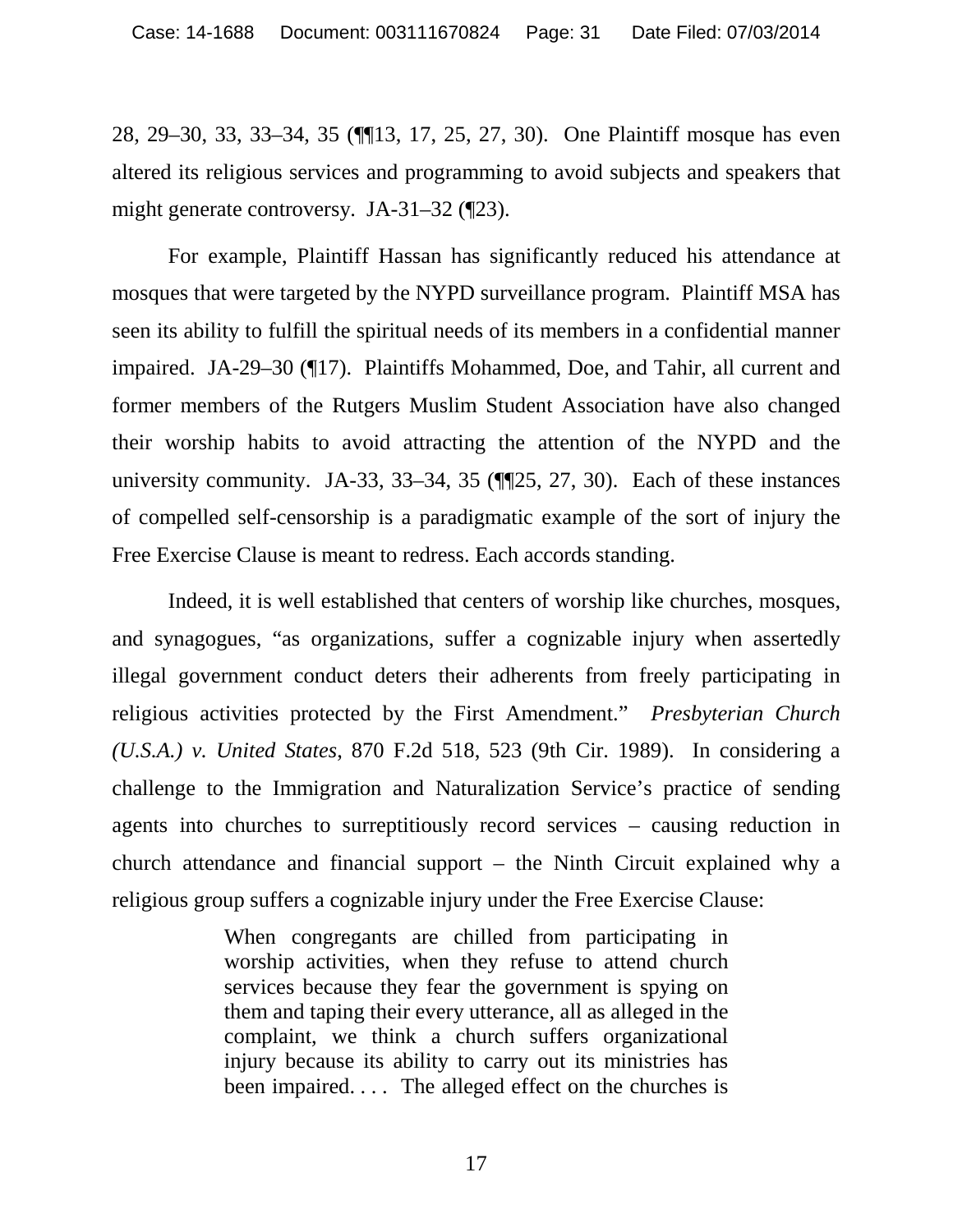28, 29–30, 33, 33–34, 35 (¶¶13, 17, 25, 27, 30). One Plaintiff mosque has even altered its religious services and programming to avoid subjects and speakers that might generate controversy. JA-31–32 (¶23).

For example, Plaintiff Hassan has significantly reduced his attendance at mosques that were targeted by the NYPD surveillance program. Plaintiff MSA has seen its ability to fulfill the spiritual needs of its members in a confidential manner impaired. JA-29–30 (¶17). Plaintiffs Mohammed, Doe, and Tahir, all current and former members of the Rutgers Muslim Student Association have also changed their worship habits to avoid attracting the attention of the NYPD and the university community. JA-33, 33–34, 35 (¶¶25, 27, 30). Each of these instances of compelled self-censorship is a paradigmatic example of the sort of injury the Free Exercise Clause is meant to redress. Each accords standing.

Indeed, it is well established that centers of worship like churches, mosques, and synagogues, "as organizations, suffer a cognizable injury when assertedly illegal government conduct deters their adherents from freely participating in religious activities protected by the First Amendment." *Presbyterian Church (U.S.A.) v. United States*, 870 F.2d 518, 523 (9th Cir. 1989). In considering a challenge to the Immigration and Naturalization Service's practice of sending agents into churches to surreptitiously record services – causing reduction in church attendance and financial support – the Ninth Circuit explained why a religious group suffers a cognizable injury under the Free Exercise Clause:

> When congregants are chilled from participating in worship activities, when they refuse to attend church services because they fear the government is spying on them and taping their every utterance, all as alleged in the complaint, we think a church suffers organizational injury because its ability to carry out its ministries has been impaired. . . . The alleged effect on the churches is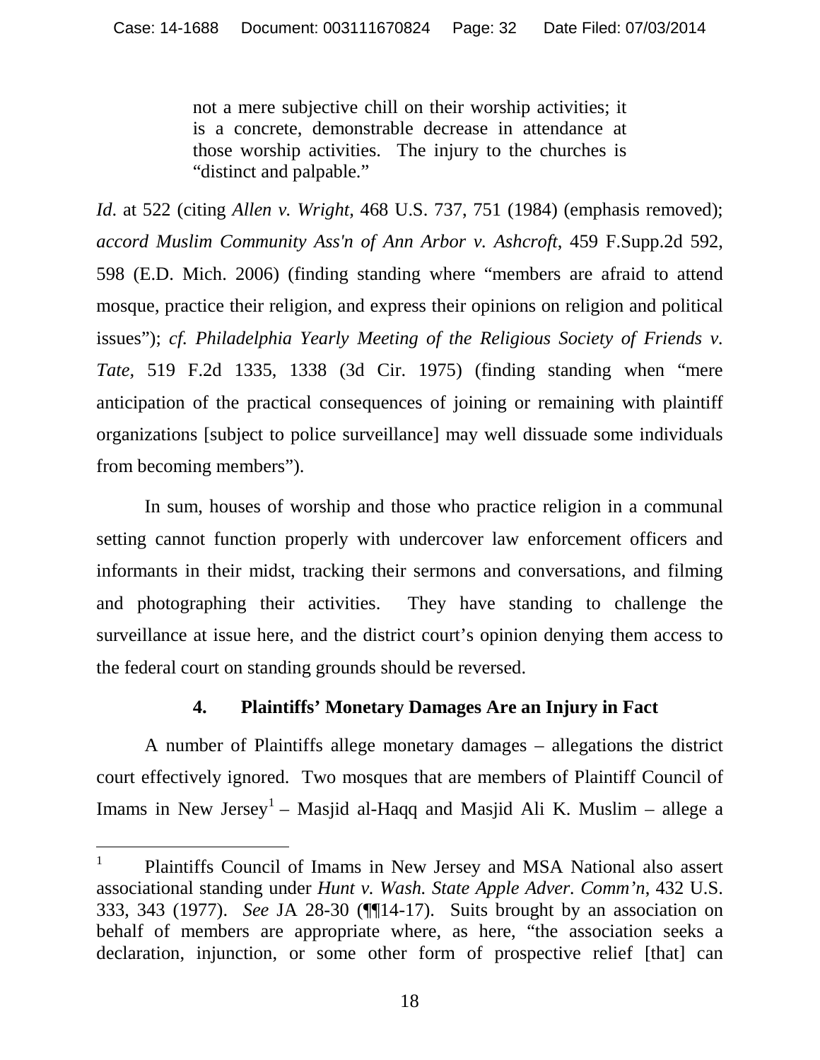> not a mere subjective chill on their worship activities; it is a concrete, demonstrable decrease in attendance at those worship activities. The injury to the churches is "distinct and palpable."

*Id*. at 522 (citing *Allen v. Wright,* 468 U.S. 737, 751 (1984) (emphasis removed); *accord Muslim Community Ass'n of Ann Arbor v. Ashcroft*, 459 F.Supp.2d 592, 598 (E.D. Mich. 2006) (finding standing where "members are afraid to attend mosque, practice their religion, and express their opinions on religion and political issues"); *cf. Philadelphia Yearly Meeting of the Religious Society of Friends v. Tate,* 519 F.2d 1335, 1338 (3d Cir. 1975) (finding standing when "mere anticipation of the practical consequences of joining or remaining with plaintiff organizations [subject to police surveillance] may well dissuade some individuals from becoming members").

In sum, houses of worship and those who practice religion in a communal setting cannot function properly with undercover law enforcement officers and informants in their midst, tracking their sermons and conversations, and filming and photographing their activities. They have standing to challenge the surveillance at issue here, and the district court's opinion denying them access to the federal court on standing grounds should be reversed.

### 4. Plaintiffs' Monetary Damages Are an Injury in Fact

A number of Plaintiffs allege monetary damages – allegations the district court effectively ignored. Two mosques that are members of Plaintiff Council of Imams in New Jersey[1] – Masjid al-Haqq and Masjid Ali K. Muslim – allege a

---

[1] Plaintiffs Council of Imams in New Jersey and MSA National also assert associational standing under *Hunt v. Wash. State Apple Adver. Comm'n*, 432 U.S. 333, 343 (1977). *See* JA 28-30 (¶¶14-17). Suits brought by an association on behalf of members are appropriate where, as here, "the association seeks a declaration, injunction, or some other form of prospective relief [that] can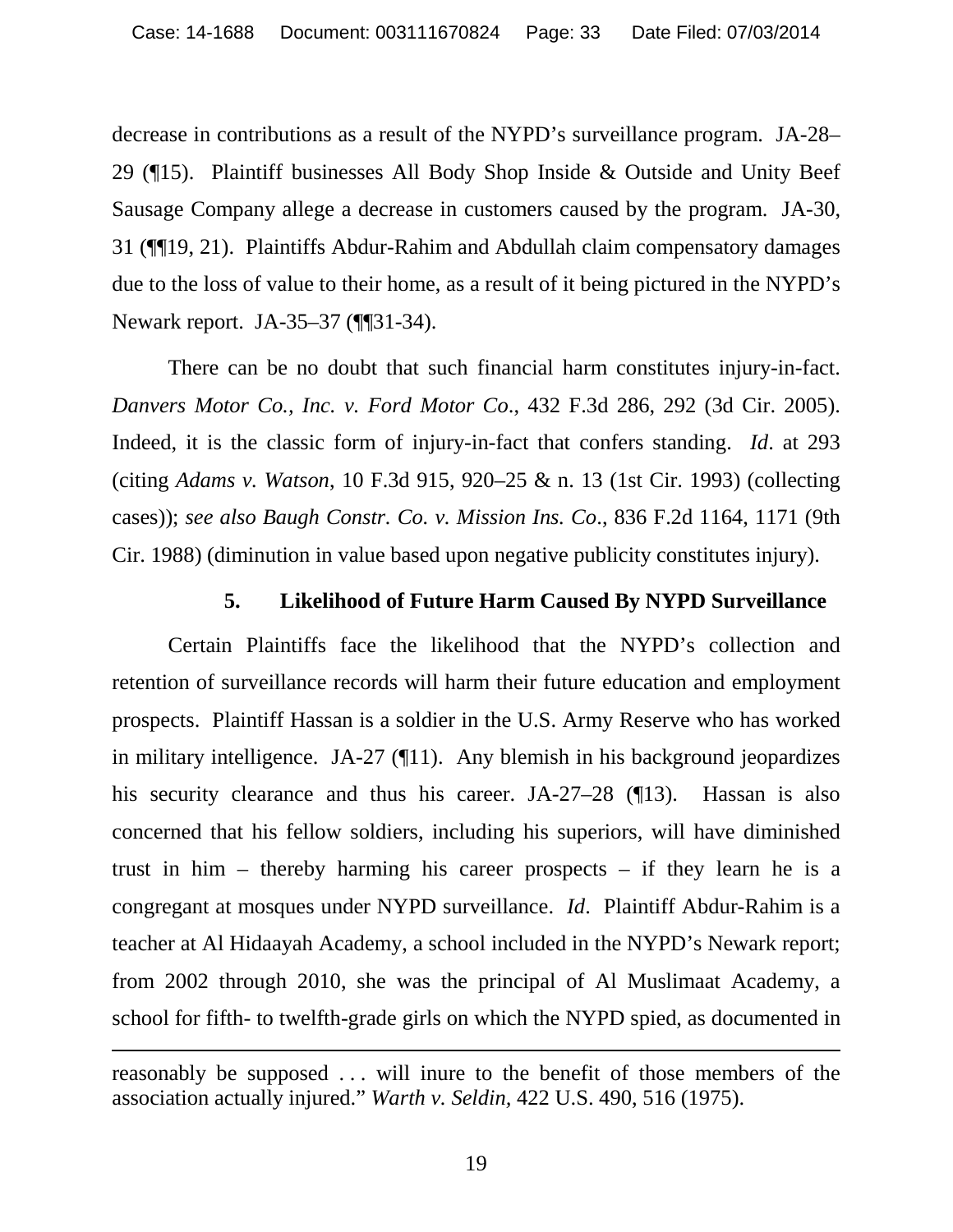decrease in contributions as a result of the NYPD's surveillance program. JA-28–29 (¶15). Plaintiff businesses All Body Shop Inside & Outside and Unity Beef Sausage Company allege a decrease in customers caused by the program. JA-30, 31 (¶¶19, 21). Plaintiffs Abdur-Rahim and Abdullah claim compensatory damages due to the loss of value to their home, as a result of it being pictured in the NYPD's Newark report. JA-35–37 (¶¶31-34).

There can be no doubt that such financial harm constitutes injury-in-fact. *Danvers Motor Co., Inc. v. Ford Motor Co.*, 432 F.3d 286, 292 (3d Cir. 2005). Indeed, it is the classic form of injury-in-fact that confers standing. *Id*. at 293 (citing *Adams v. Watson*, 10 F.3d 915, 920–25 & n. 13 (1st Cir. 1993) (collecting cases)); *see also Baugh Constr. Co. v. Mission Ins. Co*., 836 F.2d 1164, 1171 (9th Cir. 1988) (diminution in value based upon negative publicity constitutes injury).

### 5. Likelihood of Future Harm Caused By NYPD Surveillance

Certain Plaintiffs face the likelihood that the NYPD's collection and retention of surveillance records will harm their future education and employment prospects. Plaintiff Hassan is a soldier in the U.S. Army Reserve who has worked in military intelligence. JA-27 (¶11). Any blemish in his background jeopardizes his security clearance and thus his career. JA-27–28 (¶13). Hassan is also concerned that his fellow soldiers, including his superiors, will have diminished trust in him – thereby harming his career prospects – if they learn he is a congregant at mosques under NYPD surveillance. *Id*. Plaintiff Abdur-Rahim is a teacher at Al Hidaayah Academy, a school included in the NYPD's Newark report; from 2002 through 2010, she was the principal of Al Muslimaat Academy, a school for fifth- to twelfth-grade girls on which the NYPD spied, as documented in

---

reasonably be supposed . . . will inure to the benefit of those members of the association actually injured." *Warth v. Seldin*, 422 U.S. 490, 516 (1975).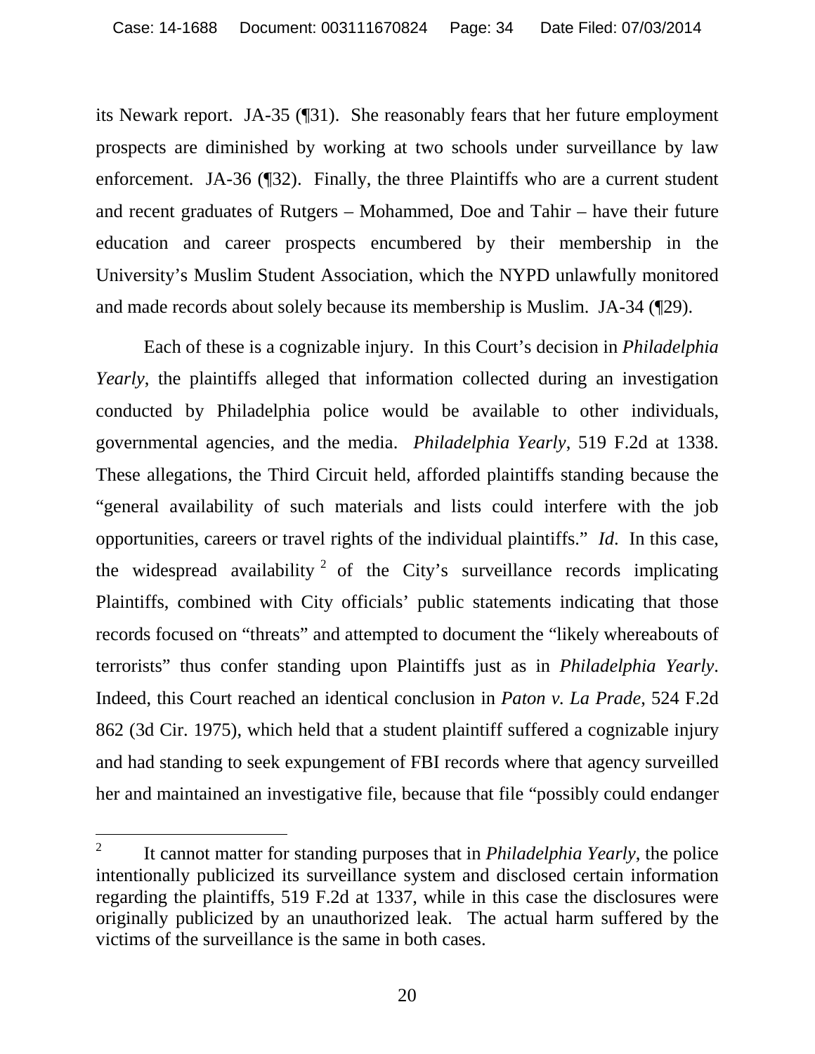its Newark report. JA-35 (¶31). She reasonably fears that her future employment prospects are diminished by working at two schools under surveillance by law enforcement. JA-36 (¶32). Finally, the three Plaintiffs who are a current student and recent graduates of Rutgers – Mohammed, Doe and Tahir – have their future education and career prospects encumbered by their membership in the University's Muslim Student Association, which the NYPD unlawfully monitored and made records about solely because its membership is Muslim. JA-34 (¶29).

Each of these is a cognizable injury. In this Court's decision in *Philadelphia Yearly*, the plaintiffs alleged that information collected during an investigation conducted by Philadelphia police would be available to other individuals, governmental agencies, and the media. *Philadelphia Yearly*, 519 F.2d at 1338. These allegations, the Third Circuit held, afforded plaintiffs standing because the "general availability of such materials and lists could interfere with the job opportunities, careers or travel rights of the individual plaintiffs." *Id*. In this case, the widespread availability[2] of the City's surveillance records implicating Plaintiffs, combined with City officials' public statements indicating that those records focused on "threats" and attempted to document the "likely whereabouts of terrorists" thus confer standing upon Plaintiffs just as in *Philadelphia Yearly*. Indeed, this Court reached an identical conclusion in *Paton v. La Prade*, 524 F.2d 862 (3d Cir. 1975), which held that a student plaintiff suffered a cognizable injury and had standing to seek expungement of FBI records where that agency surveilled her and maintained an investigative file, because that file "possibly could endanger

[2] It cannot matter for standing purposes that in *Philadelphia Yearly*, the police intentionally publicized its surveillance system and disclosed certain information regarding the plaintiffs, 519 F.2d at 1337, while in this case the disclosures were originally publicized by an unauthorized leak. The actual harm suffered by the victims of the surveillance is the same in both cases.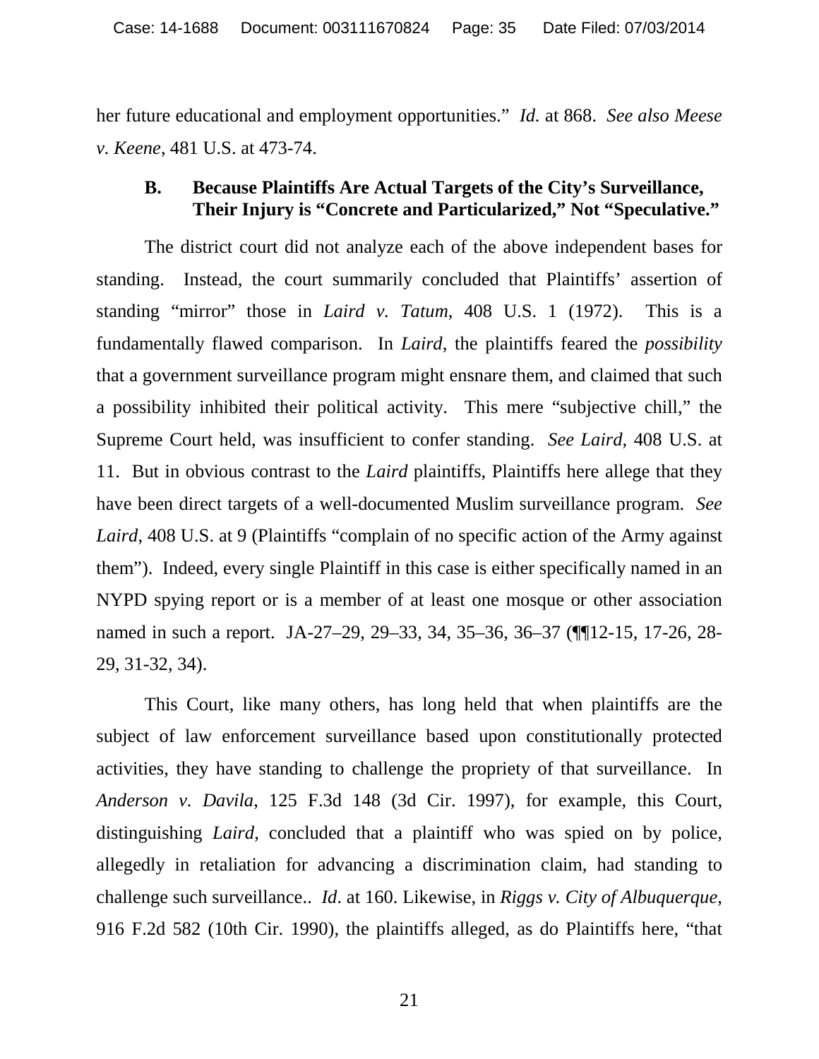her future educational and employment opportunities." *Id.* at 868. *See also Meese v. Keene*, 481 U.S. at 473-74.

### B. Because Plaintiffs Are Actual Targets of the City's Surveillance, Their Injury is "Concrete and Particularized," Not "Speculative."

The district court did not analyze each of the above independent bases for standing. Instead, the court summarily concluded that Plaintiffs' assertion of standing "mirror" those in *Laird v. Tatum*, 408 U.S. 1 (1972). This is a fundamentally flawed comparison. In *Laird*, the plaintiffs feared the *possibility* that a government surveillance program might ensnare them, and claimed that such a possibility inhibited their political activity. This mere "subjective chill," the Supreme Court held, was insufficient to confer standing. *See Laird*, 408 U.S. at 11. But in obvious contrast to the *Laird* plaintiffs, Plaintiffs here allege that they have been direct targets of a well-documented Muslim surveillance program. *See Laird*, 408 U.S. at 9 (Plaintiffs "complain of no specific action of the Army against them"). Indeed, every single Plaintiff in this case is either specifically named in an NYPD spying report or is a member of at least one mosque or other association named in such a report. JA-27–29, 29–33, 34, 35–36, 36–37 (¶¶12-15, 17-26, 28-29, 31-32, 34).

This Court, like many others, has long held that when plaintiffs are the subject of law enforcement surveillance based upon constitutionally protected activities, they have standing to challenge the propriety of that surveillance. In *Anderson v. Davila*, 125 F.3d 148 (3d Cir. 1997), for example, this Court, distinguishing *Laird*, concluded that a plaintiff who was spied on by police, allegedly in retaliation for advancing a discrimination claim, had standing to challenge such surveillance.. *Id*. at 160. Likewise, in *Riggs v. City of Albuquerque*, 916 F.2d 582 (10th Cir. 1990), the plaintiffs alleged, as do Plaintiffs here, "that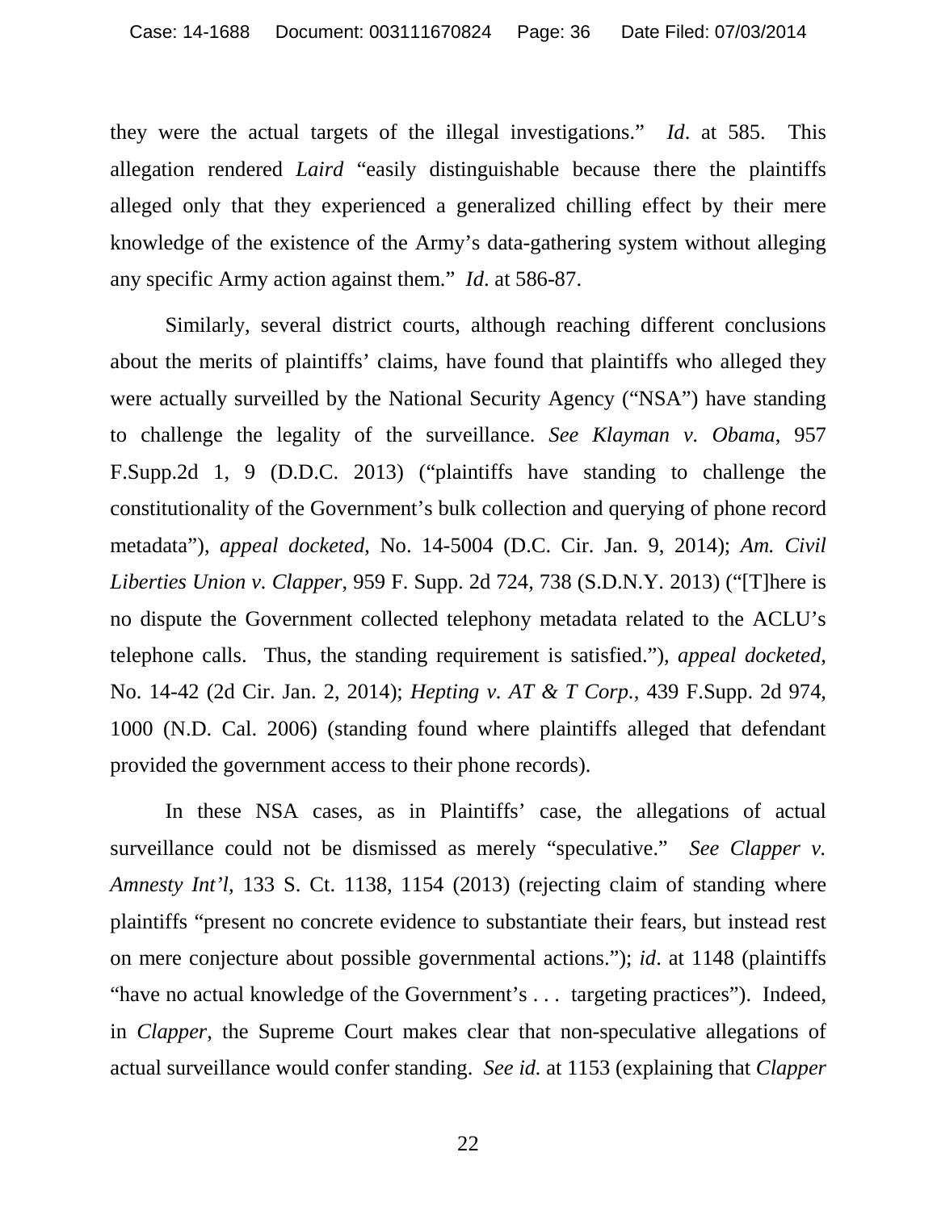they were the actual targets of the illegal investigations." *Id*. at 585. This allegation rendered *Laird* "easily distinguishable because there the plaintiffs alleged only that they experienced a generalized chilling effect by their mere knowledge of the existence of the Army's data-gathering system without alleging any specific Army action against them." *Id*. at 586-87.

Similarly, several district courts, although reaching different conclusions about the merits of plaintiffs' claims, have found that plaintiffs who alleged they were actually surveilled by the National Security Agency ("NSA") have standing to challenge the legality of the surveillance. *See Klayman v. Obama*, 957 F.Supp.2d 1, 9 (D.D.C. 2013) ("plaintiffs have standing to challenge the constitutionality of the Government's bulk collection and querying of phone record metadata"), *appeal docketed*, No. 14-5004 (D.C. Cir. Jan. 9, 2014); *Am. Civil Liberties Union v. Clapper*, 959 F. Supp. 2d 724, 738 (S.D.N.Y. 2013) ("[T]here is no dispute the Government collected telephony metadata related to the ACLU's telephone calls. Thus, the standing requirement is satisfied."), *appeal docketed*, No. 14-42 (2d Cir. Jan. 2, 2014); *Hepting v. AT & T Corp.*, 439 F.Supp. 2d 974, 1000 (N.D. Cal. 2006) (standing found where plaintiffs alleged that defendant provided the government access to their phone records).

In these NSA cases, as in Plaintiffs' case, the allegations of actual surveillance could not be dismissed as merely "speculative." *See Clapper v. Amnesty Int'l*, 133 S. Ct. 1138, 1154 (2013) (rejecting claim of standing where plaintiffs "present no concrete evidence to substantiate their fears, but instead rest on mere conjecture about possible governmental actions."); *id*. at 1148 (plaintiffs "have no actual knowledge of the Government's . . . targeting practices"). Indeed, in *Clapper*, the Supreme Court makes clear that non-speculative allegations of actual surveillance would confer standing. *See id.* at 1153 (explaining that *Clapper*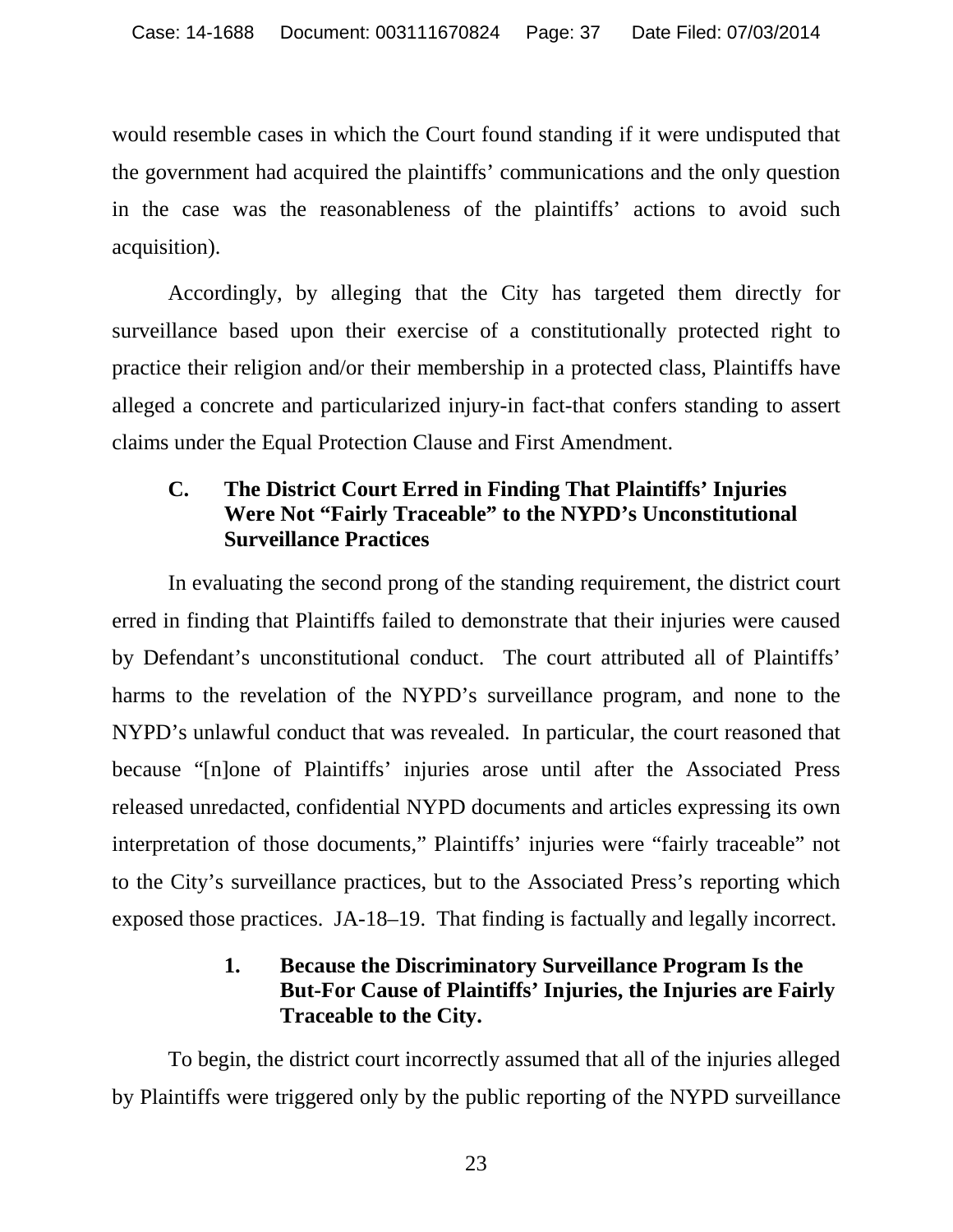would resemble cases in which the Court found standing if it were undisputed that the government had acquired the plaintiffs' communications and the only question in the case was the reasonableness of the plaintiffs' actions to avoid such acquisition).

Accordingly, by alleging that the City has targeted them directly for surveillance based upon their exercise of a constitutionally protected right to practice their religion and/or their membership in a protected class, Plaintiffs have alleged a concrete and particularized injury-in fact-that confers standing to assert claims under the Equal Protection Clause and First Amendment.

### C. The District Court Erred in Finding That Plaintiffs' Injuries Were Not "Fairly Traceable" to the NYPD's Unconstitutional Surveillance Practices

In evaluating the second prong of the standing requirement, the district court erred in finding that Plaintiffs failed to demonstrate that their injuries were caused by Defendant's unconstitutional conduct. The court attributed all of Plaintiffs' harms to the revelation of the NYPD's surveillance program, and none to the NYPD's unlawful conduct that was revealed. In particular, the court reasoned that because "[n]one of Plaintiffs' injuries arose until after the Associated Press released unredacted, confidential NYPD documents and articles expressing its own interpretation of those documents," Plaintiffs' injuries were "fairly traceable" not to the City's surveillance practices, but to the Associated Press's reporting which exposed those practices. JA-18–19. That finding is factually and legally incorrect.

#### 1. Because the Discriminatory Surveillance Program Is the But-For Cause of Plaintiffs' Injuries, the Injuries are Fairly Traceable to the City.

To begin, the district court incorrectly assumed that all of the injuries alleged by Plaintiffs were triggered only by the public reporting of the NYPD surveillance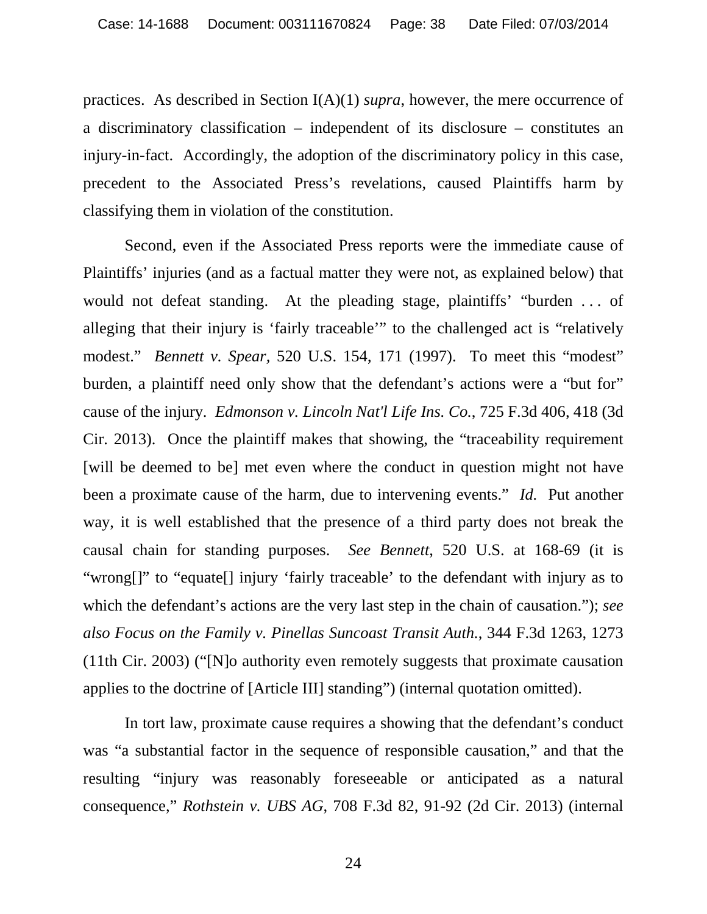practices. As described in Section I(A)(1) *supra*, however, the mere occurrence of a discriminatory classification – independent of its disclosure – constitutes an injury-in-fact. Accordingly, the adoption of the discriminatory policy in this case, precedent to the Associated Press's revelations, caused Plaintiffs harm by classifying them in violation of the constitution.

Second, even if the Associated Press reports were the immediate cause of Plaintiffs' injuries (and as a factual matter they were not, as explained below) that would not defeat standing. At the pleading stage, plaintiffs' "burden . . . of alleging that their injury is 'fairly traceable'" to the challenged act is "relatively modest." *Bennett v. Spear*, 520 U.S. 154, 171 (1997). To meet this "modest" burden, a plaintiff need only show that the defendant's actions were a "but for" cause of the injury. *Edmonson v. Lincoln Nat'l Life Ins. Co.*, 725 F.3d 406, 418 (3d Cir. 2013). Once the plaintiff makes that showing, the "traceability requirement [will be deemed to be] met even where the conduct in question might not have been a proximate cause of the harm, due to intervening events." *Id.* Put another way, it is well established that the presence of a third party does not break the causal chain for standing purposes. *See Bennett*, 520 U.S. at 168-69 (it is "wrong[]" to "equate[] injury 'fairly traceable' to the defendant with injury as to which the defendant's actions are the very last step in the chain of causation."); *see also Focus on the Family v. Pinellas Suncoast Transit Auth.*, 344 F.3d 1263, 1273 (11th Cir. 2003) ("[N]o authority even remotely suggests that proximate causation applies to the doctrine of [Article III] standing") (internal quotation omitted).

In tort law, proximate cause requires a showing that the defendant's conduct was "a substantial factor in the sequence of responsible causation," and that the resulting "injury was reasonably foreseeable or anticipated as a natural consequence," *Rothstein v. UBS AG*, 708 F.3d 82, 91-92 (2d Cir. 2013) (internal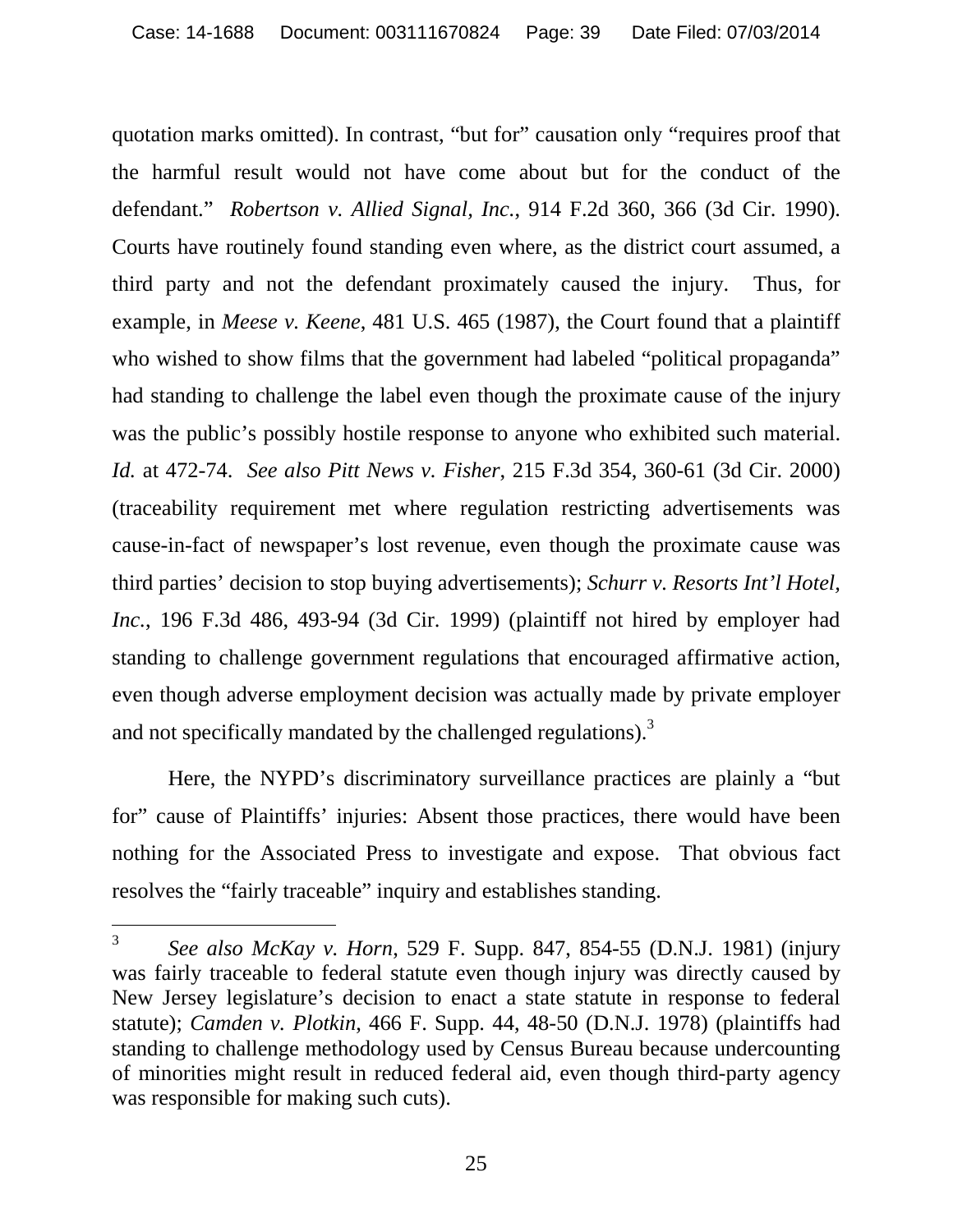quotation marks omitted). In contrast, "but for" causation only "requires proof that the harmful result would not have come about but for the conduct of the defendant." *Robertson v. Allied Signal, Inc.*, 914 F.2d 360, 366 (3d Cir. 1990). Courts have routinely found standing even where, as the district court assumed, a third party and not the defendant proximately caused the injury. Thus, for example, in *Meese v. Keene*, 481 U.S. 465 (1987), the Court found that a plaintiff who wished to show films that the government had labeled "political propaganda" had standing to challenge the label even though the proximate cause of the injury was the public's possibly hostile response to anyone who exhibited such material. *Id.* at 472-74. *See also Pitt News v. Fisher*, 215 F.3d 354, 360-61 (3d Cir. 2000) (traceability requirement met where regulation restricting advertisements was cause-in-fact of newspaper's lost revenue, even though the proximate cause was third parties' decision to stop buying advertisements); *Schurr v. Resorts Int'l Hotel, Inc.*, 196 F.3d 486, 493-94 (3d Cir. 1999) (plaintiff not hired by employer had standing to challenge government regulations that encouraged affirmative action, even though adverse employment decision was actually made by private employer and not specifically mandated by the challenged regulations).[3]

Here, the NYPD's discriminatory surveillance practices are plainly a "but for" cause of Plaintiffs' injuries: Absent those practices, there would have been nothing for the Associated Press to investigate and expose. That obvious fact resolves the "fairly traceable" inquiry and establishes standing.

---

[3] *See also McKay v. Horn*, 529 F. Supp. 847, 854-55 (D.N.J. 1981) (injury was fairly traceable to federal statute even though injury was directly caused by New Jersey legislature's decision to enact a state statute in response to federal statute); *Camden v. Plotkin*, 466 F. Supp. 44, 48-50 (D.N.J. 1978) (plaintiffs had standing to challenge methodology used by Census Bureau because undercounting of minorities might result in reduced federal aid, even though third-party agency was responsible for making such cuts).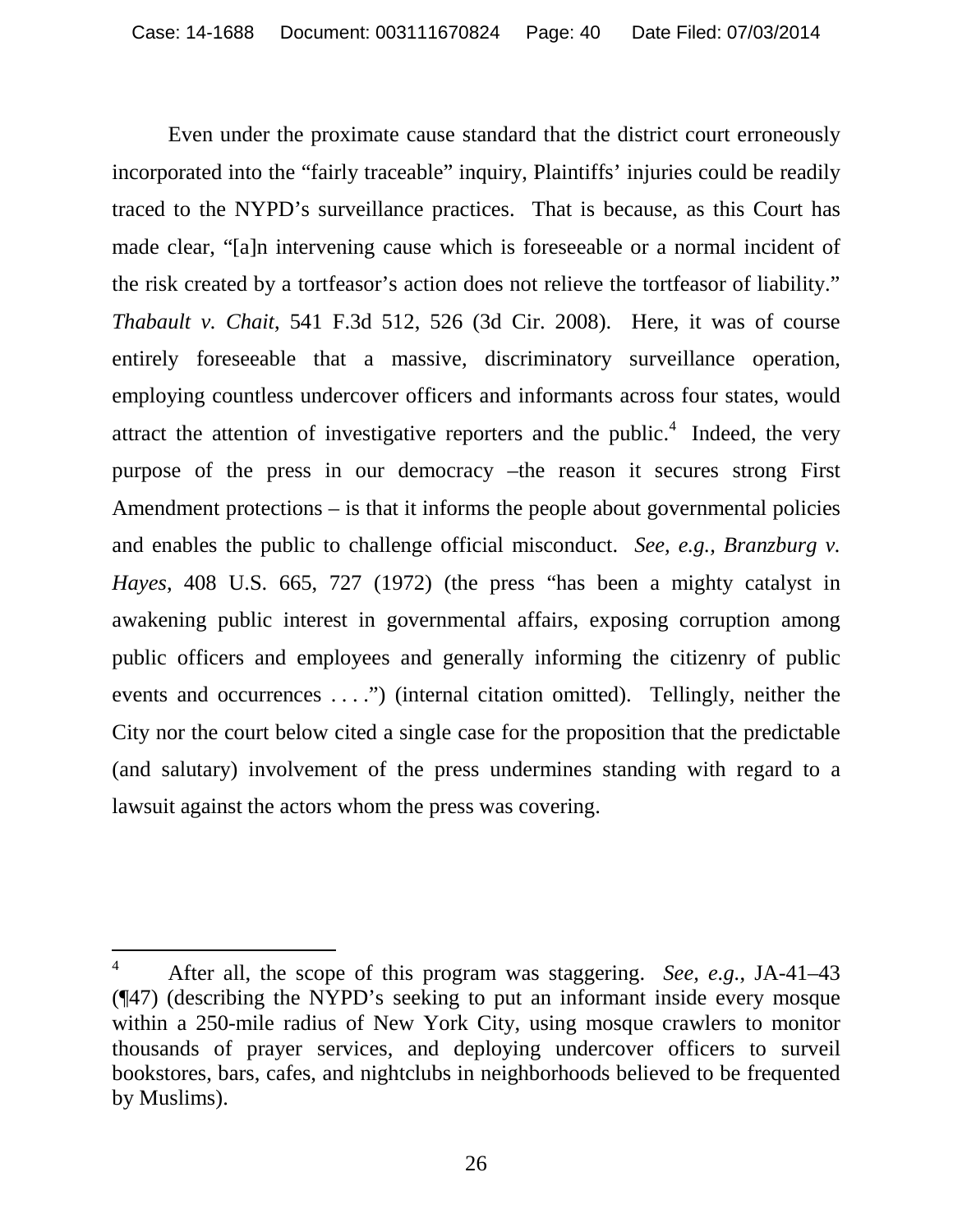Even under the proximate cause standard that the district court erroneously incorporated into the "fairly traceable" inquiry, Plaintiffs' injuries could be readily traced to the NYPD's surveillance practices. That is because, as this Court has made clear, "[a]n intervening cause which is foreseeable or a normal incident of the risk created by a tortfeasor's action does not relieve the tortfeasor of liability." *Thabault v. Chait*, 541 F.3d 512, 526 (3d Cir. 2008). Here, it was of course entirely foreseeable that a massive, discriminatory surveillance operation, employing countless undercover officers and informants across four states, would attract the attention of investigative reporters and the public.[4] Indeed, the very purpose of the press in our democracy –the reason it secures strong First Amendment protections – is that it informs the people about governmental policies and enables the public to challenge official misconduct. *See, e.g., Branzburg v. Hayes*, 408 U.S. 665, 727 (1972) (the press "has been a mighty catalyst in awakening public interest in governmental affairs, exposing corruption among public officers and employees and generally informing the citizenry of public events and occurrences . . . .") (internal citation omitted). Tellingly, neither the City nor the court below cited a single case for the proposition that the predictable (and salutary) involvement of the press undermines standing with regard to a lawsuit against the actors whom the press was covering.

---

[4] After all, the scope of this program was staggering. *See, e.g.*, JA-41–43 (¶47) (describing the NYPD's seeking to put an informant inside every mosque within a 250-mile radius of New York City, using mosque crawlers to monitor thousands of prayer services, and deploying undercover officers to surveil bookstores, bars, cafes, and nightclubs in neighborhoods believed to be frequented by Muslims).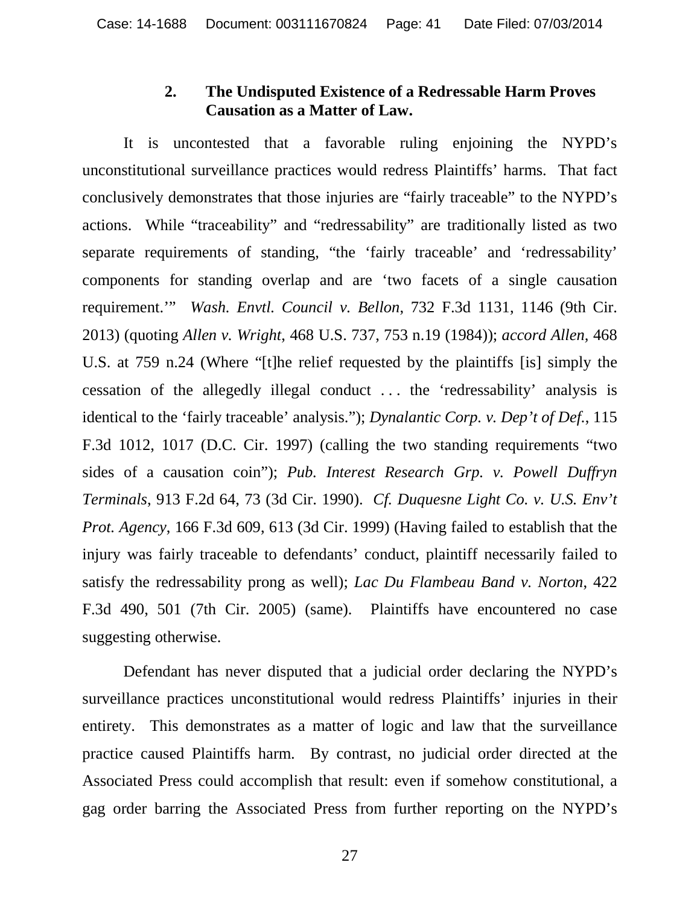### 2. The Undisputed Existence of a Redressable Harm Proves Causation as a Matter of Law.

It is uncontested that a favorable ruling enjoining the NYPD's unconstitutional surveillance practices would redress Plaintiffs' harms. That fact conclusively demonstrates that those injuries are "fairly traceable" to the NYPD's actions. While "traceability" and "redressability" are traditionally listed as two separate requirements of standing, "the 'fairly traceable' and 'redressability' components for standing overlap and are 'two facets of a single causation requirement.'" *Wash. Envtl. Council v. Bellon*, 732 F.3d 1131, 1146 (9th Cir. 2013) (quoting *Allen v. Wright*, 468 U.S. 737, 753 n.19 (1984)); *accord Allen*, 468 U.S. at 759 n.24 (Where "[t]he relief requested by the plaintiffs [is] simply the cessation of the allegedly illegal conduct . . . the 'redressability' analysis is identical to the 'fairly traceable' analysis."); *Dynalantic Corp. v. Dep't of Def.*, 115 F.3d 1012, 1017 (D.C. Cir. 1997) (calling the two standing requirements "two sides of a causation coin"); *Pub. Interest Research Grp. v. Powell Duffryn Terminals*, 913 F.2d 64, 73 (3d Cir. 1990). *Cf. Duquesne Light Co. v. U.S. Env't Prot. Agency*, 166 F.3d 609, 613 (3d Cir. 1999) (Having failed to establish that the injury was fairly traceable to defendants' conduct, plaintiff necessarily failed to satisfy the redressability prong as well); *Lac Du Flambeau Band v. Norton*, 422 F.3d 490, 501 (7th Cir. 2005) (same). Plaintiffs have encountered no case suggesting otherwise.

Defendant has never disputed that a judicial order declaring the NYPD's surveillance practices unconstitutional would redress Plaintiffs' injuries in their entirety. This demonstrates as a matter of logic and law that the surveillance practice caused Plaintiffs harm. By contrast, no judicial order directed at the Associated Press could accomplish that result: even if somehow constitutional, a gag order barring the Associated Press from further reporting on the NYPD's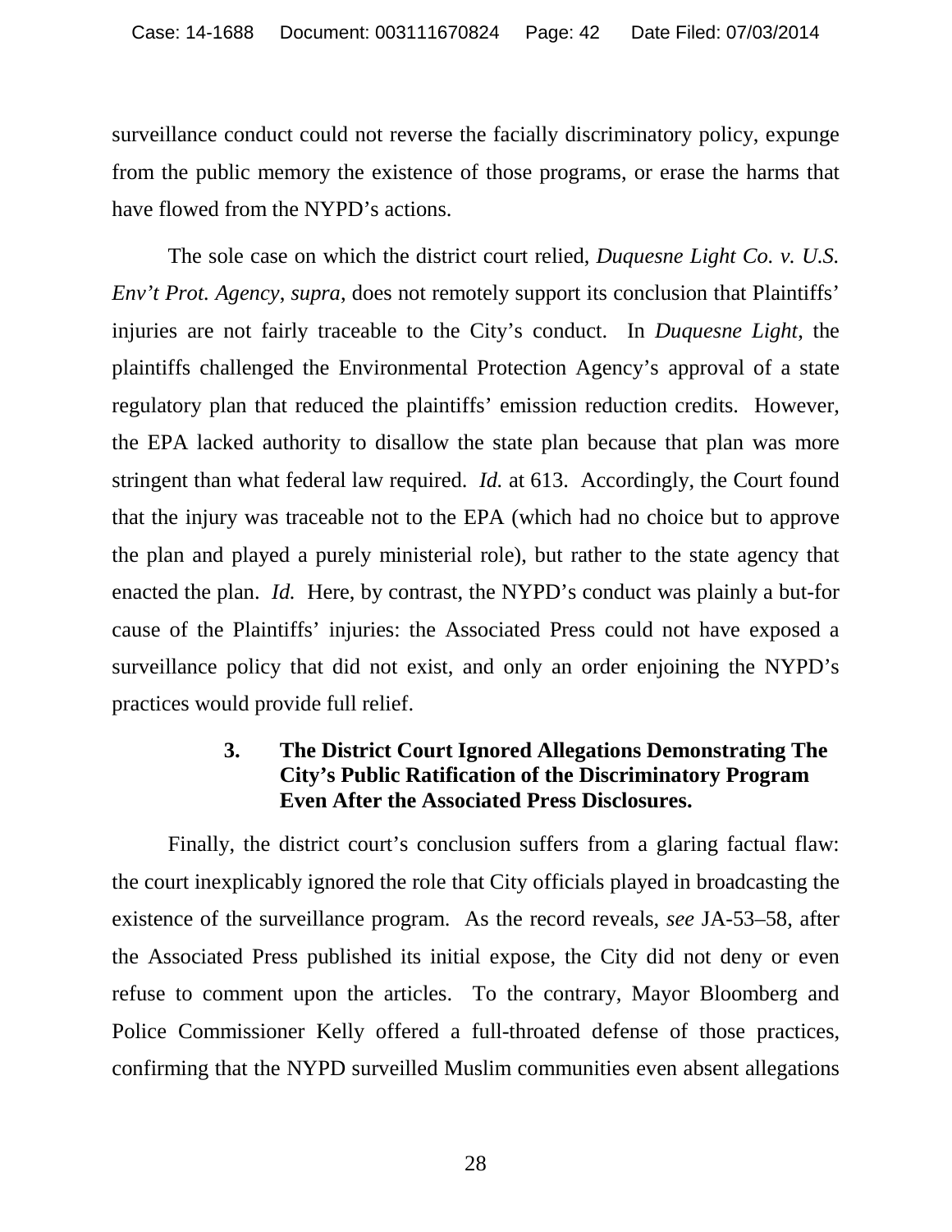surveillance conduct could not reverse the facially discriminatory policy, expunge from the public memory the existence of those programs, or erase the harms that have flowed from the NYPD's actions.

The sole case on which the district court relied, *Duquesne Light Co. v. U.S. Env't Prot. Agency*, *supra*, does not remotely support its conclusion that Plaintiffs' injuries are not fairly traceable to the City's conduct. In *Duquesne Light*, the plaintiffs challenged the Environmental Protection Agency's approval of a state regulatory plan that reduced the plaintiffs' emission reduction credits. However, the EPA lacked authority to disallow the state plan because that plan was more stringent than what federal law required. *Id.* at 613. Accordingly, the Court found that the injury was traceable not to the EPA (which had no choice but to approve the plan and played a purely ministerial role), but rather to the state agency that enacted the plan. *Id.* Here, by contrast, the NYPD's conduct was plainly a but-for cause of the Plaintiffs' injuries: the Associated Press could not have exposed a surveillance policy that did not exist, and only an order enjoining the NYPD's practices would provide full relief.

### 3. The District Court Ignored Allegations Demonstrating The City's Public Ratification of the Discriminatory Program Even After the Associated Press Disclosures.

Finally, the district court's conclusion suffers from a glaring factual flaw: the court inexplicably ignored the role that City officials played in broadcasting the existence of the surveillance program. As the record reveals, *see* JA-53–58, after the Associated Press published its initial expose, the City did not deny or even refuse to comment upon the articles. To the contrary, Mayor Bloomberg and Police Commissioner Kelly offered a full-throated defense of those practices, confirming that the NYPD surveilled Muslim communities even absent allegations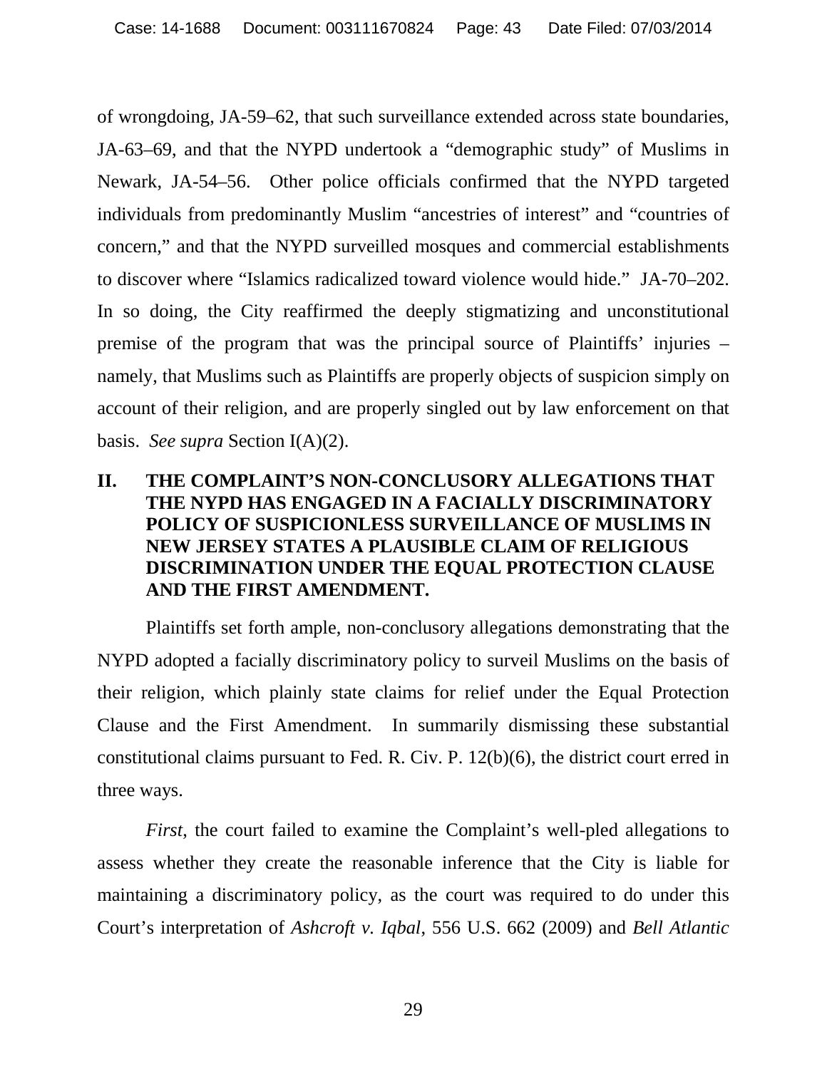of wrongdoing, JA-59–62, that such surveillance extended across state boundaries, JA-63–69, and that the NYPD undertook a "demographic study" of Muslims in Newark, JA-54–56. Other police officials confirmed that the NYPD targeted individuals from predominantly Muslim "ancestries of interest" and "countries of concern," and that the NYPD surveilled mosques and commercial establishments to discover where "Islamics radicalized toward violence would hide." JA-70–202. In so doing, the City reaffirmed the deeply stigmatizing and unconstitutional premise of the program that was the principal source of Plaintiffs' injuries – namely, that Muslims such as Plaintiffs are properly objects of suspicion simply on account of their religion, and are properly singled out by law enforcement on that basis. *See supra* Section I(A)(2).

## II. THE COMPLAINT'S NON-CONCLUSORY ALLEGATIONS THAT THE NYPD HAS ENGAGED IN A FACIALLY DISCRIMINATORY POLICY OF SUSPICIONLESS SURVEILLANCE OF MUSLIMS IN NEW JERSEY STATES A PLAUSIBLE CLAIM OF RELIGIOUS DISCRIMINATION UNDER THE EQUAL PROTECTION CLAUSE AND THE FIRST AMENDMENT.

Plaintiffs set forth ample, non-conclusory allegations demonstrating that the NYPD adopted a facially discriminatory policy to surveil Muslims on the basis of their religion, which plainly state claims for relief under the Equal Protection Clause and the First Amendment. In summarily dismissing these substantial constitutional claims pursuant to Fed. R. Civ. P. 12(b)(6), the district court erred in three ways.

*First*, the court failed to examine the Complaint's well-pled allegations to assess whether they create the reasonable inference that the City is liable for maintaining a discriminatory policy, as the court was required to do under this Court's interpretation of *Ashcroft v. Iqbal*, 556 U.S. 662 (2009) and *Bell Atlantic*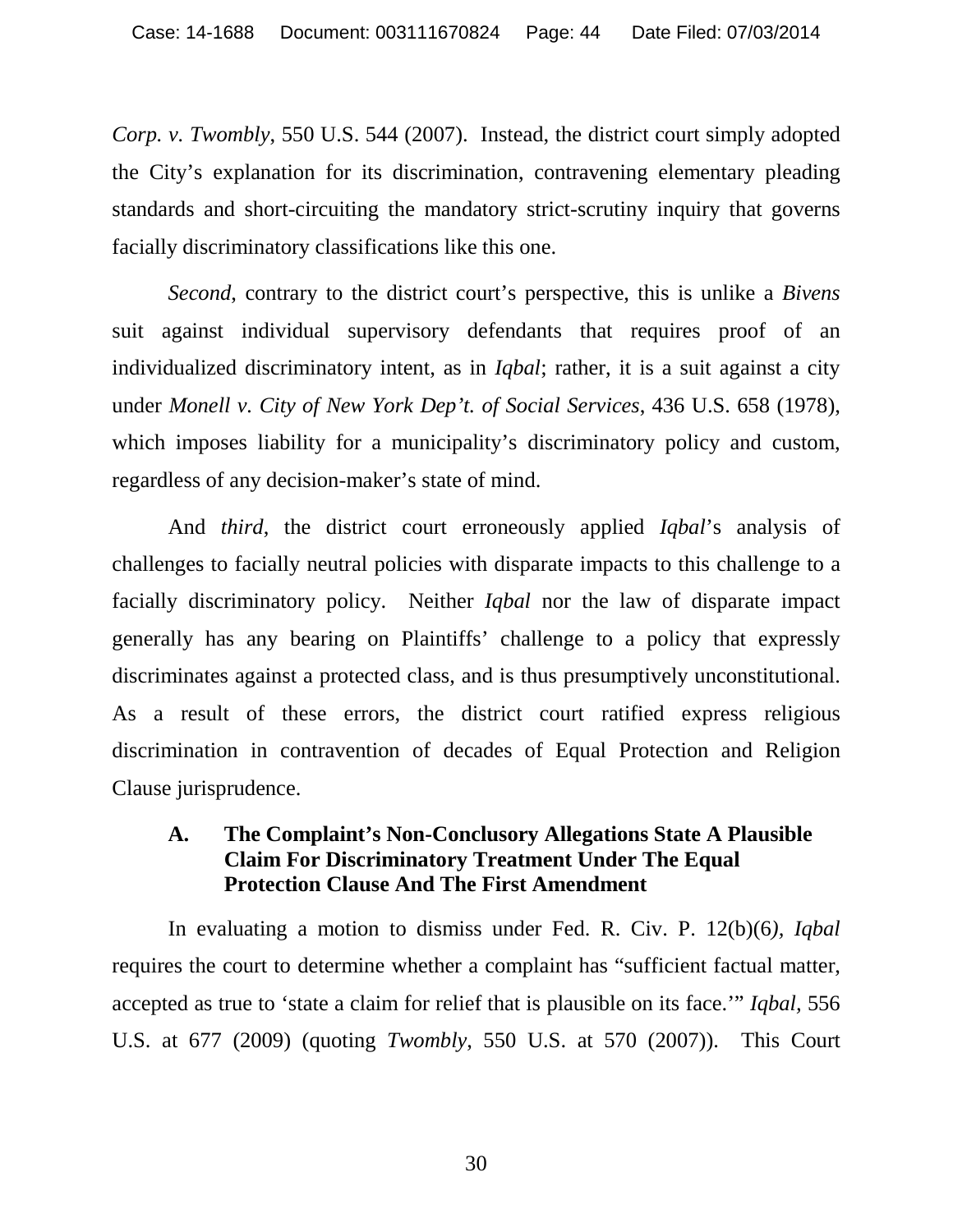*Corp. v. Twombly*, 550 U.S. 544 (2007). Instead, the district court simply adopted the City's explanation for its discrimination, contravening elementary pleading standards and short-circuiting the mandatory strict-scrutiny inquiry that governs facially discriminatory classifications like this one.

*Second*, contrary to the district court's perspective, this is unlike a *Bivens* suit against individual supervisory defendants that requires proof of an individualized discriminatory intent, as in *Iqbal*; rather, it is a suit against a city under *Monell v. City of New York Dep't. of Social Services*, 436 U.S. 658 (1978), which imposes liability for a municipality's discriminatory policy and custom, regardless of any decision-maker's state of mind.

And *third*, the district court erroneously applied *Iqbal*'s analysis of challenges to facially neutral policies with disparate impacts to this challenge to a facially discriminatory policy. Neither *Iqbal* nor the law of disparate impact generally has any bearing on Plaintiffs' challenge to a policy that expressly discriminates against a protected class, and is thus presumptively unconstitutional. As a result of these errors, the district court ratified express religious discrimination in contravention of decades of Equal Protection and Religion Clause jurisprudence.

### A. The Complaint's Non-Conclusory Allegations State A Plausible Claim For Discriminatory Treatment Under The Equal Protection Clause And The First Amendment

In evaluating a motion to dismiss under Fed. R. Civ. P. 12(b)(6), *Iqbal* requires the court to determine whether a complaint has "sufficient factual matter, accepted as true to 'state a claim for relief that is plausible on its face.'" *Iqbal*, 556 U.S. at 677 (2009) (quoting *Twombly*, 550 U.S. at 570 (2007)). This Court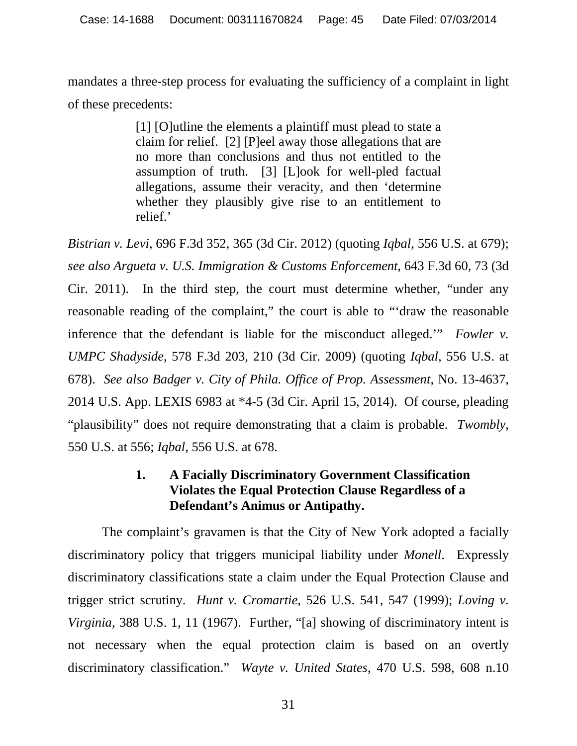mandates a three-step process for evaluating the sufficiency of a complaint in light of these precedents:

> [1] [O]utline the elements a plaintiff must plead to state a claim for relief. [2] [P]eel away those allegations that are no more than conclusions and thus not entitled to the assumption of truth. [3] [L]ook for well-pled factual allegations, assume their veracity, and then 'determine whether they plausibly give rise to an entitlement to relief.'

*Bistrian v. Levi*, 696 F.3d 352, 365 (3d Cir. 2012) (quoting *Iqbal*, 556 U.S. at 679); *see also Argueta v. U.S. Immigration & Customs Enforcement*, 643 F.3d 60, 73 (3d Cir. 2011). In the third step, the court must determine whether, "under any reasonable reading of the complaint," the court is able to "'draw the reasonable inference that the defendant is liable for the misconduct alleged.'" *Fowler v. UMPC Shadyside*, 578 F.3d 203, 210 (3d Cir. 2009) (quoting *Iqbal*, 556 U.S. at 678). *See also Badger v. City of Phila. Office of Prop. Assessment*, No. 13-4637, 2014 U.S. App. LEXIS 6983 at *4-5 (3d Cir. April 15, 2014). Of course, pleading "plausibility" does not require demonstrating that a claim is probable. *Twombly*, 550 U.S. at 556; *Iqbal*, 556 U.S. at 678.

### 1. A Facially Discriminatory Government Classification Violates the Equal Protection Clause Regardless of a Defendant's Animus or Antipathy.

The complaint's gravamen is that the City of New York adopted a facially discriminatory policy that triggers municipal liability under *Monell*. Expressly discriminatory classifications state a claim under the Equal Protection Clause and trigger strict scrutiny. *Hunt v. Cromartie*, 526 U.S. 541, 547 (1999); *Loving v. Virginia*, 388 U.S. 1, 11 (1967). Further, "[a] showing of discriminatory intent is not necessary when the equal protection claim is based on an overtly discriminatory classification." *Wayte v. United States*, 470 U.S. 598, 608 n.10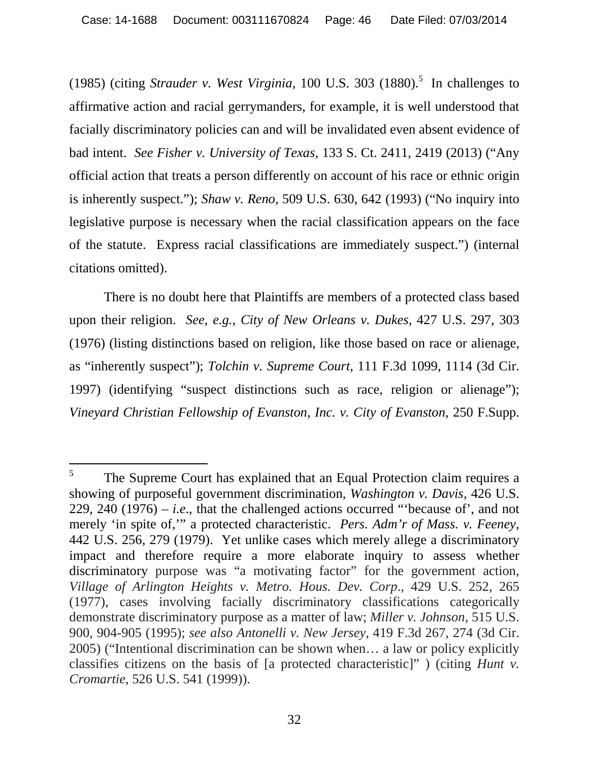(1985) (citing *Strauder v. West Virginia*, 100 U.S. 303 (1880).[5] In challenges to affirmative action and racial gerrymanders, for example, it is well understood that facially discriminatory policies can and will be invalidated even absent evidence of bad intent. *See Fisher v. University of Texas*, 133 S. Ct. 2411, 2419 (2013) ("Any official action that treats a person differently on account of his race or ethnic origin is inherently suspect."); *Shaw v. Reno*, 509 U.S. 630, 642 (1993) ("No inquiry into legislative purpose is necessary when the racial classification appears on the face of the statute. Express racial classifications are immediately suspect.") (internal citations omitted).

There is no doubt here that Plaintiffs are members of a protected class based upon their religion. *See, e.g., City of New Orleans v. Dukes*, 427 U.S. 297, 303 (1976) (listing distinctions based on religion, like those based on race or alienage, as "inherently suspect"); *Tolchin v. Supreme Court*, 111 F.3d 1099, 1114 (3d Cir. 1997) (identifying "suspect distinctions such as race, religion or alienage"); *Vineyard Christian Fellowship of Evanston, Inc. v. City of Evanston*, 250 F.Supp.

---

[5] The Supreme Court has explained that an Equal Protection claim requires a showing of purposeful government discrimination, *Washington v. Davis*, 426 U.S. 229, 240 (1976) – *i.e*., that the challenged actions occurred "'because of', and not merely 'in spite of,'" a protected characteristic. *Pers. Adm'r of Mass. v. Feeney*, 442 U.S. 256, 279 (1979). Yet unlike cases which merely allege a discriminatory impact and therefore require a more elaborate inquiry to assess whether discriminatory purpose was "a motivating factor" for the government action, *Village of Arlington Heights v. Metro. Hous. Dev. Corp*., 429 U.S. 252, 265 (1977), cases involving facially discriminatory classifications categorically demonstrate discriminatory purpose as a matter of law; *Miller v. Johnson*, 515 U.S. 900, 904-905 (1995); *see also Antonelli v. New Jersey*, 419 F.3d 267, 274 (3d Cir. 2005) ("Intentional discrimination can be shown when… a law or policy explicitly classifies citizens on the basis of [a protected characteristic]" ) (citing *Hunt v. Cromartie*, 526 U.S. 541 (1999)).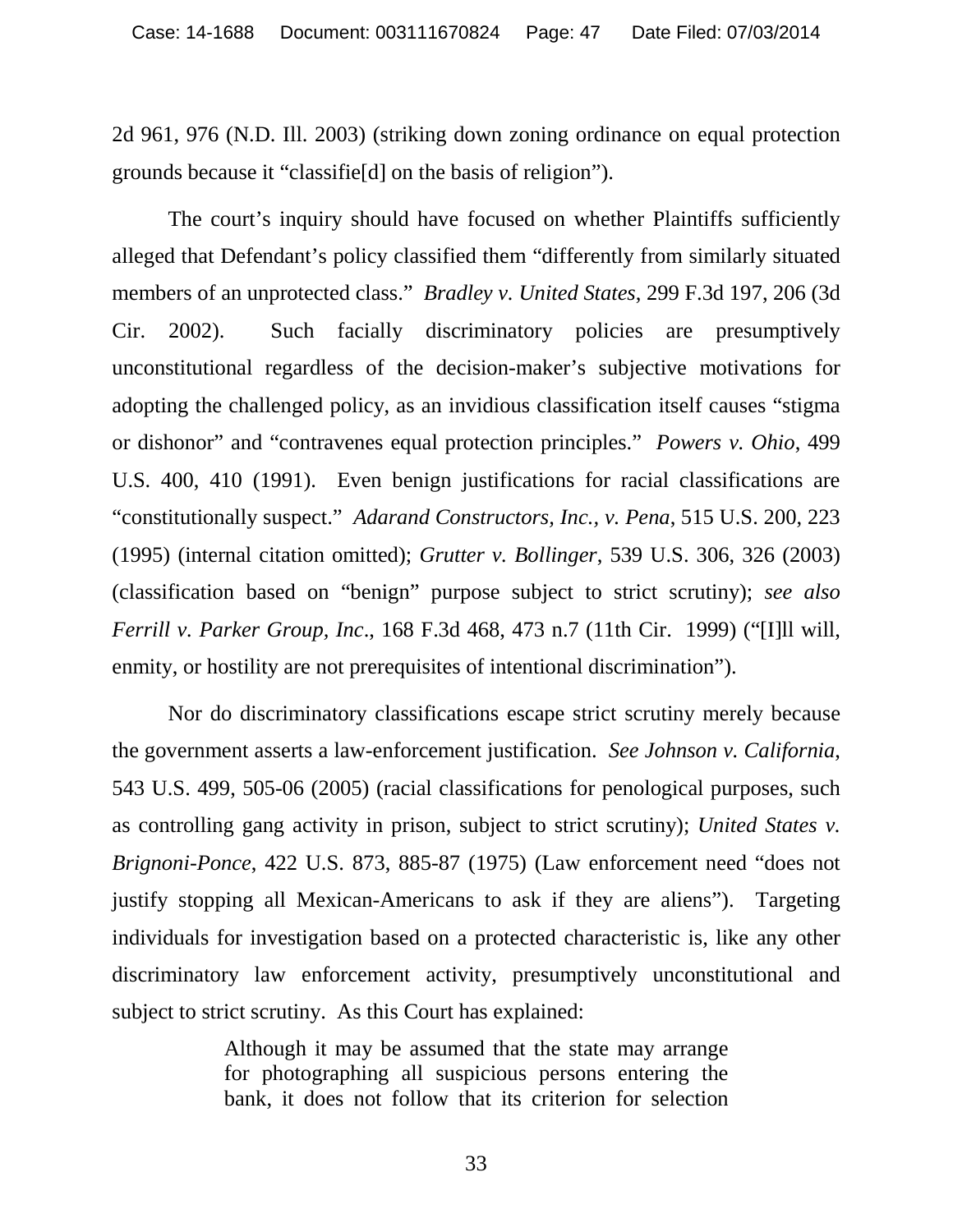2d 961, 976 (N.D. Ill. 2003) (striking down zoning ordinance on equal protection grounds because it "classifie[d] on the basis of religion").

The court's inquiry should have focused on whether Plaintiffs sufficiently alleged that Defendant's policy classified them "differently from similarly situated members of an unprotected class." *Bradley v. United States*, 299 F.3d 197, 206 (3d Cir. 2002). Such facially discriminatory policies are presumptively unconstitutional regardless of the decision-maker's subjective motivations for adopting the challenged policy, as an invidious classification itself causes "stigma or dishonor" and "contravenes equal protection principles." *Powers v. Ohio*, 499 U.S. 400, 410 (1991). Even benign justifications for racial classifications are "constitutionally suspect." *Adarand Constructors, Inc., v. Pena*, 515 U.S. 200, 223 (1995) (internal citation omitted); *Grutter v. Bollinger*, 539 U.S. 306, 326 (2003) (classification based on "benign" purpose subject to strict scrutiny); *see also Ferrill v. Parker Group, Inc*., 168 F.3d 468, 473 n.7 (11th Cir. 1999) ("[I]ll will, enmity, or hostility are not prerequisites of intentional discrimination").

Nor do discriminatory classifications escape strict scrutiny merely because the government asserts a law-enforcement justification. *See Johnson v. California*, 543 U.S. 499, 505-06 (2005) (racial classifications for penological purposes, such as controlling gang activity in prison, subject to strict scrutiny); *United States v. Brignoni-Ponce*, 422 U.S. 873, 885-87 (1975) (Law enforcement need "does not justify stopping all Mexican-Americans to ask if they are aliens"). Targeting individuals for investigation based on a protected characteristic is, like any other discriminatory law enforcement activity, presumptively unconstitutional and subject to strict scrutiny. As this Court has explained:

> Although it may be assumed that the state may arrange for photographing all suspicious persons entering the bank, it does not follow that its criterion for selection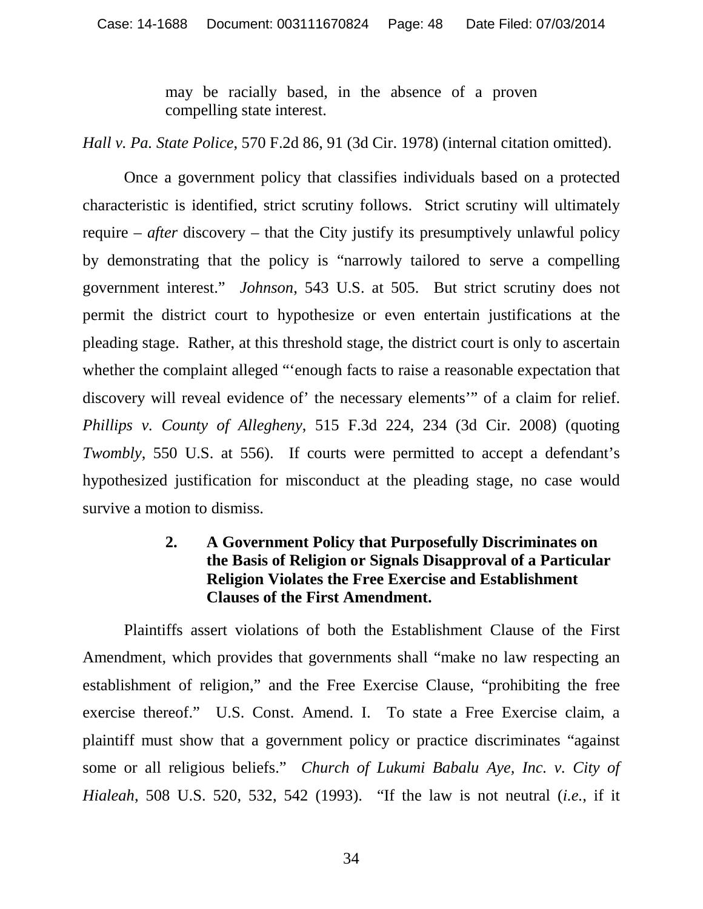> may be racially based, in the absence of a proven compelling state interest.

*Hall v. Pa. State Police*, 570 F.2d 86, 91 (3d Cir. 1978) (internal citation omitted).

Once a government policy that classifies individuals based on a protected characteristic is identified, strict scrutiny follows. Strict scrutiny will ultimately require – *after* discovery – that the City justify its presumptively unlawful policy by demonstrating that the policy is "narrowly tailored to serve a compelling government interest." *Johnson*, 543 U.S. at 505. But strict scrutiny does not permit the district court to hypothesize or even entertain justifications at the pleading stage. Rather, at this threshold stage, the district court is only to ascertain whether the complaint alleged "'enough facts to raise a reasonable expectation that discovery will reveal evidence of' the necessary elements'" of a claim for relief. *Phillips v. County of Allegheny*, 515 F.3d 224, 234 (3d Cir. 2008) (quoting *Twombly*, 550 U.S. at 556). If courts were permitted to accept a defendant's hypothesized justification for misconduct at the pleading stage, no case would survive a motion to dismiss.

#### 2. A Government Policy that Purposefully Discriminates on the Basis of Religion or Signals Disapproval of a Particular Religion Violates the Free Exercise and Establishment Clauses of the First Amendment.

Plaintiffs assert violations of both the Establishment Clause of the First Amendment, which provides that governments shall "make no law respecting an establishment of religion," and the Free Exercise Clause, "prohibiting the free exercise thereof." U.S. Const. Amend. I. To state a Free Exercise claim, a plaintiff must show that a government policy or practice discriminates "against some or all religious beliefs." *Church of Lukumi Babalu Aye, Inc. v. City of Hialeah*, 508 U.S. 520, 532, 542 (1993). "If the law is not neutral (*i.e.*, if it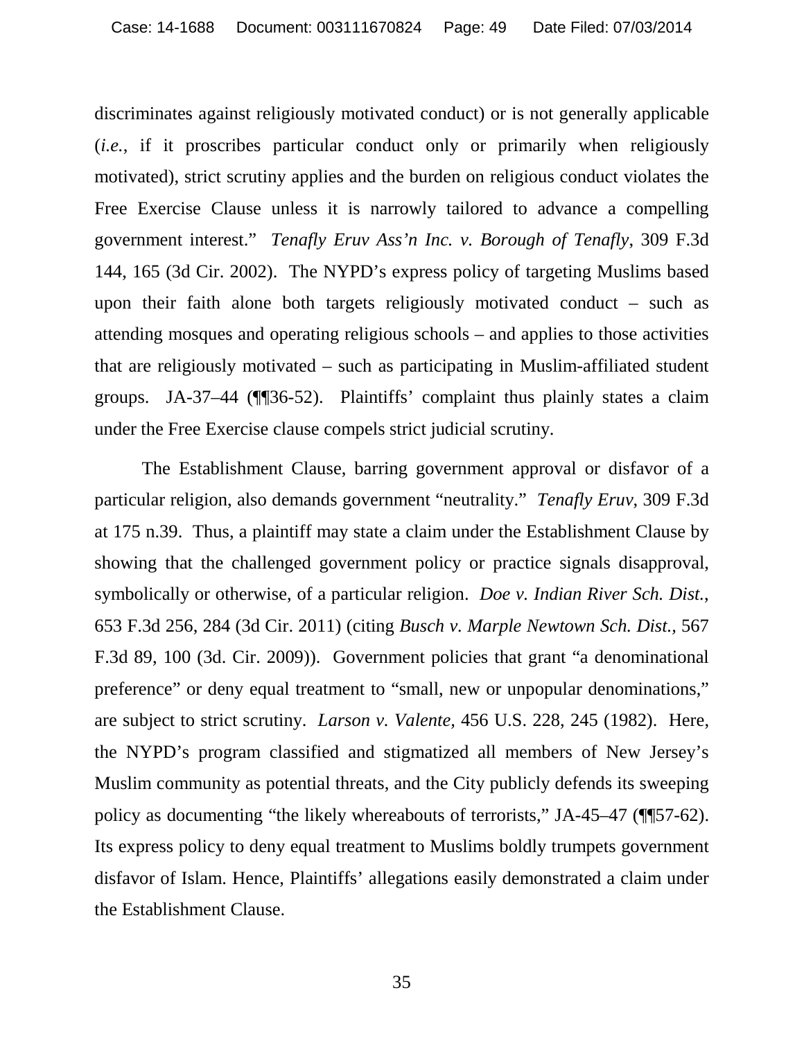discriminates against religiously motivated conduct) or is not generally applicable (*i.e.*, if it proscribes particular conduct only or primarily when religiously motivated), strict scrutiny applies and the burden on religious conduct violates the Free Exercise Clause unless it is narrowly tailored to advance a compelling government interest." *Tenafly Eruv Ass'n Inc. v. Borough of Tenafly*, 309 F.3d 144, 165 (3d Cir. 2002). The NYPD's express policy of targeting Muslims based upon their faith alone both targets religiously motivated conduct – such as attending mosques and operating religious schools – and applies to those activities that are religiously motivated – such as participating in Muslim-affiliated student groups. JA-37–44 (¶¶36-52). Plaintiffs' complaint thus plainly states a claim under the Free Exercise clause compels strict judicial scrutiny.

The Establishment Clause, barring government approval or disfavor of a particular religion, also demands government "neutrality." *Tenafly Eruv*, 309 F.3d at 175 n.39. Thus, a plaintiff may state a claim under the Establishment Clause by showing that the challenged government policy or practice signals disapproval, symbolically or otherwise, of a particular religion. *Doe v. Indian River Sch. Dist.*, 653 F.3d 256, 284 (3d Cir. 2011) (citing *Busch v. Marple Newtown Sch. Dist.*, 567 F.3d 89, 100 (3d. Cir. 2009)). Government policies that grant "a denominational preference" or deny equal treatment to "small, new or unpopular denominations," are subject to strict scrutiny. *Larson v. Valente*, 456 U.S. 228, 245 (1982). Here, the NYPD's program classified and stigmatized all members of New Jersey's Muslim community as potential threats, and the City publicly defends its sweeping policy as documenting "the likely whereabouts of terrorists," JA-45–47 (¶¶57-62). Its express policy to deny equal treatment to Muslims boldly trumpets government disfavor of Islam. Hence, Plaintiffs' allegations easily demonstrated a claim under the Establishment Clause.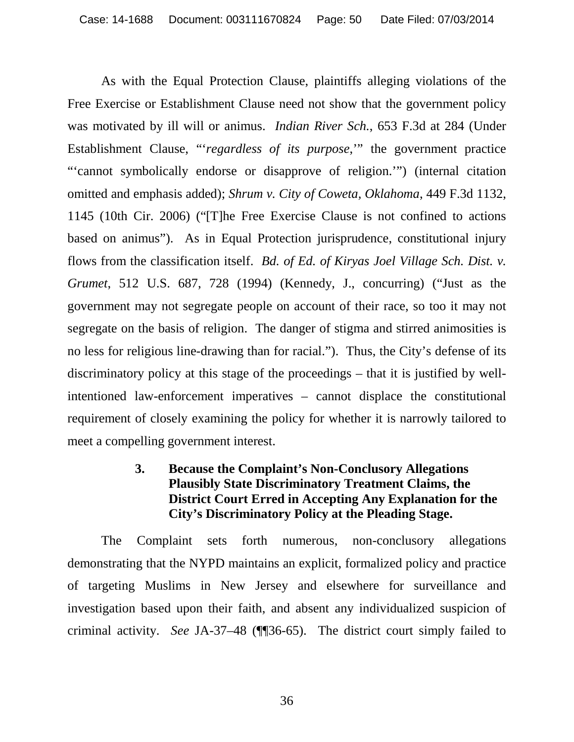As with the Equal Protection Clause, plaintiffs alleging violations of the Free Exercise or Establishment Clause need not show that the government policy was motivated by ill will or animus. *Indian River Sch.*, 653 F.3d at 284 (Under Establishment Clause, "'*regardless of its purpose*,'" the government practice "'cannot symbolically endorse or disapprove of religion.'") (internal citation omitted and emphasis added); *Shrum v. City of Coweta, Oklahoma*, 449 F.3d 1132, 1145 (10th Cir. 2006) ("[T]he Free Exercise Clause is not confined to actions based on animus"). As in Equal Protection jurisprudence, constitutional injury flows from the classification itself. *Bd. of Ed. of Kiryas Joel Village Sch. Dist. v. Grumet*, 512 U.S. 687, 728 (1994) (Kennedy, J., concurring) ("Just as the government may not segregate people on account of their race, so too it may not segregate on the basis of religion. The danger of stigma and stirred animosities is no less for religious line-drawing than for racial."). Thus, the City's defense of its discriminatory policy at this stage of the proceedings – that it is justified by well-intentioned law-enforcement imperatives – cannot displace the constitutional requirement of closely examining the policy for whether it is narrowly tailored to meet a compelling government interest.

#### 3. Because the Complaint's Non-Conclusory Allegations Plausibly State Discriminatory Treatment Claims, the District Court Erred in Accepting Any Explanation for the City's Discriminatory Policy at the Pleading Stage.

The Complaint sets forth numerous, non-conclusory allegations demonstrating that the NYPD maintains an explicit, formalized policy and practice of targeting Muslims in New Jersey and elsewhere for surveillance and investigation based upon their faith, and absent any individualized suspicion of criminal activity. *See* JA-37–48 (¶¶36-65). The district court simply failed to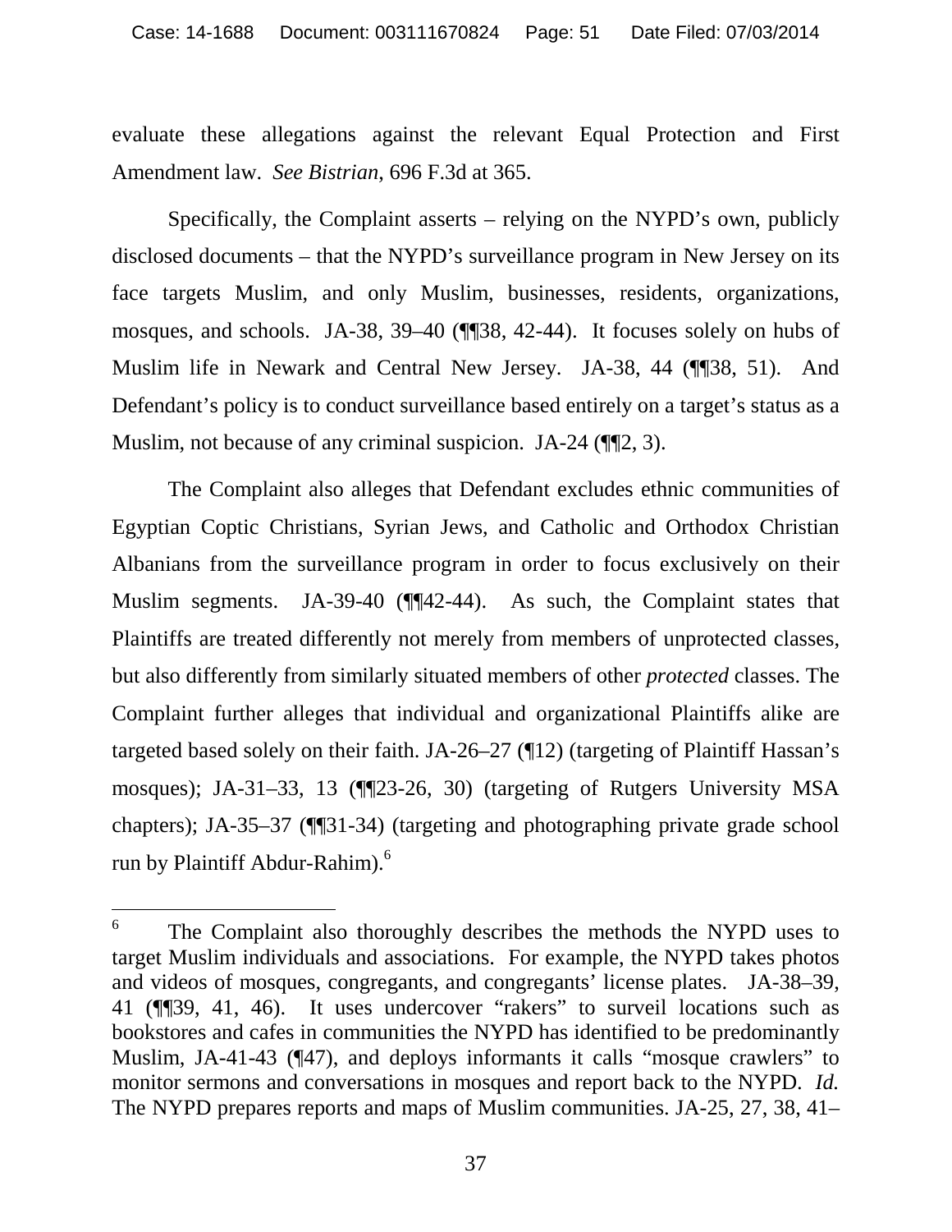evaluate these allegations against the relevant Equal Protection and First Amendment law. *See Bistrian*, 696 F.3d at 365.

Specifically, the Complaint asserts – relying on the NYPD's own, publicly disclosed documents – that the NYPD's surveillance program in New Jersey on its face targets Muslim, and only Muslim, businesses, residents, organizations, mosques, and schools. JA-38, 39–40 (¶¶38, 42-44). It focuses solely on hubs of Muslim life in Newark and Central New Jersey. JA-38, 44 (¶¶38, 51). And Defendant's policy is to conduct surveillance based entirely on a target's status as a Muslim, not because of any criminal suspicion. JA-24 (¶¶2, 3).

The Complaint also alleges that Defendant excludes ethnic communities of Egyptian Coptic Christians, Syrian Jews, and Catholic and Orthodox Christian Albanians from the surveillance program in order to focus exclusively on their Muslim segments. JA-39-40 (¶¶42-44). As such, the Complaint states that Plaintiffs are treated differently not merely from members of unprotected classes, but also differently from similarly situated members of other *protected* classes. The Complaint further alleges that individual and organizational Plaintiffs alike are targeted based solely on their faith. JA-26–27 (¶12) (targeting of Plaintiff Hassan's mosques); JA-31–33, 13 (¶¶23-26, 30) (targeting of Rutgers University MSA chapters); JA-35–37 (¶¶31-34) (targeting and photographing private grade school run by Plaintiff Abdur-Rahim).[6]

---

[6] The Complaint also thoroughly describes the methods the NYPD uses to target Muslim individuals and associations. For example, the NYPD takes photos and videos of mosques, congregants, and congregants' license plates. JA-38–39, 41 (¶¶39, 41, 46). It uses undercover "rakers" to surveil locations such as bookstores and cafes in communities the NYPD has identified to be predominantly Muslim, JA-41-43 (¶47), and deploys informants it calls "mosque crawlers" to monitor sermons and conversations in mosques and report back to the NYPD. *Id.* The NYPD prepares reports and maps of Muslim communities. JA-25, 27, 38, 41–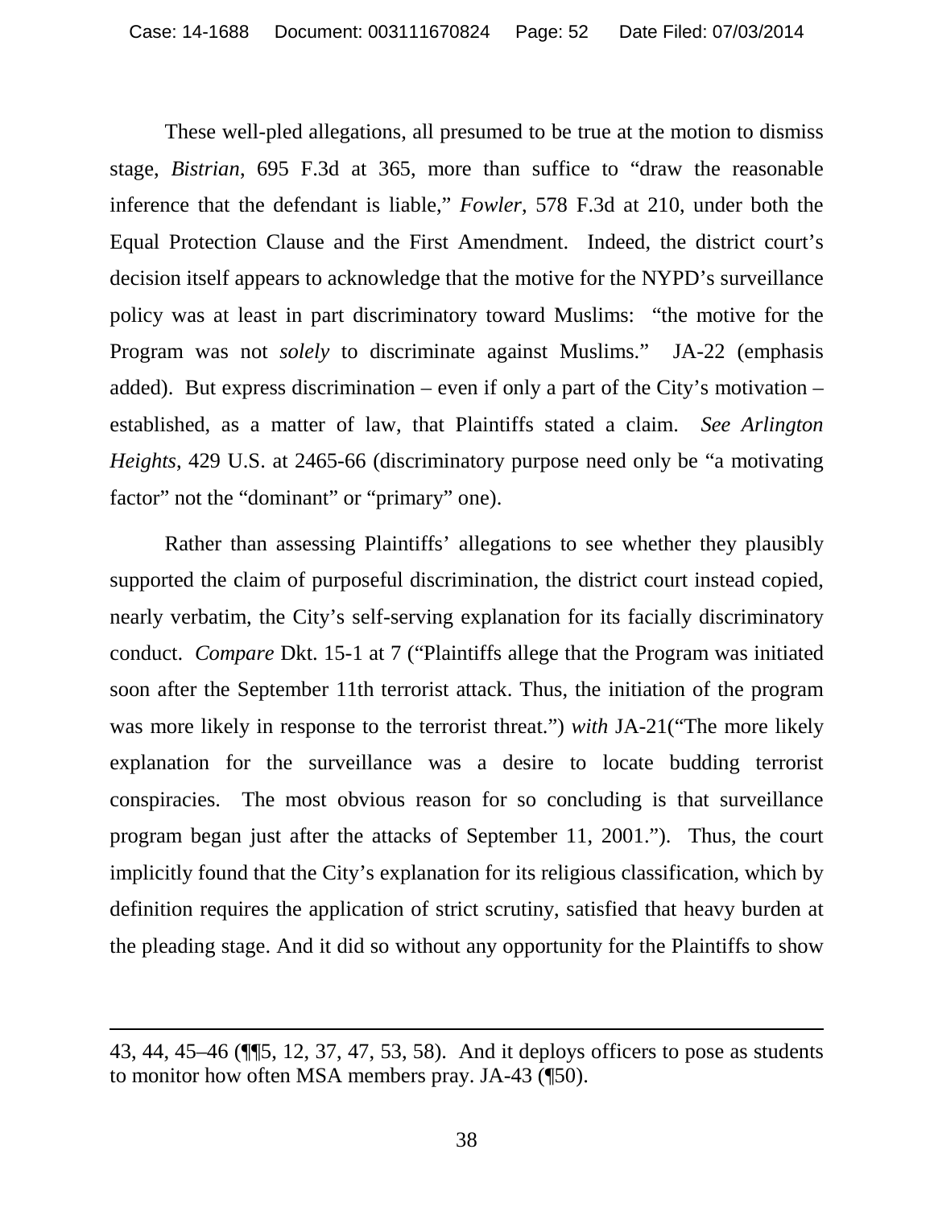These well-pled allegations, all presumed to be true at the motion to dismiss stage, *Bistrian*, 695 F.3d at 365, more than suffice to "draw the reasonable inference that the defendant is liable," *Fowler*, 578 F.3d at 210, under both the Equal Protection Clause and the First Amendment. Indeed, the district court's decision itself appears to acknowledge that the motive for the NYPD's surveillance policy was at least in part discriminatory toward Muslims: "the motive for the Program was not *solely* to discriminate against Muslims." JA-22 (emphasis added). But express discrimination – even if only a part of the City's motivation – established, as a matter of law, that Plaintiffs stated a claim. *See Arlington Heights*, 429 U.S. at 2465-66 (discriminatory purpose need only be "a motivating factor" not the "dominant" or "primary" one).

Rather than assessing Plaintiffs' allegations to see whether they plausibly supported the claim of purposeful discrimination, the district court instead copied, nearly verbatim, the City's self-serving explanation for its facially discriminatory conduct. *Compare* Dkt. 15-1 at 7 ("Plaintiffs allege that the Program was initiated soon after the September 11th terrorist attack. Thus, the initiation of the program was more likely in response to the terrorist threat.") *with* JA-21("The more likely explanation for the surveillance was a desire to locate budding terrorist conspiracies. The most obvious reason for so concluding is that surveillance program began just after the attacks of September 11, 2001."). Thus, the court implicitly found that the City's explanation for its religious classification, which by definition requires the application of strict scrutiny, satisfied that heavy burden at the pleading stage. And it did so without any opportunity for the Plaintiffs to show

---

43, 44, 45–46 (¶¶5, 12, 37, 47, 53, 58). And it deploys officers to pose as students to monitor how often MSA members pray. JA-43 (¶50).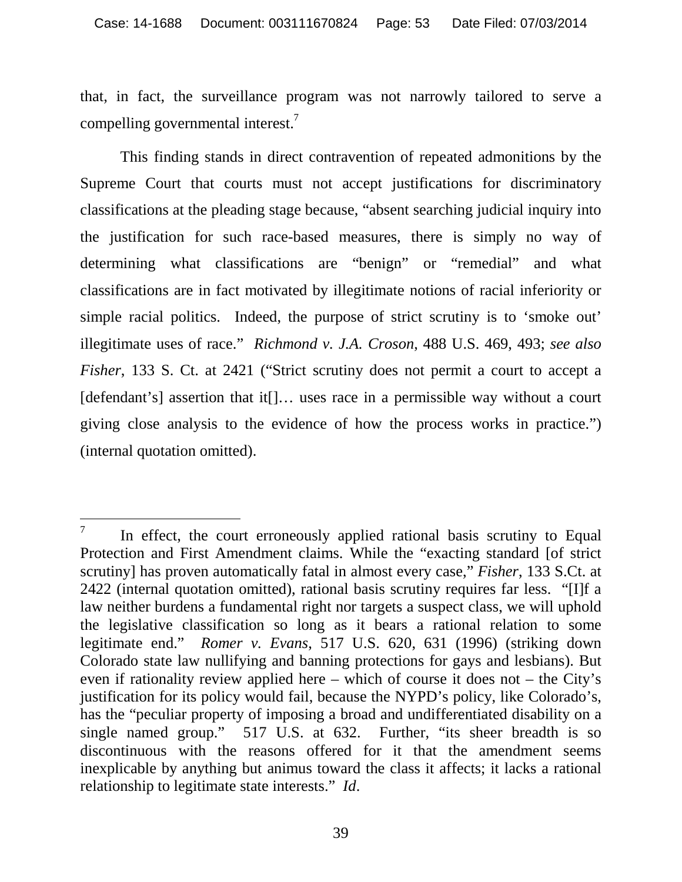that, in fact, the surveillance program was not narrowly tailored to serve a compelling governmental interest.[7]

This finding stands in direct contravention of repeated admonitions by the Supreme Court that courts must not accept justifications for discriminatory classifications at the pleading stage because, "absent searching judicial inquiry into the justification for such race-based measures, there is simply no way of determining what classifications are "benign" or "remedial" and what classifications are in fact motivated by illegitimate notions of racial inferiority or simple racial politics. Indeed, the purpose of strict scrutiny is to 'smoke out' illegitimate uses of race." *Richmond v. J.A. Croson*, 488 U.S. 469, 493; *see also Fisher*, 133 S. Ct. at 2421 ("Strict scrutiny does not permit a court to accept a [defendant's] assertion that it[]… uses race in a permissible way without a court giving close analysis to the evidence of how the process works in practice.") (internal quotation omitted).

---

[7] In effect, the court erroneously applied rational basis scrutiny to Equal Protection and First Amendment claims. While the "exacting standard [of strict scrutiny] has proven automatically fatal in almost every case," *Fisher*, 133 S.Ct. at 2422 (internal quotation omitted), rational basis scrutiny requires far less. "[I]f a law neither burdens a fundamental right nor targets a suspect class, we will uphold the legislative classification so long as it bears a rational relation to some legitimate end." *Romer v. Evans*, 517 U.S. 620, 631 (1996) (striking down Colorado state law nullifying and banning protections for gays and lesbians). But even if rationality review applied here – which of course it does not – the City's justification for its policy would fail, because the NYPD's policy, like Colorado's, has the "peculiar property of imposing a broad and undifferentiated disability on a single named group." 517 U.S. at 632. Further, "its sheer breadth is so discontinuous with the reasons offered for it that the amendment seems inexplicable by anything but animus toward the class it affects; it lacks a rational relationship to legitimate state interests." *Id*.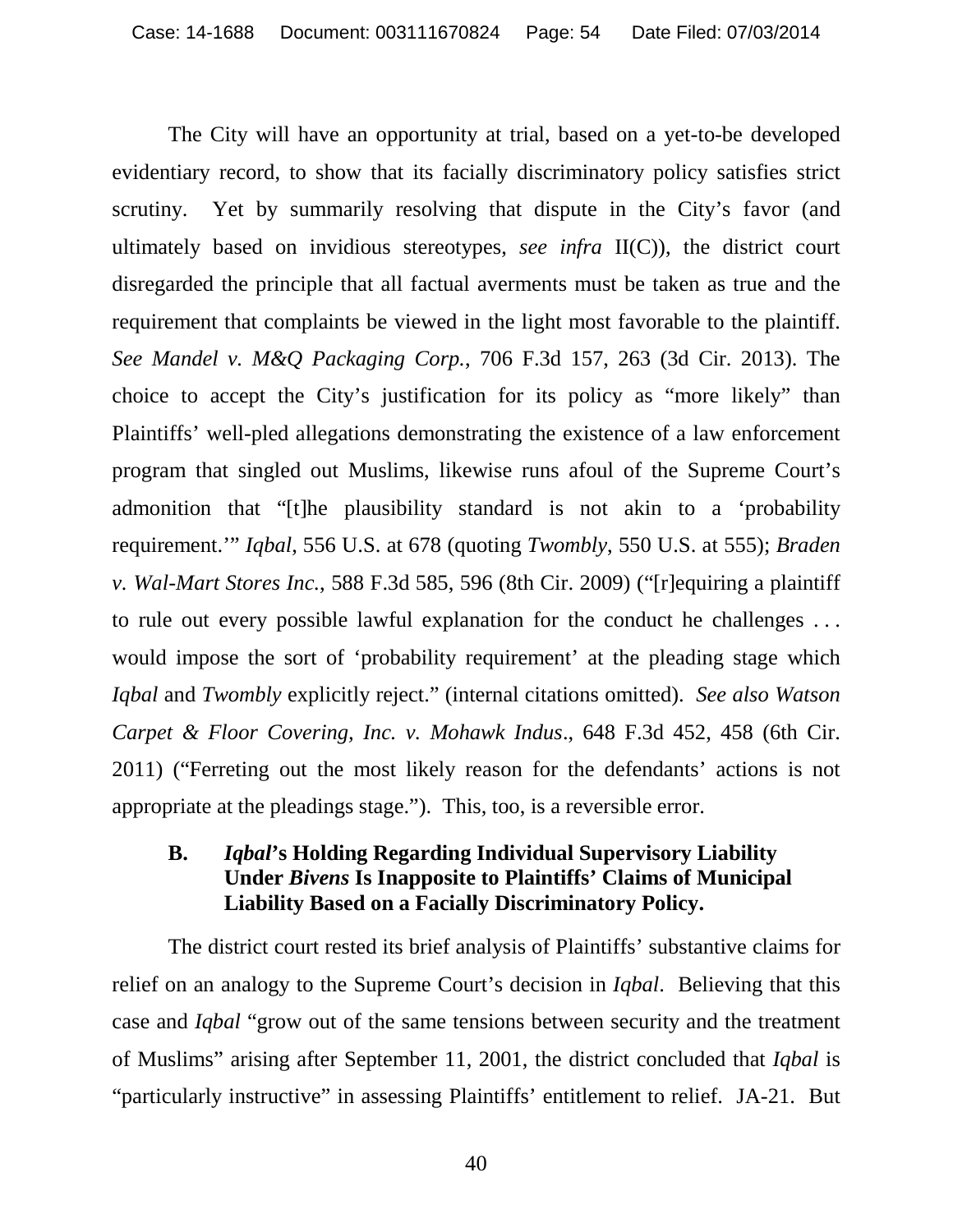The City will have an opportunity at trial, based on a yet-to-be developed evidentiary record, to show that its facially discriminatory policy satisfies strict scrutiny. Yet by summarily resolving that dispute in the City's favor (and ultimately based on invidious stereotypes, *see infra* II(C)), the district court disregarded the principle that all factual averments must be taken as true and the requirement that complaints be viewed in the light most favorable to the plaintiff. *See Mandel v. M&Q Packaging Corp.*, 706 F.3d 157, 263 (3d Cir. 2013). The choice to accept the City's justification for its policy as "more likely" than Plaintiffs' well-pled allegations demonstrating the existence of a law enforcement program that singled out Muslims, likewise runs afoul of the Supreme Court's admonition that "[t]he plausibility standard is not akin to a 'probability requirement.'" *Iqbal*, 556 U.S. at 678 (quoting *Twombly*, 550 U.S. at 555); *Braden v. Wal-Mart Stores Inc.*, 588 F.3d 585, 596 (8th Cir. 2009) ("[r]equiring a plaintiff to rule out every possible lawful explanation for the conduct he challenges . . . would impose the sort of 'probability requirement' at the pleading stage which *Iqbal* and *Twombly* explicitly reject." (internal citations omitted). *See also Watson Carpet & Floor Covering, Inc. v. Mohawk Indus*., 648 F.3d 452, 458 (6th Cir. 2011) ("Ferreting out the most likely reason for the defendants' actions is not appropriate at the pleadings stage."). This, too, is a reversible error.

### B. *Iqbal*'s Holding Regarding Individual Supervisory Liability Under *Bivens* Is Inapposite to Plaintiffs' Claims of Municipal Liability Based on a Facially Discriminatory Policy.

The district court rested its brief analysis of Plaintiffs' substantive claims for relief on an analogy to the Supreme Court's decision in *Iqbal*. Believing that this case and *Iqbal* "grow out of the same tensions between security and the treatment of Muslims" arising after September 11, 2001, the district concluded that *Iqbal* is "particularly instructive" in assessing Plaintiffs' entitlement to relief. JA-21. But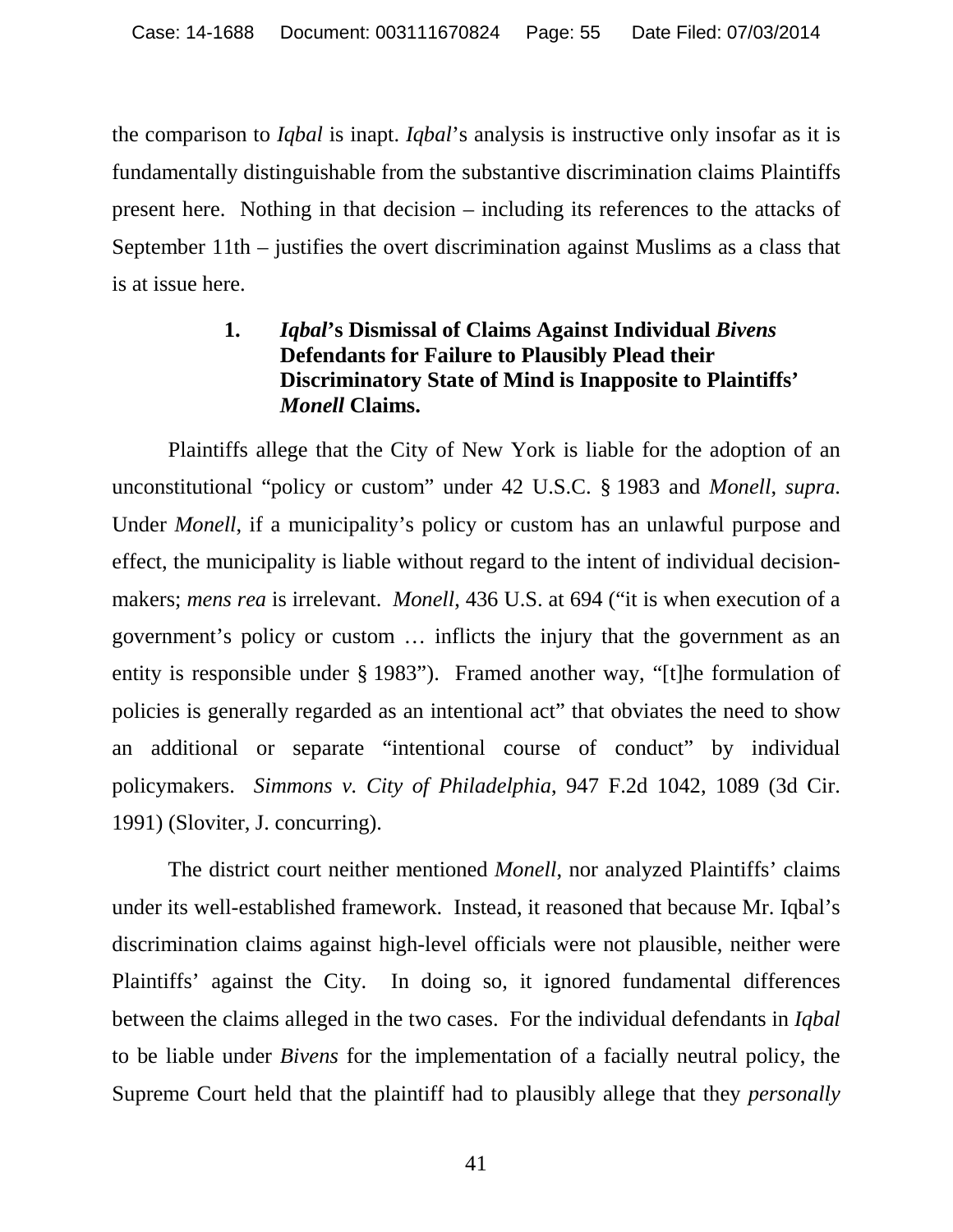the comparison to *Iqbal* is inapt. *Iqbal*'s analysis is instructive only insofar as it is fundamentally distinguishable from the substantive discrimination claims Plaintiffs present here. Nothing in that decision – including its references to the attacks of September 11th – justifies the overt discrimination against Muslims as a class that is at issue here.

### 1. *Iqbal*'s Dismissal of Claims Against Individual *Bivens* Defendants for Failure to Plausibly Plead their Discriminatory State of Mind is Inapposite to Plaintiffs' *Monell* Claims.

Plaintiffs allege that the City of New York is liable for the adoption of an unconstitutional "policy or custom" under 42 U.S.C. § 1983 and *Monell*, *supra*. Under *Monell*, if a municipality's policy or custom has an unlawful purpose and effect, the municipality is liable without regard to the intent of individual decision-makers; *mens rea* is irrelevant. *Monell*, 436 U.S. at 694 ("it is when execution of a government's policy or custom … inflicts the injury that the government as an entity is responsible under § 1983"). Framed another way, "[t]he formulation of policies is generally regarded as an intentional act" that obviates the need to show an additional or separate "intentional course of conduct" by individual policymakers. *Simmons v. City of Philadelphia*, 947 F.2d 1042, 1089 (3d Cir. 1991) (Sloviter, J. concurring).

The district court neither mentioned *Monell*, nor analyzed Plaintiffs' claims under its well-established framework. Instead, it reasoned that because Mr. Iqbal's discrimination claims against high-level officials were not plausible, neither were Plaintiffs' against the City. In doing so, it ignored fundamental differences between the claims alleged in the two cases. For the individual defendants in *Iqbal* to be liable under *Bivens* for the implementation of a facially neutral policy, the Supreme Court held that the plaintiff had to plausibly allege that they *personally*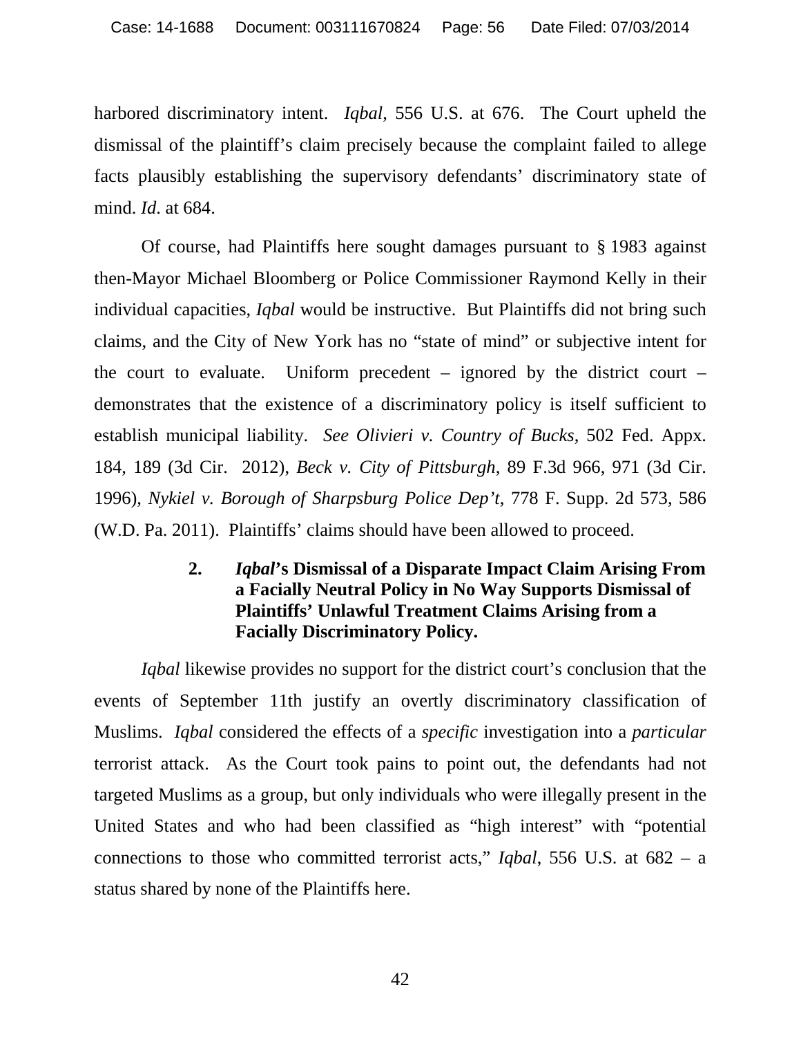harbored discriminatory intent. *Iqbal*, 556 U.S. at 676. The Court upheld the dismissal of the plaintiff's claim precisely because the complaint failed to allege facts plausibly establishing the supervisory defendants' discriminatory state of mind. *Id*. at 684.

Of course, had Plaintiffs here sought damages pursuant to § 1983 against then-Mayor Michael Bloomberg or Police Commissioner Raymond Kelly in their individual capacities, *Iqbal* would be instructive. But Plaintiffs did not bring such claims, and the City of New York has no "state of mind" or subjective intent for the court to evaluate. Uniform precedent – ignored by the district court – demonstrates that the existence of a discriminatory policy is itself sufficient to establish municipal liability. *See Olivieri v. Country of Bucks*, 502 Fed. Appx. 184, 189 (3d Cir. 2012), *Beck v. City of Pittsburgh*, 89 F.3d 966, 971 (3d Cir. 1996), *Nykiel v. Borough of Sharpsburg Police Dep't*, 778 F. Supp. 2d 573, 586 (W.D. Pa. 2011). Plaintiffs' claims should have been allowed to proceed.

### 2. *Iqbal*'s Dismissal of a Disparate Impact Claim Arising From a Facially Neutral Policy in No Way Supports Dismissal of Plaintiffs' Unlawful Treatment Claims Arising from a Facially Discriminatory Policy.

*Iqbal* likewise provides no support for the district court's conclusion that the events of September 11th justify an overtly discriminatory classification of Muslims. *Iqbal* considered the effects of a *specific* investigation into a *particular* terrorist attack. As the Court took pains to point out, the defendants had not targeted Muslims as a group, but only individuals who were illegally present in the United States and who had been classified as "high interest" with "potential connections to those who committed terrorist acts," *Iqbal*, 556 U.S. at 682 – a status shared by none of the Plaintiffs here.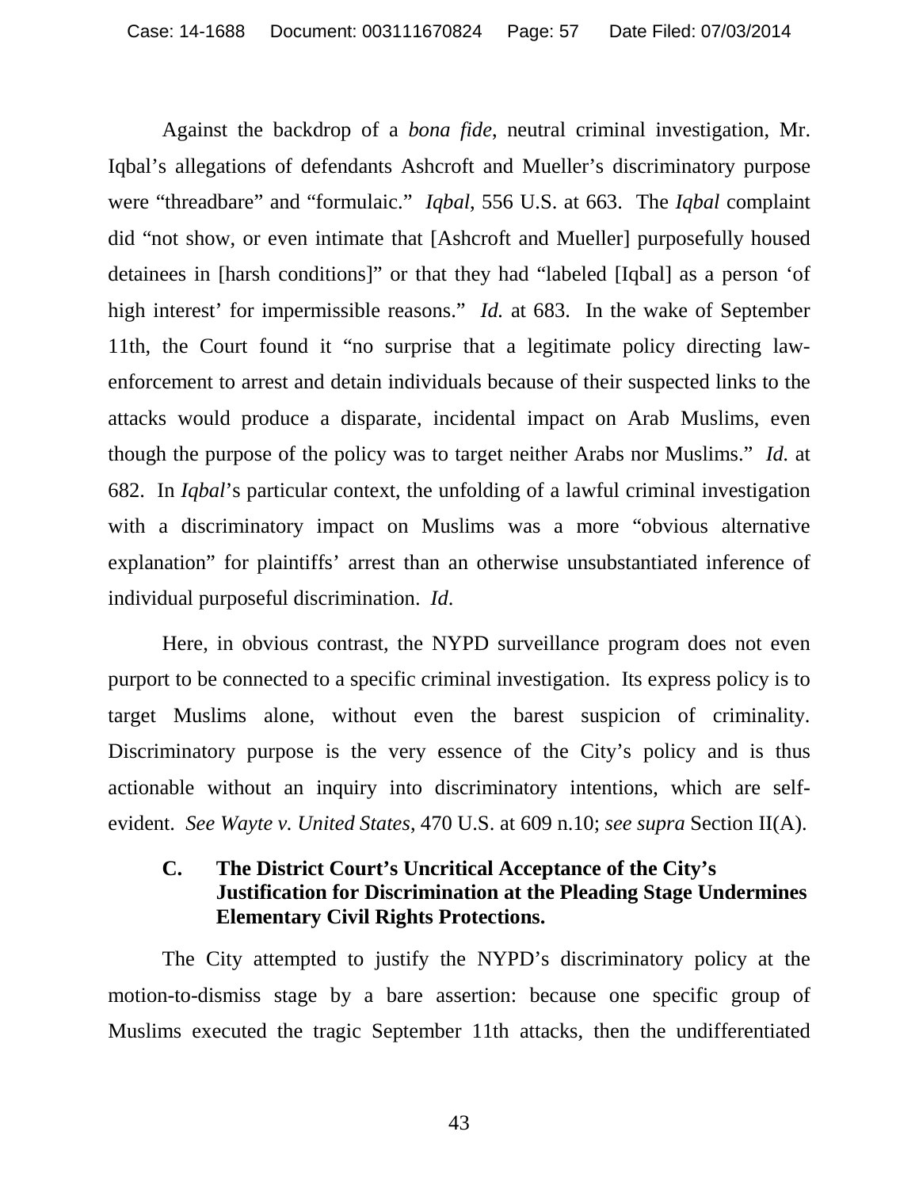Against the backdrop of a *bona fide*, neutral criminal investigation, Mr. Iqbal's allegations of defendants Ashcroft and Mueller's discriminatory purpose were "threadbare" and "formulaic." *Iqbal*, 556 U.S. at 663. The *Iqbal* complaint did "not show, or even intimate that [Ashcroft and Mueller] purposefully housed detainees in [harsh conditions]" or that they had "labeled [Iqbal] as a person 'of high interest' for impermissible reasons." *Id.* at 683. In the wake of September 11th, the Court found it "no surprise that a legitimate policy directing law-enforcement to arrest and detain individuals because of their suspected links to the attacks would produce a disparate, incidental impact on Arab Muslims, even though the purpose of the policy was to target neither Arabs nor Muslims." *Id.* at 682. In *Iqbal*'s particular context, the unfolding of a lawful criminal investigation with a discriminatory impact on Muslims was a more "obvious alternative explanation" for plaintiffs' arrest than an otherwise unsubstantiated inference of individual purposeful discrimination. *Id*.

Here, in obvious contrast, the NYPD surveillance program does not even purport to be connected to a specific criminal investigation. Its express policy is to target Muslims alone, without even the barest suspicion of criminality. Discriminatory purpose is the very essence of the City's policy and is thus actionable without an inquiry into discriminatory intentions, which are self-evident. *See Wayte v. United States*, 470 U.S. at 609 n.10; *see supra* Section II(A).

### C. The District Court's Uncritical Acceptance of the City's Justification for Discrimination at the Pleading Stage Undermines Elementary Civil Rights Protections.

The City attempted to justify the NYPD's discriminatory policy at the motion-to-dismiss stage by a bare assertion: because one specific group of Muslims executed the tragic September 11th attacks, then the undifferentiated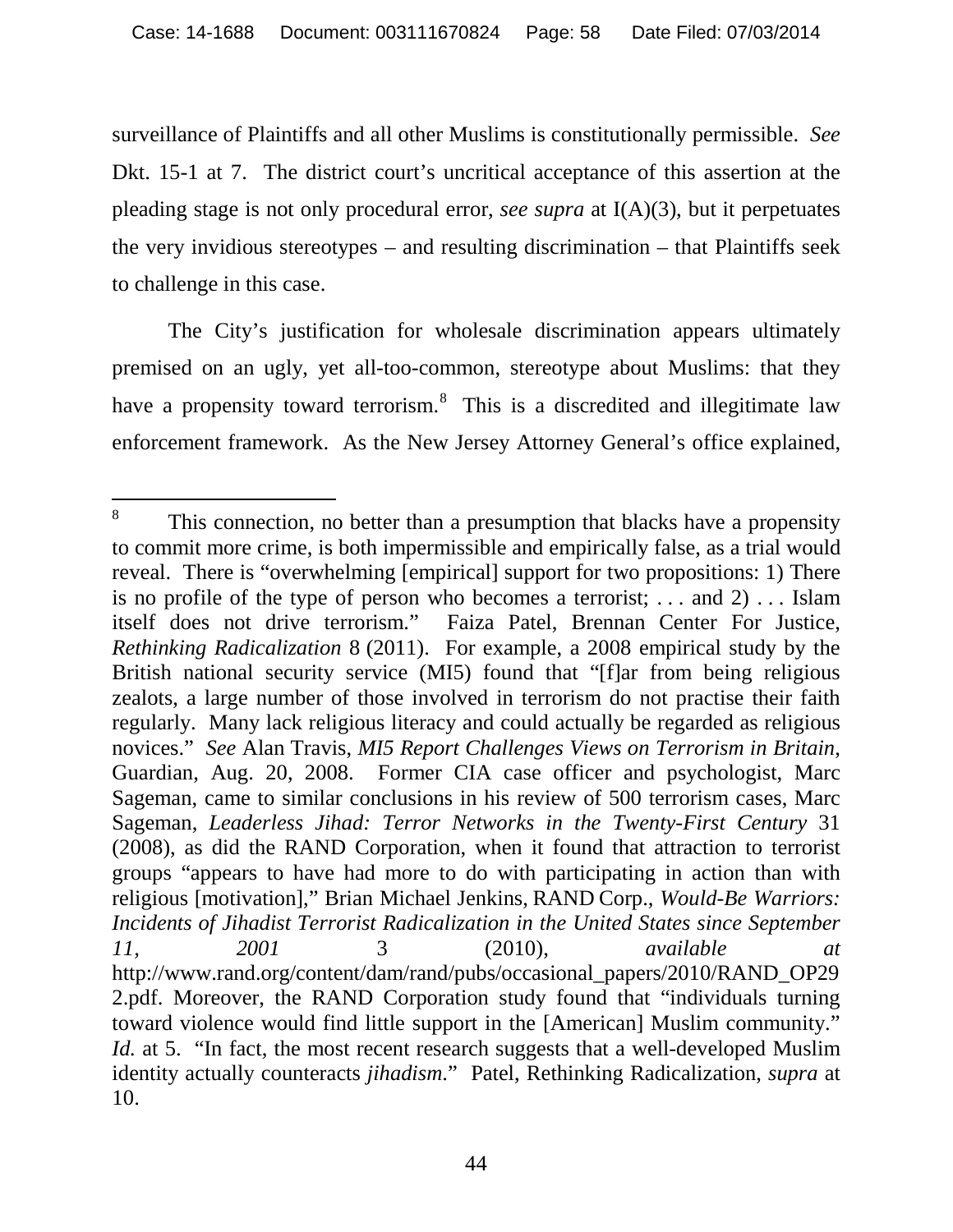surveillance of Plaintiffs and all other Muslims is constitutionally permissible. *See* Dkt. 15-1 at 7. The district court's uncritical acceptance of this assertion at the pleading stage is not only procedural error, *see supra* at I(A)(3), but it perpetuates the very invidious stereotypes – and resulting discrimination – that Plaintiffs seek to challenge in this case.

The City's justification for wholesale discrimination appears ultimately premised on an ugly, yet all-too-common, stereotype about Muslims: that they have a propensity toward terrorism.[8] This is a discredited and illegitimate law enforcement framework. As the New Jersey Attorney General's office explained,

---

[8] This connection, no better than a presumption that blacks have a propensity to commit more crime, is both impermissible and empirically false, as a trial would reveal. There is "overwhelming [empirical] support for two propositions: 1) There is no profile of the type of person who becomes a terrorist; . . . and 2) . . . Islam itself does not drive terrorism." Faiza Patel, Brennan Center For Justice, *Rethinking Radicalization* 8 (2011). For example, a 2008 empirical study by the British national security service (MI5) found that "[f]ar from being religious zealots, a large number of those involved in terrorism do not practise their faith regularly. Many lack religious literacy and could actually be regarded as religious novices." *See* Alan Travis, *MI5 Report Challenges Views on Terrorism in Britain*, Guardian, Aug. 20, 2008. Former CIA case officer and psychologist, Marc Sageman, came to similar conclusions in his review of 500 terrorism cases, Marc Sageman, *Leaderless Jihad: Terror Networks in the Twenty-First Century* 31 (2008), as did the RAND Corporation, when it found that attraction to terrorist groups "appears to have had more to do with participating in action than with religious [motivation]," Brian Michael Jenkins, RAND Corp., *Would-Be Warriors: Incidents of Jihadist Terrorist Radicalization in the United States since September 11, 2001* 3 (2010), *available at* http://www.rand.org/content/dam/rand/pubs/occasional_papers/2010/RAND_OP292.pdf. Moreover, the RAND Corporation study found that "individuals turning toward violence would find little support in the [American] Muslim community." *Id.* at 5. "In fact, the most recent research suggests that a well-developed Muslim identity actually counteracts *jihadism*." Patel, Rethinking Radicalization, *supra* at 10.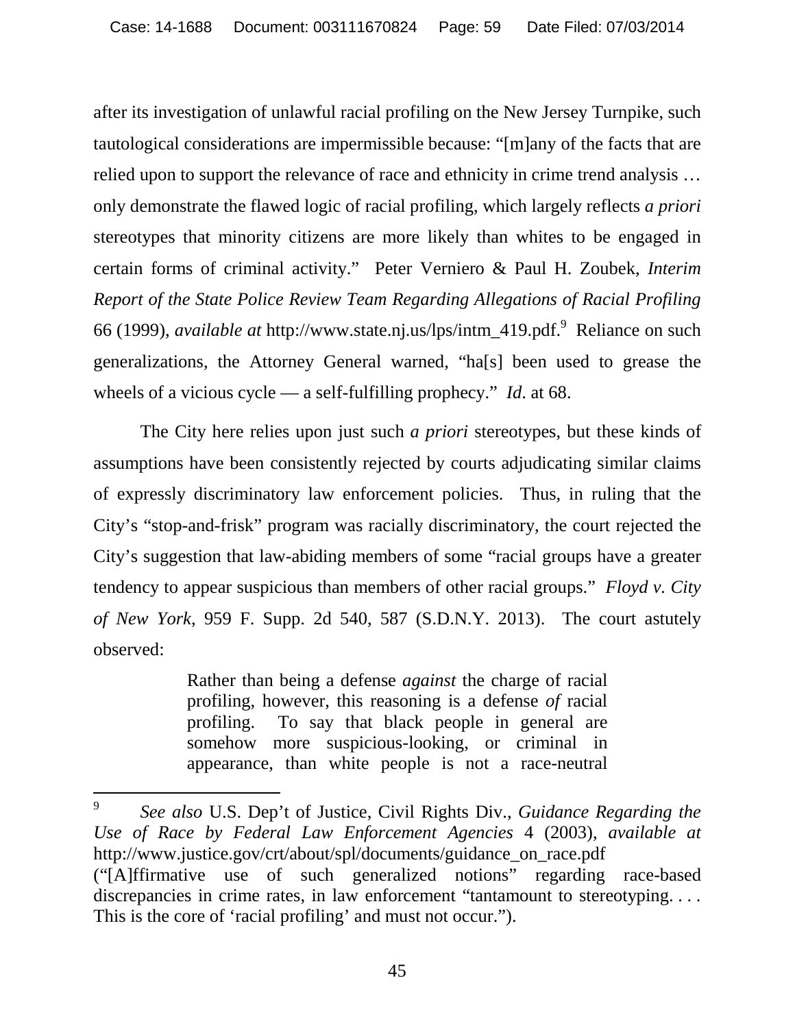after its investigation of unlawful racial profiling on the New Jersey Turnpike, such tautological considerations are impermissible because: "[m]any of the facts that are relied upon to support the relevance of race and ethnicity in crime trend analysis … only demonstrate the flawed logic of racial profiling, which largely reflects *a priori* stereotypes that minority citizens are more likely than whites to be engaged in certain forms of criminal activity." Peter Verniero & Paul H. Zoubek, *Interim Report of the State Police Review Team Regarding Allegations of Racial Profiling* 66 (1999), *available at* http://www.state.nj.us/lps/intm_419.pdf.[9] Reliance on such generalizations, the Attorney General warned, "ha[s] been used to grease the wheels of a vicious cycle — a self-fulfilling prophecy." *Id*. at 68.

The City here relies upon just such *a priori* stereotypes, but these kinds of assumptions have been consistently rejected by courts adjudicating similar claims of expressly discriminatory law enforcement policies. Thus, in ruling that the City's "stop-and-frisk" program was racially discriminatory, the court rejected the City's suggestion that law-abiding members of some "racial groups have a greater tendency to appear suspicious than members of other racial groups." *Floyd v. City of New York*, 959 F. Supp. 2d 540, 587 (S.D.N.Y. 2013). The court astutely observed:

> Rather than being a defense *against* the charge of racial profiling, however, this reasoning is a defense *of* racial profiling. To say that black people in general are somehow more suspicious-looking, or criminal in appearance, than white people is not a race-neutral

---

[9] *See also* U.S. Dep't of Justice, Civil Rights Div., *Guidance Regarding the Use of Race by Federal Law Enforcement Agencies* 4 (2003), *available at* http://www.justice.gov/crt/about/spl/documents/guidance_on_race.pdf ("[A]ffirmative use of such generalized notions" regarding race-based discrepancies in crime rates, in law enforcement "tantamount to stereotyping. . . . This is the core of 'racial profiling' and must not occur.").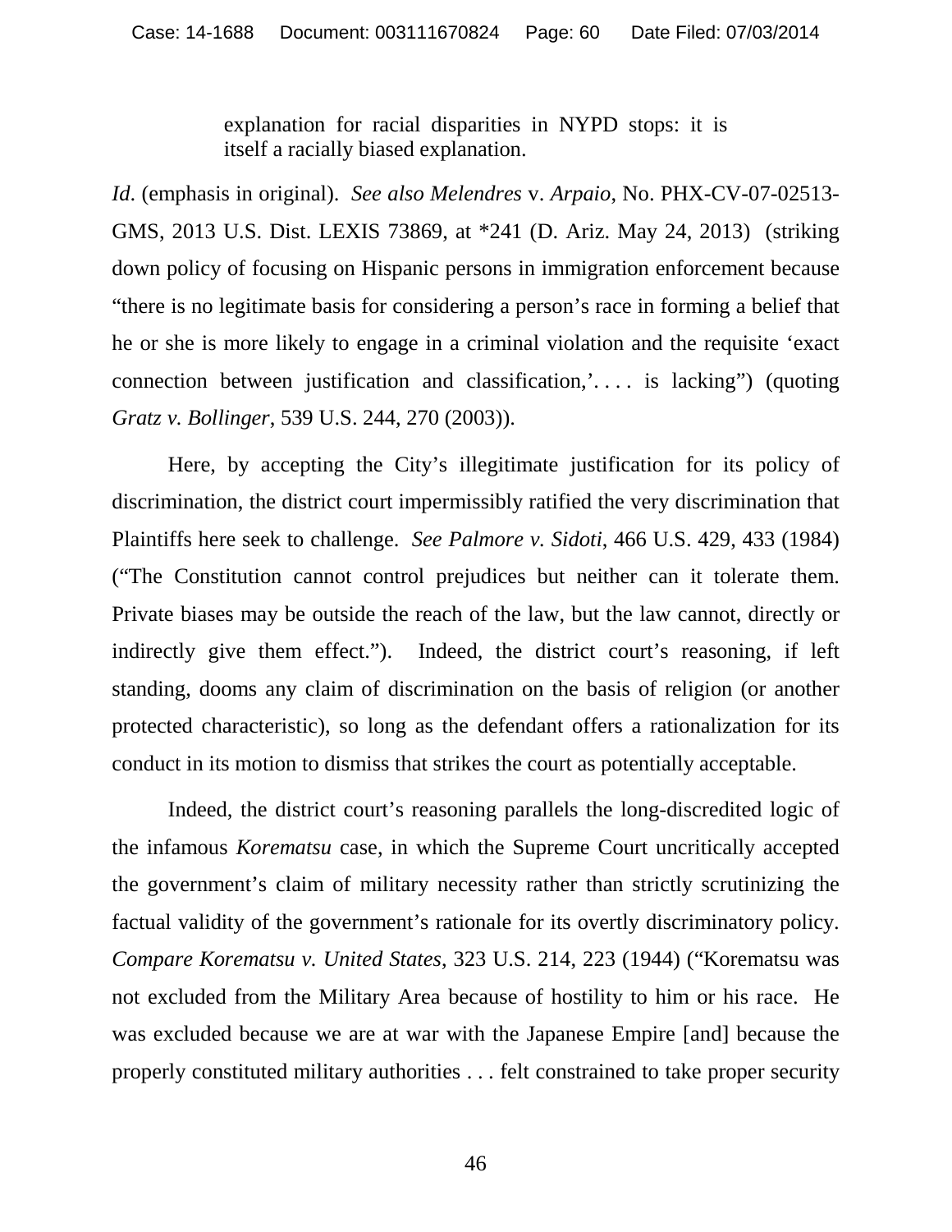> explanation for racial disparities in NYPD stops: it is itself a racially biased explanation.

*Id*. (emphasis in original). *See also Melendres* v. *Arpaio*, No. PHX-CV-07-02513-GMS, 2013 U.S. Dist. LEXIS 73869, at *241 (D. Ariz. May 24, 2013) (striking down policy of focusing on Hispanic persons in immigration enforcement because "there is no legitimate basis for considering a person's race in forming a belief that he or she is more likely to engage in a criminal violation and the requisite 'exact connection between justification and classification,'. . . . is lacking") (quoting *Gratz v. Bollinger*, 539 U.S. 244, 270 (2003)).

Here, by accepting the City's illegitimate justification for its policy of discrimination, the district court impermissibly ratified the very discrimination that Plaintiffs here seek to challenge. *See Palmore v. Sidoti*, 466 U.S. 429, 433 (1984) ("The Constitution cannot control prejudices but neither can it tolerate them. Private biases may be outside the reach of the law, but the law cannot, directly or indirectly give them effect."). Indeed, the district court's reasoning, if left standing, dooms any claim of discrimination on the basis of religion (or another protected characteristic), so long as the defendant offers a rationalization for its conduct in its motion to dismiss that strikes the court as potentially acceptable.

Indeed, the district court's reasoning parallels the long-discredited logic of the infamous *Korematsu* case, in which the Supreme Court uncritically accepted the government's claim of military necessity rather than strictly scrutinizing the factual validity of the government's rationale for its overtly discriminatory policy. *Compare Korematsu v. United States*, 323 U.S. 214, 223 (1944) ("Korematsu was not excluded from the Military Area because of hostility to him or his race. He was excluded because we are at war with the Japanese Empire [and] because the properly constituted military authorities . . . felt constrained to take proper security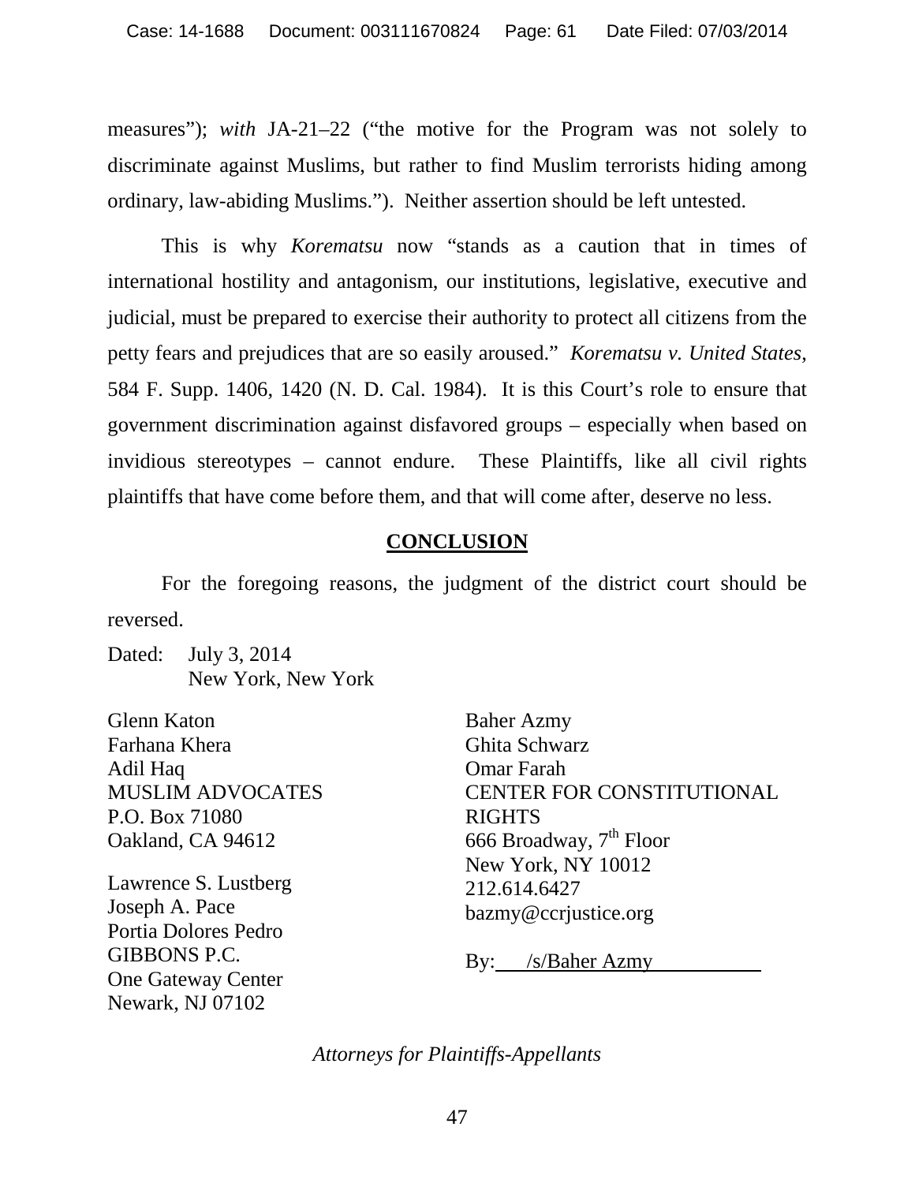measures"); *with* JA-21–22 ("the motive for the Program was not solely to discriminate against Muslims, but rather to find Muslim terrorists hiding among ordinary, law-abiding Muslims."). Neither assertion should be left untested.

This is why *Korematsu* now "stands as a caution that in times of international hostility and antagonism, our institutions, legislative, executive and judicial, must be prepared to exercise their authority to protect all citizens from the petty fears and prejudices that are so easily aroused." *Korematsu v. United States*, 584 F. Supp. 1406, 1420 (N. D. Cal. 1984). It is this Court's role to ensure that government discrimination against disfavored groups – especially when based on invidious stereotypes – cannot endure. These Plaintiffs, like all civil rights plaintiffs that have come before them, and that will come after, deserve no less.

## CONCLUSION

For the foregoing reasons, the judgment of the district court should be reversed.

Dated: July 3, 2014
New York, New York

Glenn Katon
Farhana Khera
Adil Haq
MUSLIM ADVOCATES
P.O. Box 71080
Oakland, CA 94612

Lawrence S. Lustberg
Joseph A. Pace
Portia Dolores Pedro
GIBBONS P.C.
One Gateway Center
Newark, NJ 07102

Baher Azmy
Ghita Schwarz
Omar Farah
CENTER FOR CONSTITUTIONAL RIGHTS
666 Broadway, 7th Floor
New York, NY 10012
212.614.6427
bazmy@ccrjustice.org

By: /s/Baher Azmy

*Attorneys for Plaintiffs-Appellants*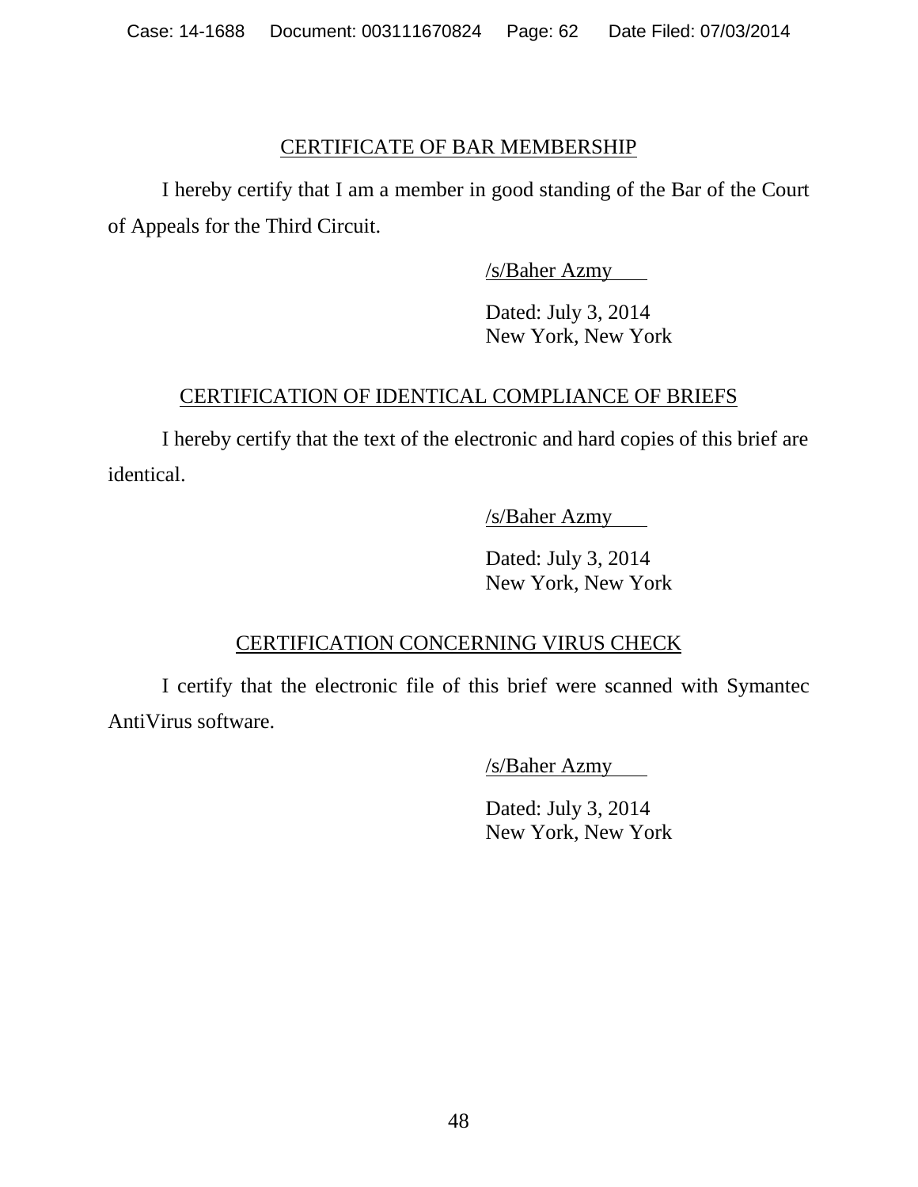## CERTIFICATE OF BAR MEMBERSHIP

I hereby certify that I am a member in good standing of the Bar of the Court of Appeals for the Third Circuit.

/s/Baher Azmy

Dated: July 3, 2014
New York, New York

## CERTIFICATION OF IDENTICAL COMPLIANCE OF BRIEFS

I hereby certify that the text of the electronic and hard copies of this brief are identical.

/s/Baher Azmy

Dated: July 3, 2014
New York, New York

## CERTIFICATION CONCERNING VIRUS CHECK

I certify that the electronic file of this brief were scanned with Symantec AntiVirus software.

/s/Baher Azmy

Dated: July 3, 2014
New York, New York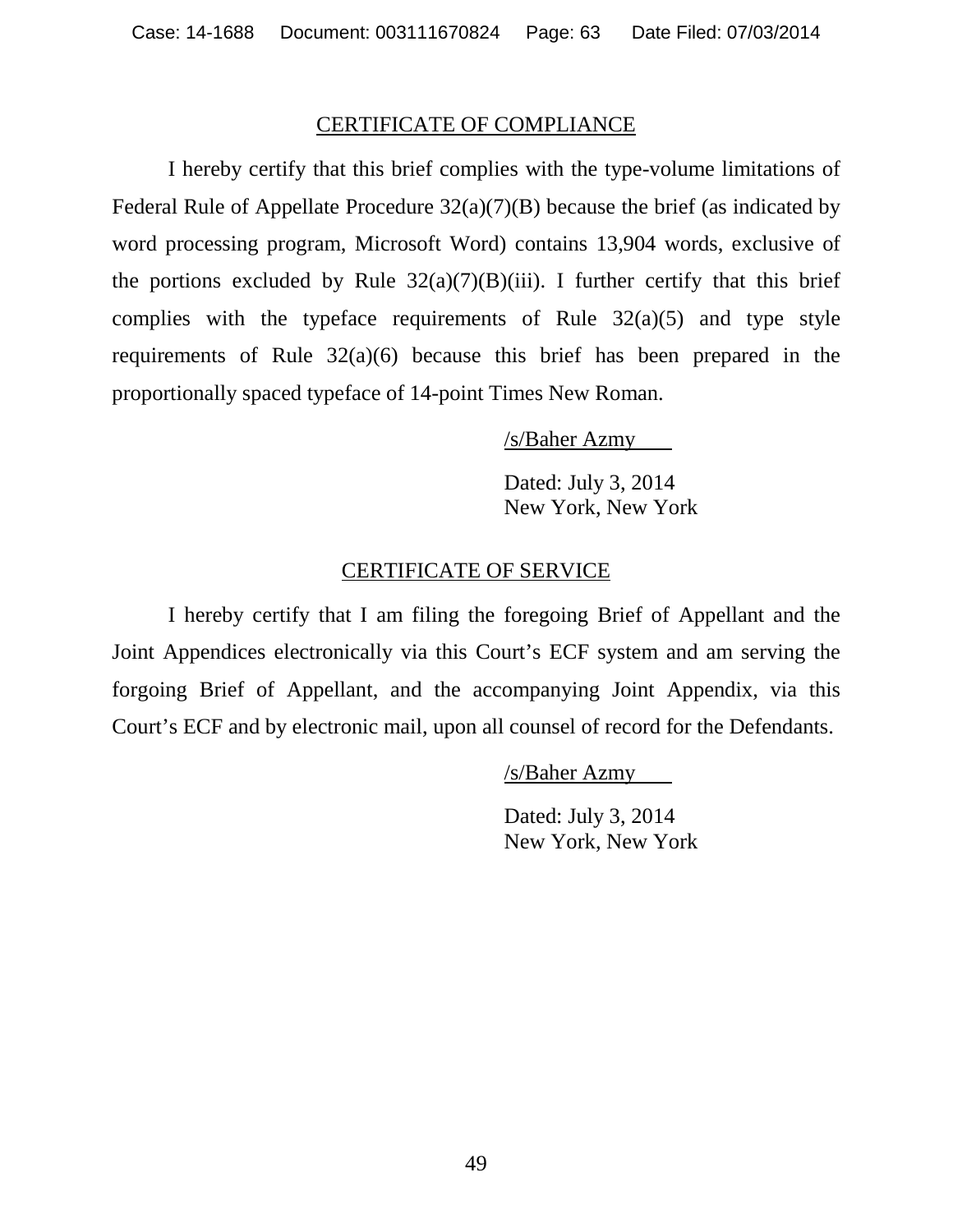## CERTIFICATE OF COMPLIANCE

I hereby certify that this brief complies with the type-volume limitations of Federal Rule of Appellate Procedure 32(a)(7)(B) because the brief (as indicated by word processing program, Microsoft Word) contains 13,904 words, exclusive of the portions excluded by Rule 32(a)(7)(B)(iii). I further certify that this brief complies with the typeface requirements of Rule 32(a)(5) and type style requirements of Rule 32(a)(6) because this brief has been prepared in the proportionally spaced typeface of 14-point Times New Roman.

/s/Baher Azmy

Dated: July 3, 2014
New York, New York

## CERTIFICATE OF SERVICE

I hereby certify that I am filing the foregoing Brief of Appellant and the Joint Appendices electronically via this Court's ECF system and am serving the forgoing Brief of Appellant, and the accompanying Joint Appendix, via this Court's ECF and by electronic mail, upon all counsel of record for the Defendants.

/s/Baher Azmy

Dated: July 3, 2014
New York, New York